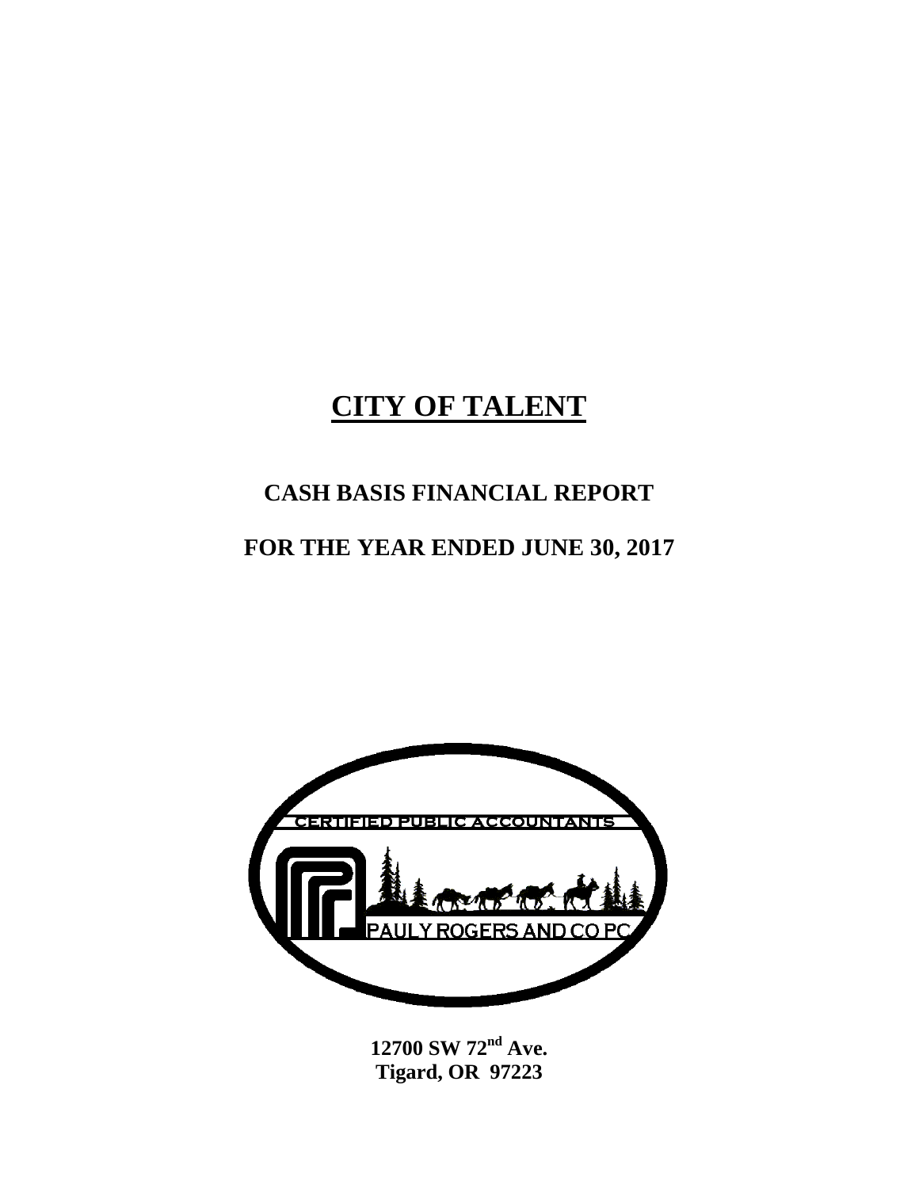# CITY OF TALENT

## CASH BASIS FINANCIAL REPORT

## FOR THE YEAR ENDED JUNE 30, 2017

CERTIFIED PUBLIC ACCOUNTANTS

PAULY ROGERS AND CO PC

**12700 SW 72nd Ave.**
**Tigard, OR 97223**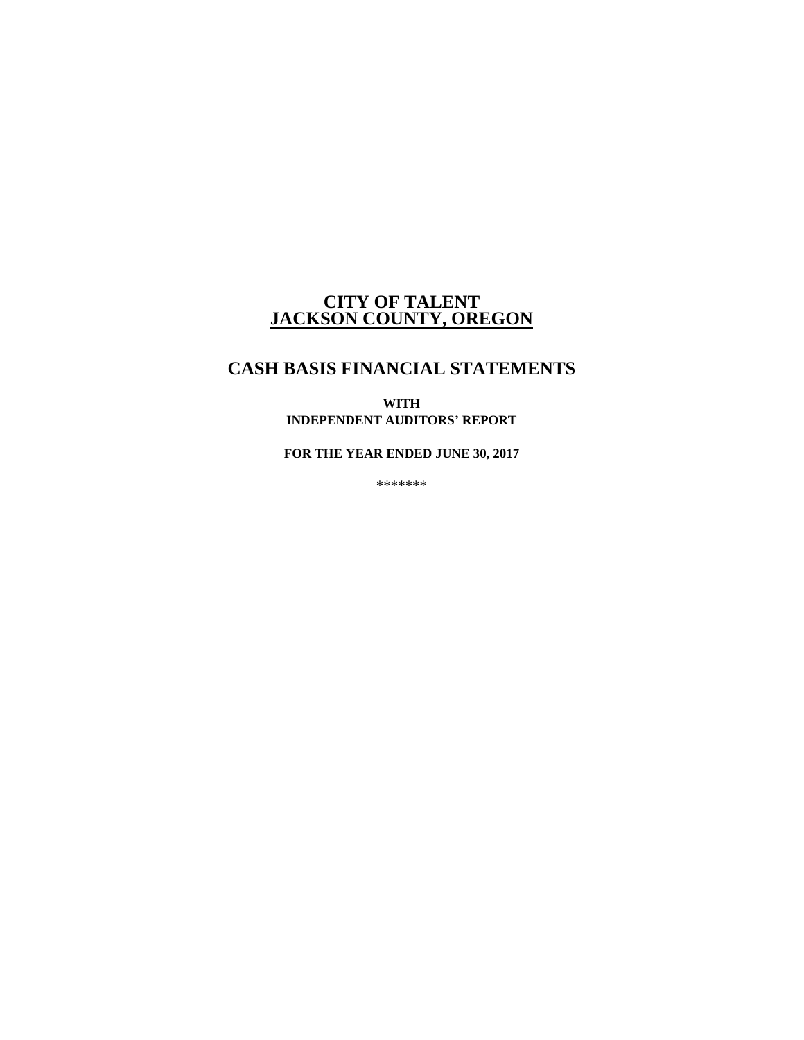# CITY OF TALENT
# JACKSON COUNTY, OREGON

## CASH BASIS FINANCIAL STATEMENTS

**WITH**
**INDEPENDENT AUDITORS' REPORT**

**FOR THE YEAR ENDED JUNE 30, 2017**

*******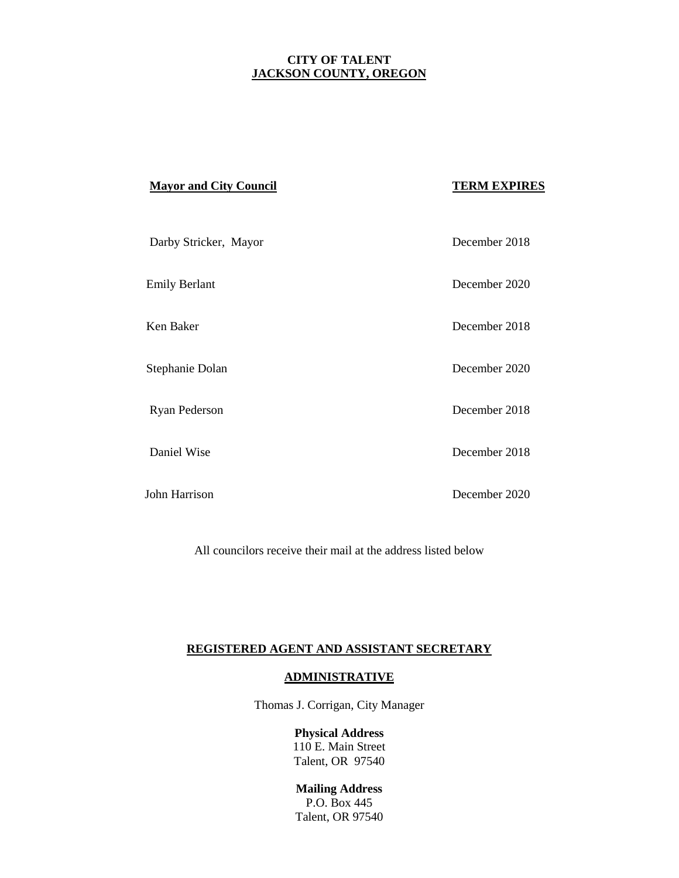**CITY OF TALENT**
**JACKSON COUNTY, OREGON**

| Mayor and City Council | TERM EXPIRES |
| --- | --- |
| Darby Stricker, Mayor | December 2018 |
| Emily Berlant | December 2020 |
| Ken Baker | December 2018 |
| Stephanie Dolan | December 2020 |
| Ryan Pederson | December 2018 |
| Daniel Wise | December 2018 |
| John Harrison | December 2020 |

All councilors receive their mail at the address listed below

**REGISTERED AGENT AND ASSISTANT SECRETARY**

**ADMINISTRATIVE**

Thomas J. Corrigan, City Manager

**Physical Address**
110 E. Main Street
Talent, OR 97540

**Mailing Address**
P.O. Box 445
Talent, OR 97540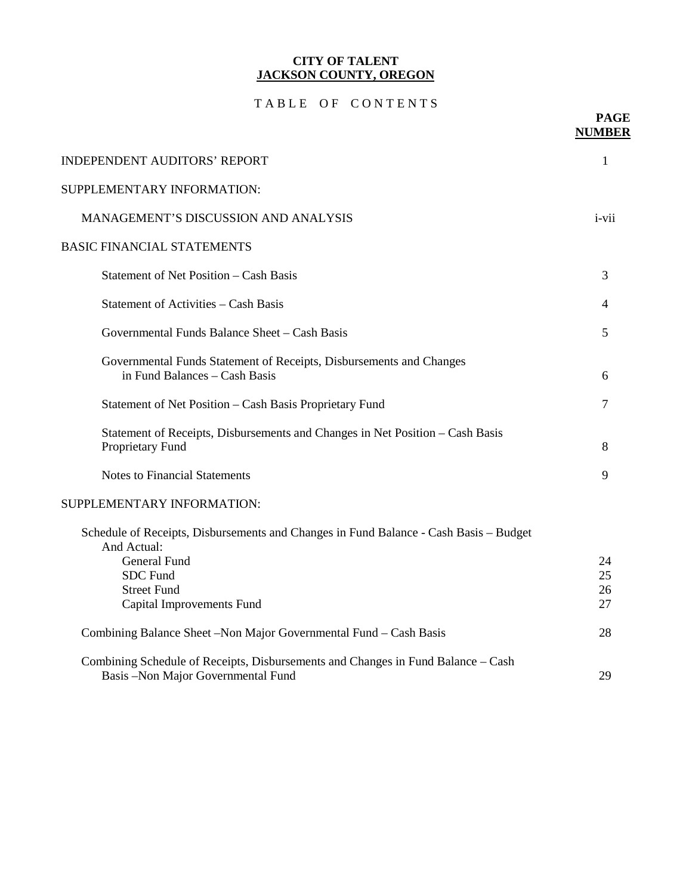**CITY OF TALENT**
**JACKSON COUNTY, OREGON**

# TABLE OF CONTENTS

| | PAGE NUMBER |
|---|---|
| INDEPENDENT AUDITORS' REPORT | 1 |
| SUPPLEMENTARY INFORMATION: | |
| MANAGEMENT'S DISCUSSION AND ANALYSIS | i-vii |
| BASIC FINANCIAL STATEMENTS | |
| Statement of Net Position – Cash Basis | 3 |
| Statement of Activities – Cash Basis | 4 |
| Governmental Funds Balance Sheet – Cash Basis | 5 |
| Governmental Funds Statement of Receipts, Disbursements and Changes in Fund Balances – Cash Basis | 6 |
| Statement of Net Position – Cash Basis Proprietary Fund | 7 |
| Statement of Receipts, Disbursements and Changes in Net Position – Cash Basis Proprietary Fund | 8 |
| Notes to Financial Statements | 9 |
| SUPPLEMENTARY INFORMATION: | |
| Schedule of Receipts, Disbursements and Changes in Fund Balance - Cash Basis – Budget And Actual: | |
| General Fund | 24 |
| SDC Fund | 25 |
| Street Fund | 26 |
| Capital Improvements Fund | 27 |
| Combining Balance Sheet –Non Major Governmental Fund – Cash Basis | 28 |
| Combining Schedule of Receipts, Disbursements and Changes in Fund Balance – Cash Basis –Non Major Governmental Fund | 29 |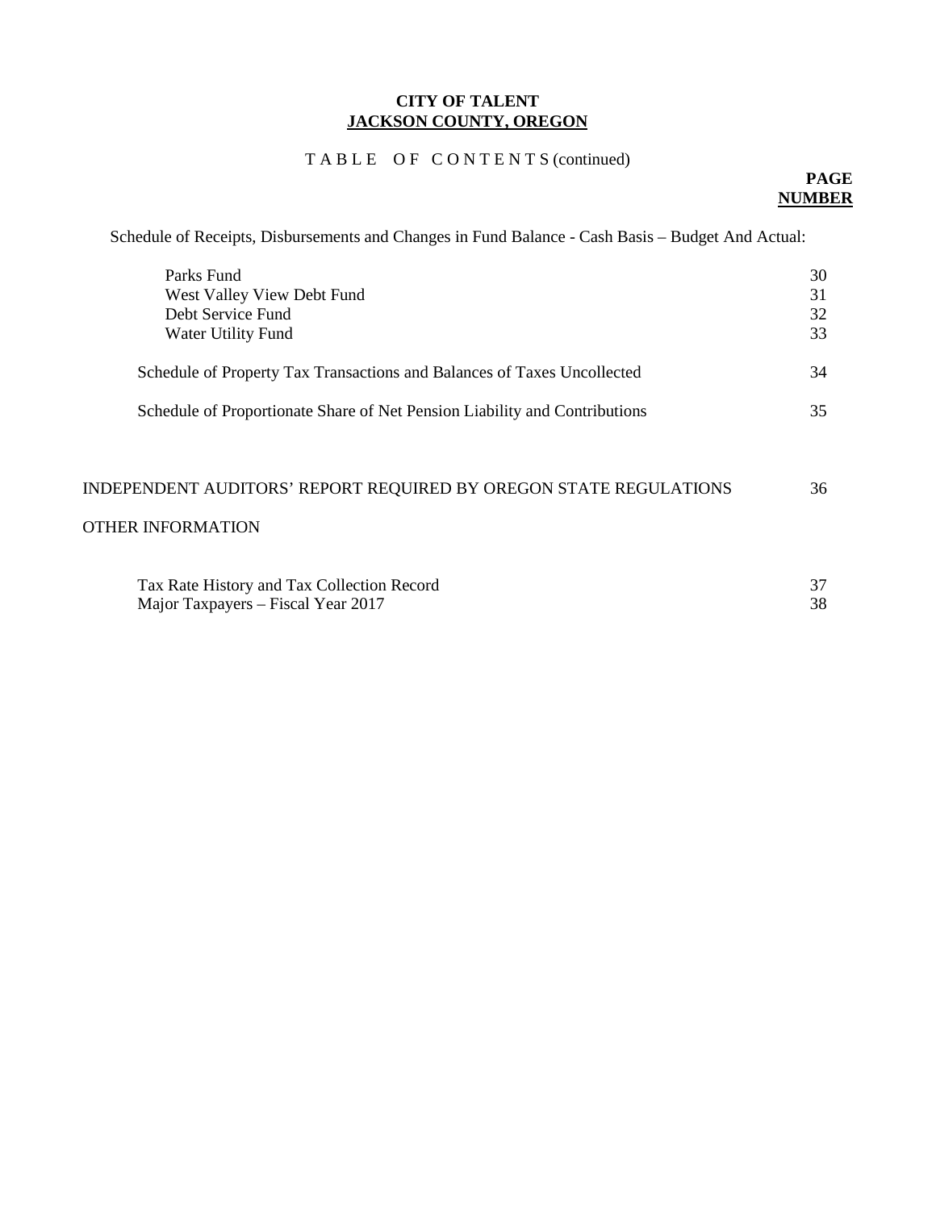**CITY OF TALENT**
**JACKSON COUNTY, OREGON**

T A B L E O F C O N T E N T S (continued)

| | PAGE NUMBER |
|---|---|
| Schedule of Receipts, Disbursements and Changes in Fund Balance - Cash Basis – Budget And Actual: | |
| Parks Fund | 30 |
| West Valley View Debt Fund | 31 |
| Debt Service Fund | 32 |
| Water Utility Fund | 33 |
| Schedule of Property Tax Transactions and Balances of Taxes Uncollected | 34 |
| Schedule of Proportionate Share of Net Pension Liability and Contributions | 35 |
| INDEPENDENT AUDITORS' REPORT REQUIRED BY OREGON STATE REGULATIONS | 36 |
| OTHER INFORMATION | |
| Tax Rate History and Tax Collection Record | 37 |
| Major Taxpayers – Fiscal Year 2017 | 38 |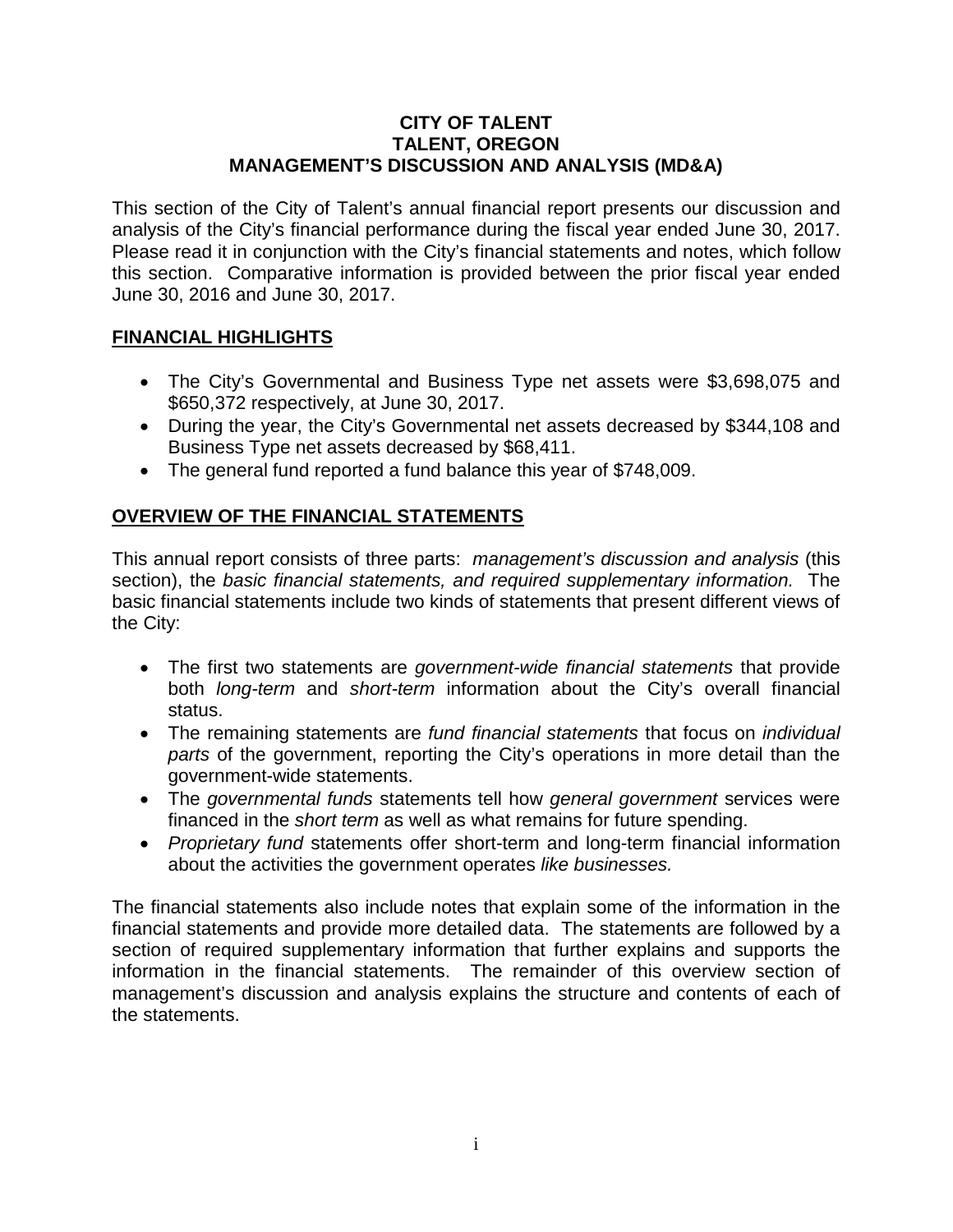**CITY OF TALENT**
**TALENT, OREGON**
**MANAGEMENT'S DISCUSSION AND ANALYSIS (MD&A)**

This section of the City of Talent's annual financial report presents our discussion and analysis of the City's financial performance during the fiscal year ended June 30, 2017. Please read it in conjunction with the City's financial statements and notes, which follow this section. Comparative information is provided between the prior fiscal year ended June 30, 2016 and June 30, 2017.

## FINANCIAL HIGHLIGHTS

- The City's Governmental and Business Type net assets were $3,698,075 and $650,372 respectively, at June 30, 2017.
- During the year, the City's Governmental net assets decreased by $344,108 and Business Type net assets decreased by $68,411.
- The general fund reported a fund balance this year of $748,009.

## OVERVIEW OF THE FINANCIAL STATEMENTS

This annual report consists of three parts: *management's discussion and analysis* (this section), the *basic financial statements, and required supplementary information.* The basic financial statements include two kinds of statements that present different views of the City:

- The first two statements are *government-wide financial statements* that provide both *long-term* and *short-term* information about the City's overall financial status.
- The remaining statements are *fund financial statements* that focus on *individual parts* of the government, reporting the City's operations in more detail than the government-wide statements.
- The *governmental funds* statements tell how *general government* services were financed in the *short term* as well as what remains for future spending.
- *Proprietary fund* statements offer short-term and long-term financial information about the activities the government operates *like businesses.*

The financial statements also include notes that explain some of the information in the financial statements and provide more detailed data. The statements are followed by a section of required supplementary information that further explains and supports the information in the financial statements. The remainder of this overview section of management's discussion and analysis explains the structure and contents of each of the statements.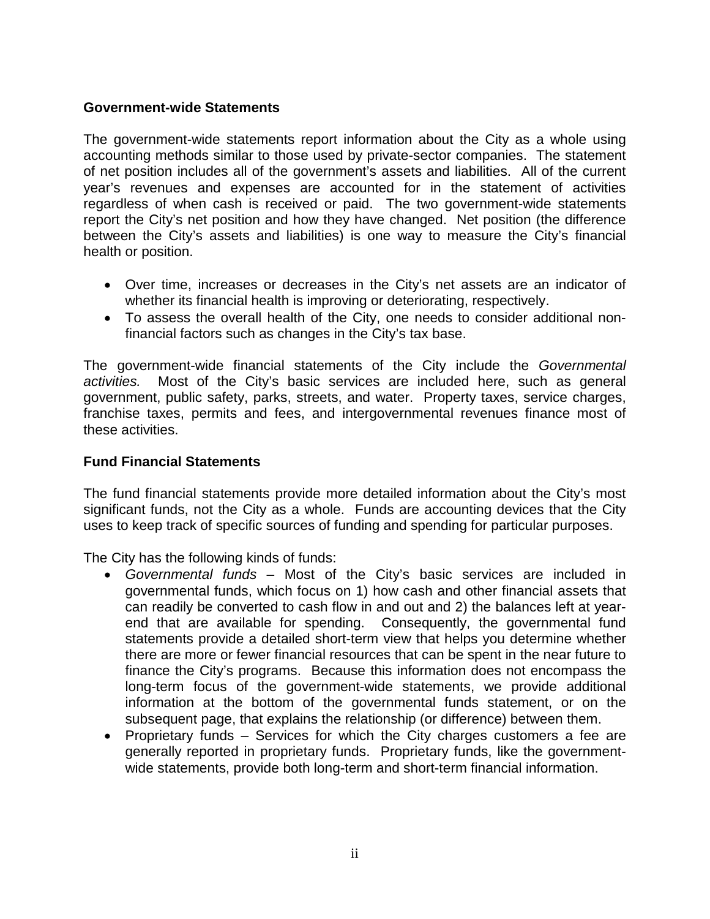### Government-wide Statements

The government-wide statements report information about the City as a whole using accounting methods similar to those used by private-sector companies. The statement of net position includes all of the government's assets and liabilities. All of the current year's revenues and expenses are accounted for in the statement of activities regardless of when cash is received or paid. The two government-wide statements report the City's net position and how they have changed. Net position (the difference between the City's assets and liabilities) is one way to measure the City's financial health or position.

- Over time, increases or decreases in the City's net assets are an indicator of whether its financial health is improving or deteriorating, respectively.
- To assess the overall health of the City, one needs to consider additional non-financial factors such as changes in the City's tax base.

The government-wide financial statements of the City include the *Governmental activities.* Most of the City's basic services are included here, such as general government, public safety, parks, streets, and water. Property taxes, service charges, franchise taxes, permits and fees, and intergovernmental revenues finance most of these activities.

### Fund Financial Statements

The fund financial statements provide more detailed information about the City's most significant funds, not the City as a whole. Funds are accounting devices that the City uses to keep track of specific sources of funding and spending for particular purposes.

The City has the following kinds of funds:

- *Governmental funds* – Most of the City's basic services are included in governmental funds, which focus on 1) how cash and other financial assets that can readily be converted to cash flow in and out and 2) the balances left at year-end that are available for spending. Consequently, the governmental fund statements provide a detailed short-term view that helps you determine whether there are more or fewer financial resources that can be spent in the near future to finance the City's programs. Because this information does not encompass the long-term focus of the government-wide statements, we provide additional information at the bottom of the governmental funds statement, or on the subsequent page, that explains the relationship (or difference) between them.
- Proprietary funds – Services for which the City charges customers a fee are generally reported in proprietary funds. Proprietary funds, like the government-wide statements, provide both long-term and short-term financial information.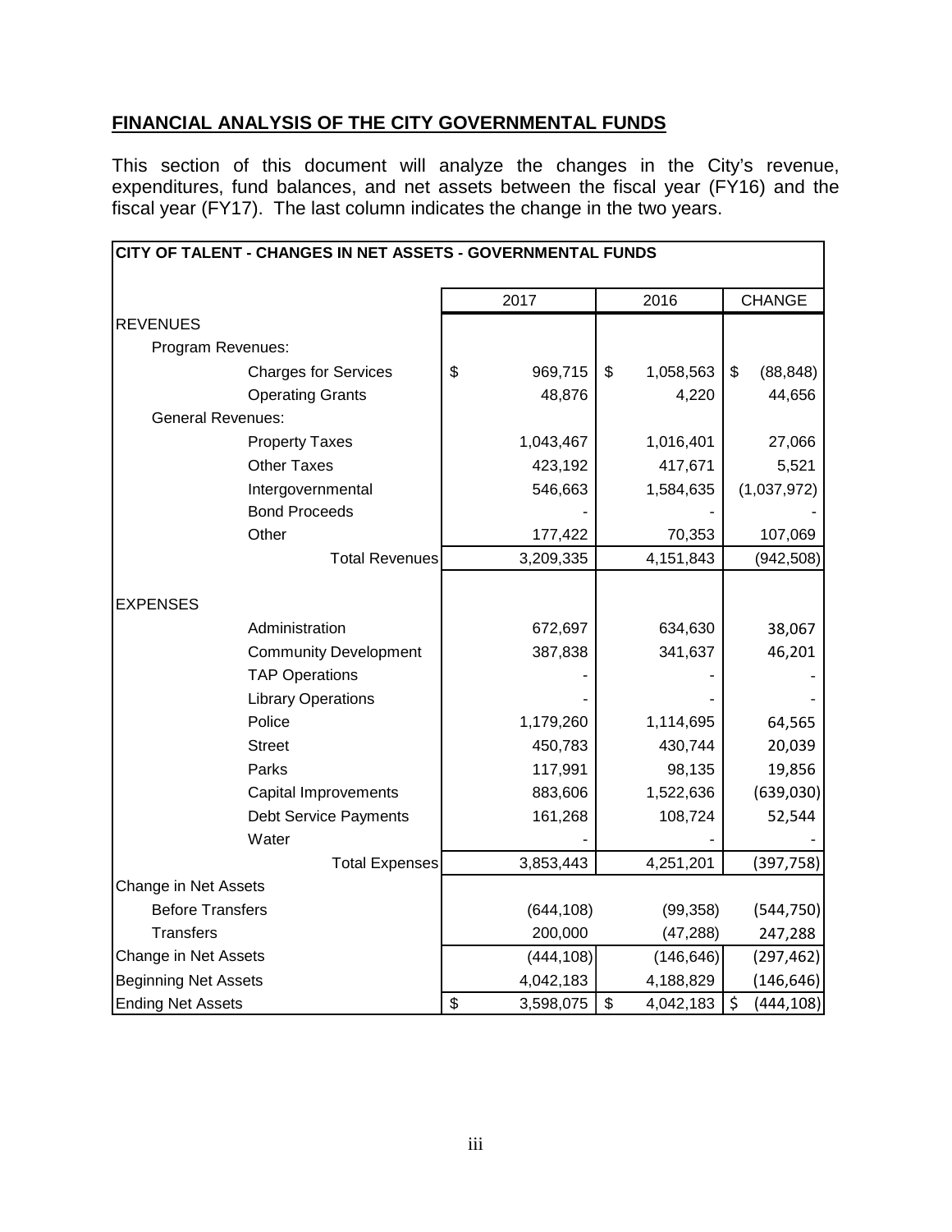## FINANCIAL ANALYSIS OF THE CITY GOVERNMENTAL FUNDS

This section of this document will analyze the changes in the City's revenue, expenditures, fund balances, and net assets between the fiscal year (FY16) and the fiscal year (FY17). The last column indicates the change in the two years.

| CITY OF TALENT - CHANGES IN NET ASSETS - GOVERNMENTAL FUNDS | | | |
|---|---|---|---|
| | 2017 | 2016 | CHANGE |
| REVENUES | | | |
| Program Revenues: | | | |
| Charges for Services | $ 969,715 | $ 1,058,563 | $ (88,848) |
| Operating Grants | 48,876 | 4,220 | 44,656 |
| General Revenues: | | | |
| Property Taxes | 1,043,467 | 1,016,401 | 27,066 |
| Other Taxes | 423,192 | 417,671 | 5,521 |
| Intergovernmental | 546,663 | 1,584,635 | (1,037,972) |
| Bond Proceeds | - | - | - |
| Other | 177,422 | 70,353 | 107,069 |
| Total Revenues | 3,209,335 | 4,151,843 | (942,508) |
| EXPENSES | | | |
| Administration | 672,697 | 634,630 | 38,067 |
| Community Development | 387,838 | 341,637 | 46,201 |
| TAP Operations | - | - | - |
| Library Operations | - | - | - |
| Police | 1,179,260 | 1,114,695 | 64,565 |
| Street | 450,783 | 430,744 | 20,039 |
| Parks | 117,991 | 98,135 | 19,856 |
| Capital Improvements | 883,606 | 1,522,636 | (639,030) |
| Debt Service Payments | 161,268 | 108,724 | 52,544 |
| Water | - | - | - |
| Total Expenses | 3,853,443 | 4,251,201 | (397,758) |
| Change in Net Assets | | | |
| Before Transfers | (644,108) | (99,358) | (544,750) |
| Transfers | 200,000 | (47,288) | 247,288 |
| Change in Net Assets | (444,108) | (146,646) | (297,462) |
| Beginning Net Assets | 4,042,183 | 4,188,829 | (146,646) |
| Ending Net Assets | $ 3,598,075 | $ 4,042,183 | $ (444,108) |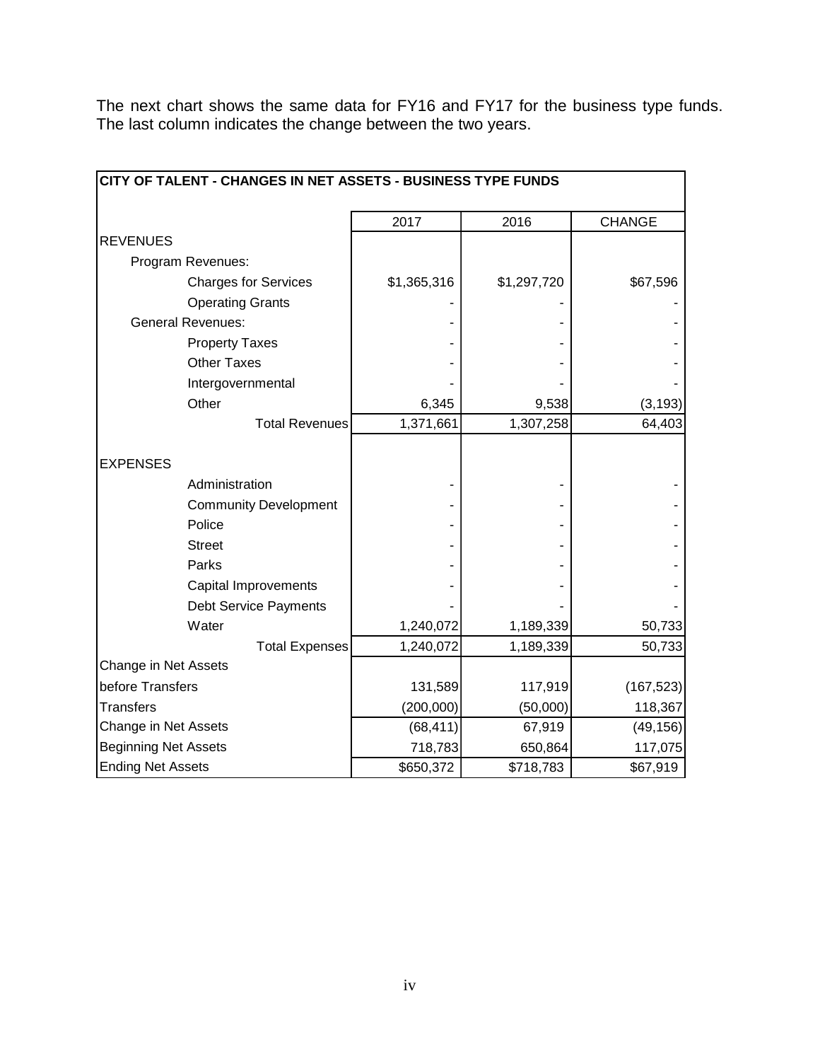The next chart shows the same data for FY16 and FY17 for the business type funds. The last column indicates the change between the two years.

| CITY OF TALENT - CHANGES IN NET ASSETS - BUSINESS TYPE FUNDS | | | |
|---|---|---|---|
| | 2017 | 2016 | CHANGE |
| REVENUES | | | |
| Program Revenues: | | | |
| Charges for Services | $1,365,316 | $1,297,720 | $67,596 |
| Operating Grants | - | - | - |
| General Revenues: | - | - | - |
| Property Taxes | - | - | - |
| Other Taxes | - | - | - |
| Intergovernmental | - | - | - |
| Other | 6,345 | 9,538 | (3,193) |
| Total Revenues | 1,371,661 | 1,307,258 | 64,403 |
| EXPENSES | | | |
| Administration | - | - | - |
| Community Development | - | - | - |
| Police | - | - | - |
| Street | - | - | - |
| Parks | - | - | - |
| Capital Improvements | - | - | - |
| Debt Service Payments | - | - | - |
| Water | 1,240,072 | 1,189,339 | 50,733 |
| Total Expenses | 1,240,072 | 1,189,339 | 50,733 |
| Change in Net Assets before Transfers | 131,589 | 117,919 | (167,523) |
| Transfers | (200,000) | (50,000) | 118,367 |
| Change in Net Assets | (68,411) | 67,919 | (49,156) |
| Beginning Net Assets | 718,783 | 650,864 | 117,075 |
| Ending Net Assets | $650,372 | $718,783 | $67,919 |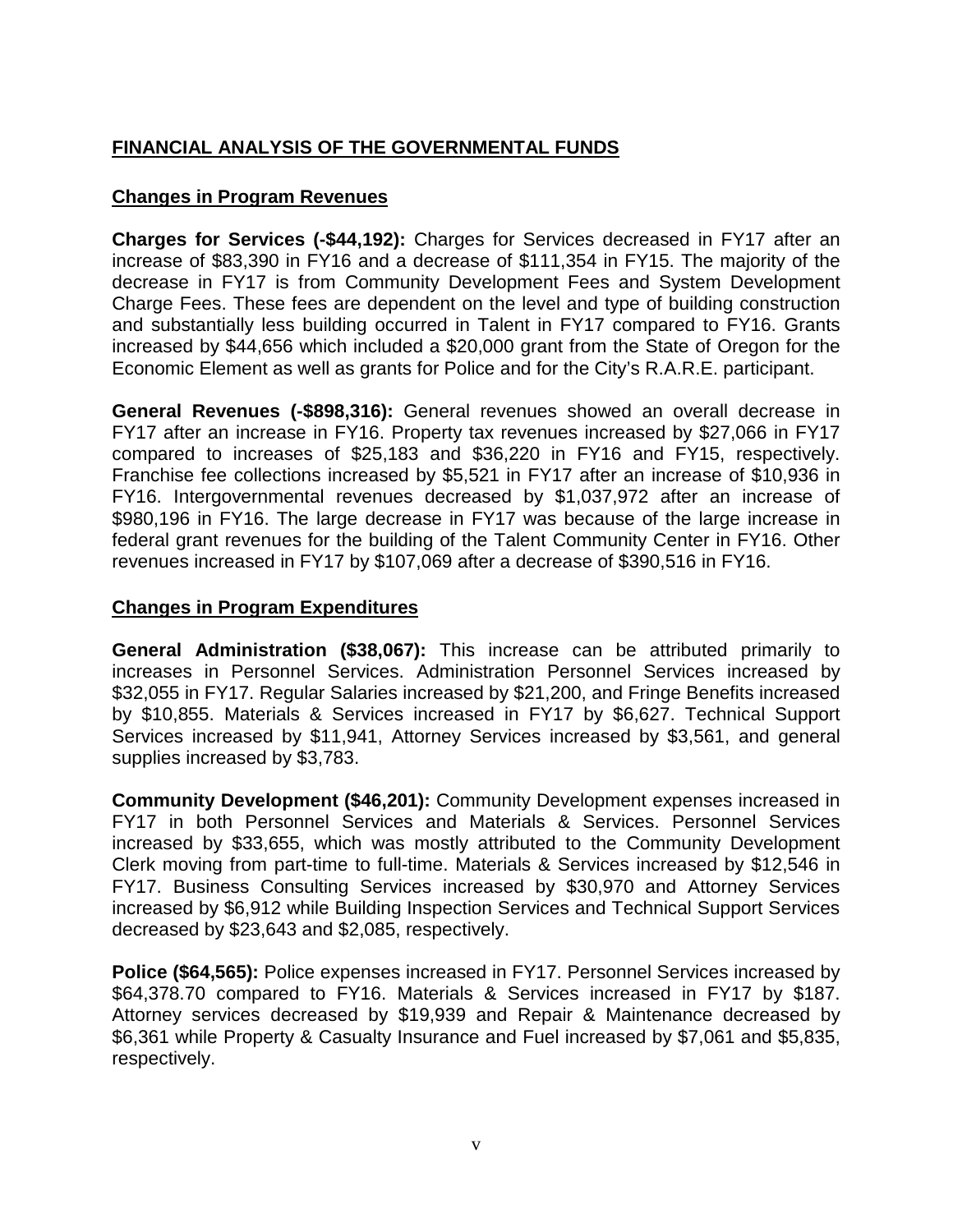## FINANCIAL ANALYSIS OF THE GOVERNMENTAL FUNDS

### Changes in Program Revenues

**Charges for Services (-$44,192):** Charges for Services decreased in FY17 after an increase of $83,390 in FY16 and a decrease of $111,354 in FY15. The majority of the decrease in FY17 is from Community Development Fees and System Development Charge Fees. These fees are dependent on the level and type of building construction and substantially less building occurred in Talent in FY17 compared to FY16. Grants increased by $44,656 which included a $20,000 grant from the State of Oregon for the Economic Element as well as grants for Police and for the City's R.A.R.E. participant.

**General Revenues (-$898,316):** General revenues showed an overall decrease in FY17 after an increase in FY16. Property tax revenues increased by $27,066 in FY17 compared to increases of $25,183 and $36,220 in FY16 and FY15, respectively. Franchise fee collections increased by $5,521 in FY17 after an increase of $10,936 in FY16. Intergovernmental revenues decreased by $1,037,972 after an increase of $980,196 in FY16. The large decrease in FY17 was because of the large increase in federal grant revenues for the building of the Talent Community Center in FY16. Other revenues increased in FY17 by $107,069 after a decrease of $390,516 in FY16.

### Changes in Program Expenditures

**General Administration ($38,067):** This increase can be attributed primarily to increases in Personnel Services. Administration Personnel Services increased by $32,055 in FY17. Regular Salaries increased by $21,200, and Fringe Benefits increased by $10,855. Materials & Services increased in FY17 by $6,627. Technical Support Services increased by $11,941, Attorney Services increased by $3,561, and general supplies increased by $3,783.

**Community Development ($46,201):** Community Development expenses increased in FY17 in both Personnel Services and Materials & Services. Personnel Services increased by $33,655, which was mostly attributed to the Community Development Clerk moving from part-time to full-time. Materials & Services increased by $12,546 in FY17. Business Consulting Services increased by $30,970 and Attorney Services increased by $6,912 while Building Inspection Services and Technical Support Services decreased by $23,643 and $2,085, respectively.

**Police ($64,565):** Police expenses increased in FY17. Personnel Services increased by $64,378.70 compared to FY16. Materials & Services increased in FY17 by $187. Attorney services decreased by $19,939 and Repair & Maintenance decreased by $6,361 while Property & Casualty Insurance and Fuel increased by $7,061 and $5,835, respectively.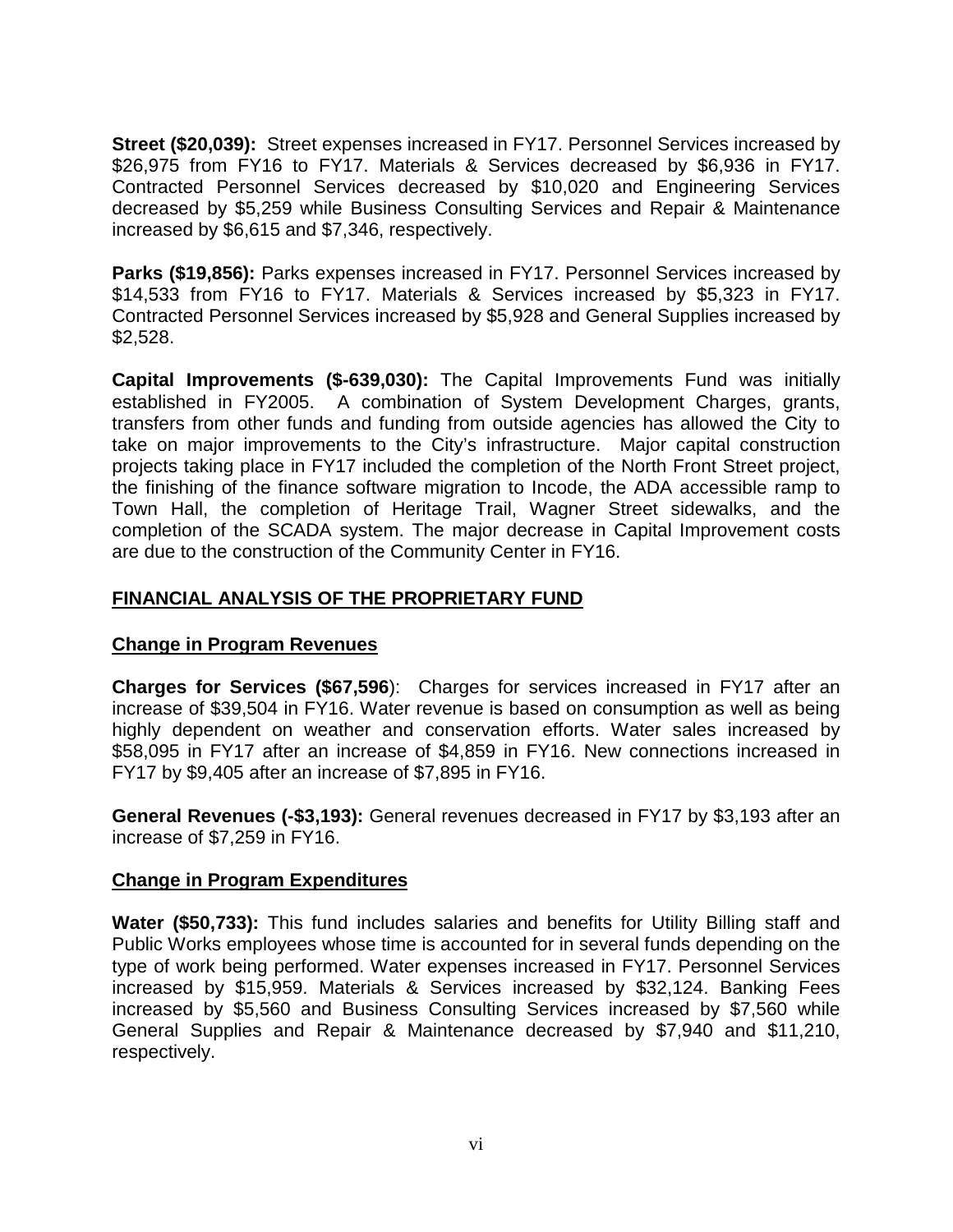**Street ($20,039):** Street expenses increased in FY17. Personnel Services increased by $26,975 from FY16 to FY17. Materials & Services decreased by $6,936 in FY17. Contracted Personnel Services decreased by $10,020 and Engineering Services decreased by $5,259 while Business Consulting Services and Repair & Maintenance increased by $6,615 and $7,346, respectively.

**Parks ($19,856):** Parks expenses increased in FY17. Personnel Services increased by $14,533 from FY16 to FY17. Materials & Services increased by $5,323 in FY17. Contracted Personnel Services increased by $5,928 and General Supplies increased by $2,528.

**Capital Improvements ($-639,030):** The Capital Improvements Fund was initially established in FY2005. A combination of System Development Charges, grants, transfers from other funds and funding from outside agencies has allowed the City to take on major improvements to the City's infrastructure. Major capital construction projects taking place in FY17 included the completion of the North Front Street project, the finishing of the finance software migration to Incode, the ADA accessible ramp to Town Hall, the completion of Heritage Trail, Wagner Street sidewalks, and the completion of the SCADA system. The major decrease in Capital Improvement costs are due to the construction of the Community Center in FY16.

## FINANCIAL ANALYSIS OF THE PROPRIETARY FUND

### Change in Program Revenues

**Charges for Services ($67,596**): Charges for services increased in FY17 after an increase of $39,504 in FY16. Water revenue is based on consumption as well as being highly dependent on weather and conservation efforts. Water sales increased by $58,095 in FY17 after an increase of $4,859 in FY16. New connections increased in FY17 by $9,405 after an increase of $7,895 in FY16.

**General Revenues (-$3,193):** General revenues decreased in FY17 by $3,193 after an increase of $7,259 in FY16.

### Change in Program Expenditures

**Water ($50,733):** This fund includes salaries and benefits for Utility Billing staff and Public Works employees whose time is accounted for in several funds depending on the type of work being performed. Water expenses increased in FY17. Personnel Services increased by $15,959. Materials & Services increased by $32,124. Banking Fees increased by $5,560 and Business Consulting Services increased by $7,560 while General Supplies and Repair & Maintenance decreased by $7,940 and $11,210, respectively.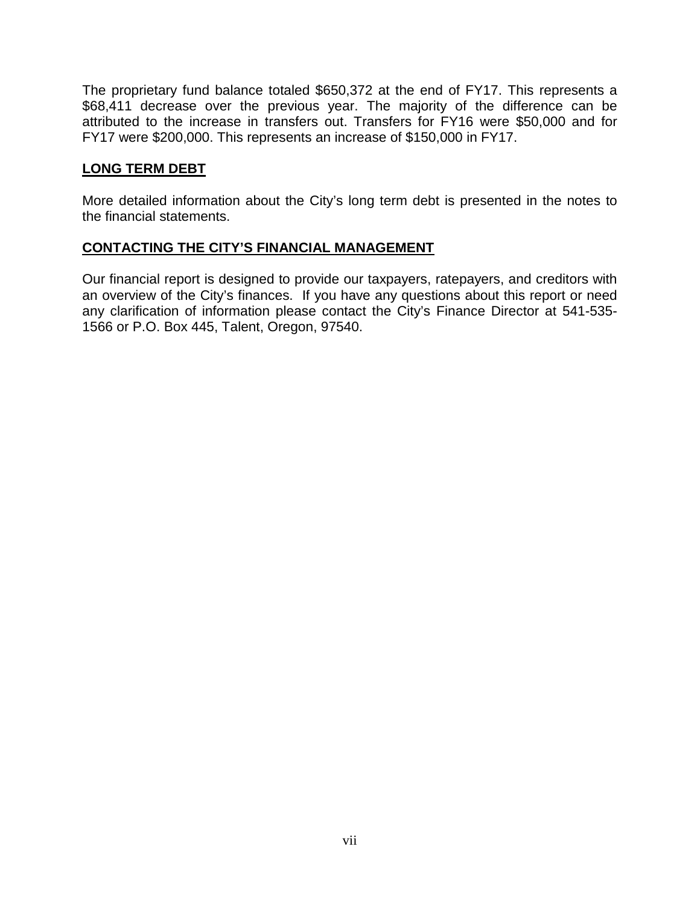The proprietary fund balance totaled $650,372 at the end of FY17. This represents a $68,411 decrease over the previous year. The majority of the difference can be attributed to the increase in transfers out. Transfers for FY16 were $50,000 and for FY17 were $200,000. This represents an increase of $150,000 in FY17.

## **LONG TERM DEBT**

More detailed information about the City's long term debt is presented in the notes to the financial statements.

## **CONTACTING THE CITY'S FINANCIAL MANAGEMENT**

Our financial report is designed to provide our taxpayers, ratepayers, and creditors with an overview of the City's finances. If you have any questions about this report or need any clarification of information please contact the City's Finance Director at 541-535-1566 or P.O. Box 445, Talent, Oregon, 97540.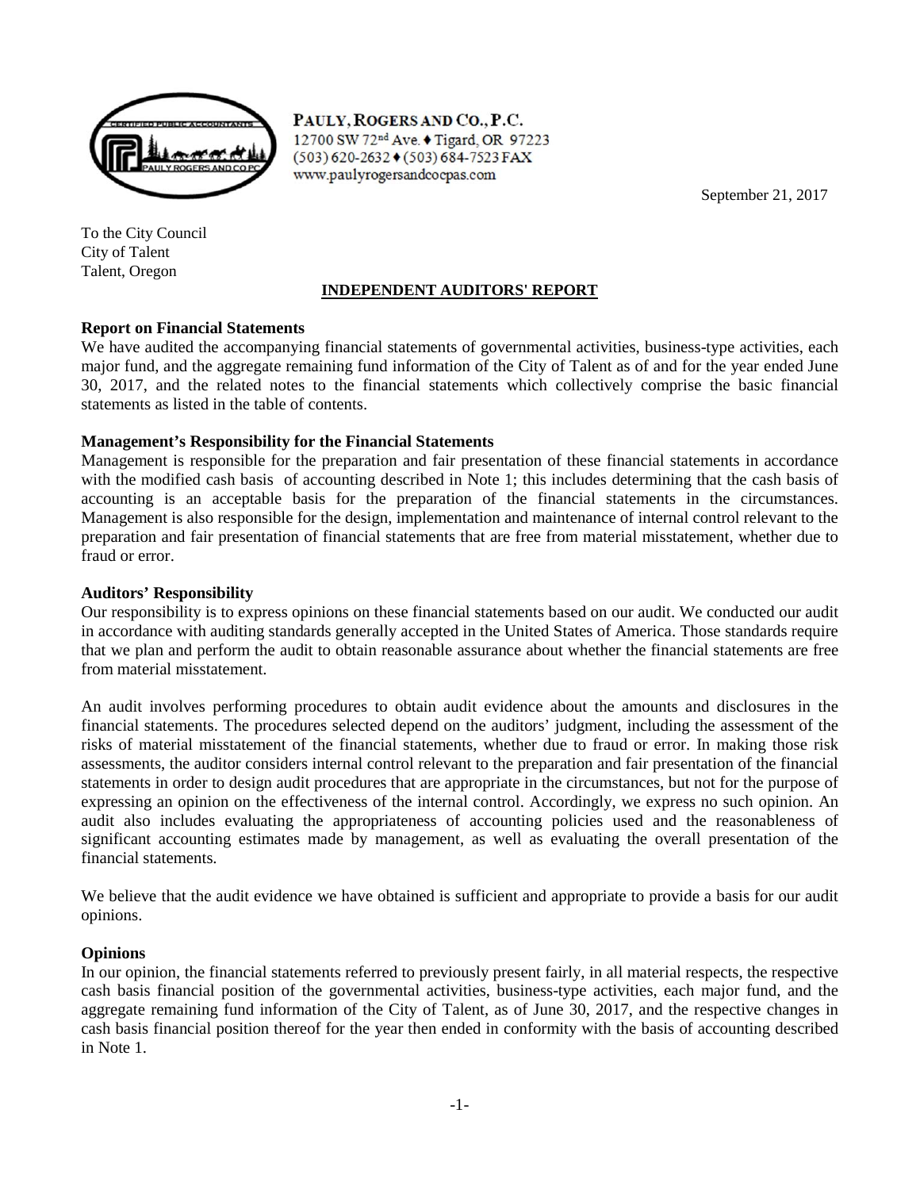PAULY, ROGERS AND CO., P.C.
12700 SW 72nd Ave. ♦ Tigard, OR 97223
(503) 620-2632 ♦ (503) 684-7523 FAX
www.paulyrogersandcocpas.com

September 21, 2017

To the City Council
City of Talent
Talent, Oregon

## INDEPENDENT AUDITORS' REPORT

**Report on Financial Statements**

We have audited the accompanying financial statements of governmental activities, business-type activities, each major fund, and the aggregate remaining fund information of the City of Talent as of and for the year ended June 30, 2017, and the related notes to the financial statements which collectively comprise the basic financial statements as listed in the table of contents.

**Management's Responsibility for the Financial Statements**

Management is responsible for the preparation and fair presentation of these financial statements in accordance with the modified cash basis of accounting described in Note 1; this includes determining that the cash basis of accounting is an acceptable basis for the preparation of the financial statements in the circumstances. Management is also responsible for the design, implementation and maintenance of internal control relevant to the preparation and fair presentation of financial statements that are free from material misstatement, whether due to fraud or error.

**Auditors' Responsibility**

Our responsibility is to express opinions on these financial statements based on our audit. We conducted our audit in accordance with auditing standards generally accepted in the United States of America. Those standards require that we plan and perform the audit to obtain reasonable assurance about whether the financial statements are free from material misstatement.

An audit involves performing procedures to obtain audit evidence about the amounts and disclosures in the financial statements. The procedures selected depend on the auditors' judgment, including the assessment of the risks of material misstatement of the financial statements, whether due to fraud or error. In making those risk assessments, the auditor considers internal control relevant to the preparation and fair presentation of the financial statements in order to design audit procedures that are appropriate in the circumstances, but not for the purpose of expressing an opinion on the effectiveness of the internal control. Accordingly, we express no such opinion. An audit also includes evaluating the appropriateness of accounting policies used and the reasonableness of significant accounting estimates made by management, as well as evaluating the overall presentation of the financial statements.

We believe that the audit evidence we have obtained is sufficient and appropriate to provide a basis for our audit opinions.

**Opinions**

In our opinion, the financial statements referred to previously present fairly, in all material respects, the respective cash basis financial position of the governmental activities, business-type activities, each major fund, and the aggregate remaining fund information of the City of Talent, as of June 30, 2017, and the respective changes in cash basis financial position thereof for the year then ended in conformity with the basis of accounting described in Note 1.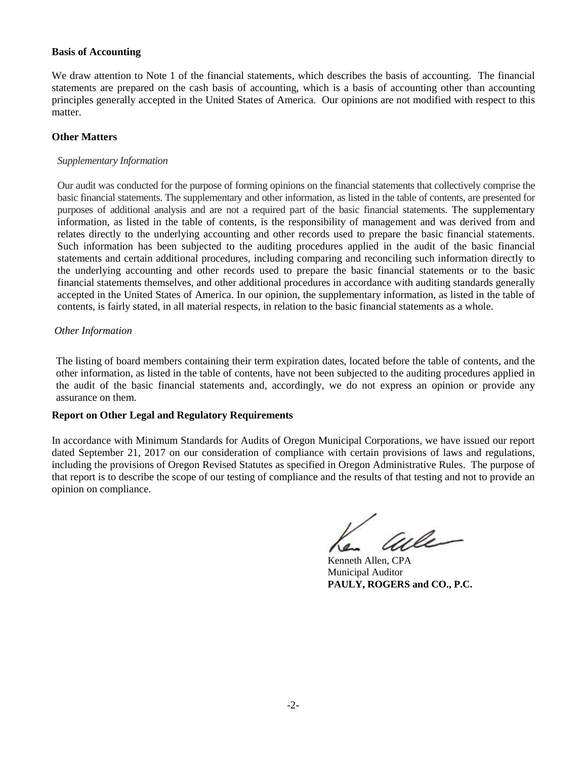**Basis of Accounting**

We draw attention to Note 1 of the financial statements, which describes the basis of accounting. The financial statements are prepared on the cash basis of accounting, which is a basis of accounting other than accounting principles generally accepted in the United States of America. Our opinions are not modified with respect to this matter.

**Other Matters**

*Supplementary Information*

Our audit was conducted for the purpose of forming opinions on the financial statements that collectively comprise the basic financial statements. The supplementary and other information, as listed in the table of contents, are presented for purposes of additional analysis and are not a required part of the basic financial statements. The supplementary information, as listed in the table of contents, is the responsibility of management and was derived from and relates directly to the underlying accounting and other records used to prepare the basic financial statements. Such information has been subjected to the auditing procedures applied in the audit of the basic financial statements and certain additional procedures, including comparing and reconciling such information directly to the underlying accounting and other records used to prepare the basic financial statements or to the basic financial statements themselves, and other additional procedures in accordance with auditing standards generally accepted in the United States of America. In our opinion, the supplementary information, as listed in the table of contents, is fairly stated, in all material respects, in relation to the basic financial statements as a whole.

*Other Information*

The listing of board members containing their term expiration dates, located before the table of contents, and the other information, as listed in the table of contents, have not been subjected to the auditing procedures applied in the audit of the basic financial statements and, accordingly, we do not express an opinion or provide any assurance on them.

**Report on Other Legal and Regulatory Requirements**

In accordance with Minimum Standards for Audits of Oregon Municipal Corporations, we have issued our report dated September 21, 2017 on our consideration of compliance with certain provisions of laws and regulations, including the provisions of Oregon Revised Statutes as specified in Oregon Administrative Rules. The purpose of that report is to describe the scope of our testing of compliance and the results of that testing and not to provide an opinion on compliance.

Kenneth Allen, CPA
Municipal Auditor
**PAULY, ROGERS and CO., P.C.**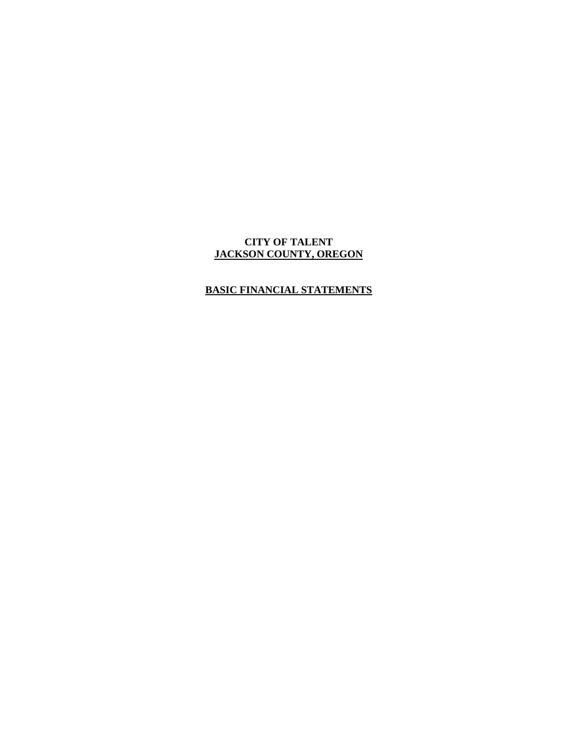**CITY OF TALENT**
**JACKSON COUNTY, OREGON**

**BASIC FINANCIAL STATEMENTS**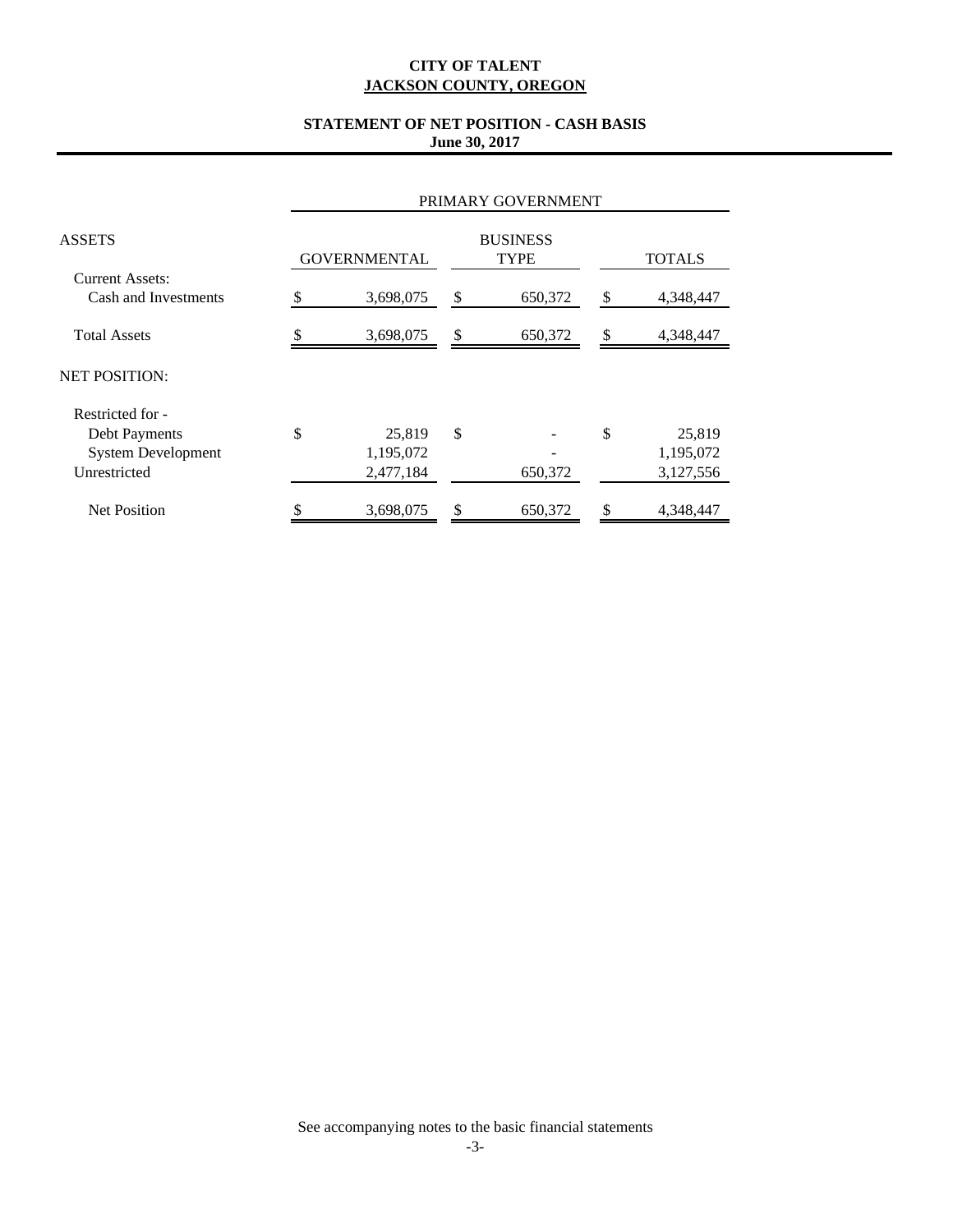# CITY OF TALENT
## JACKSON COUNTY, OREGON

### STATEMENT OF NET POSITION - CASH BASIS
**June 30, 2017**

| | PRIMARY GOVERNMENT | | |
|---|---|---|---|
| ASSETS | GOVERNMENTAL | BUSINESS TYPE | TOTALS |
| Current Assets: | | | |
| Cash and Investments | $ 3,698,075 | $ 650,372 | $ 4,348,447 |
| Total Assets | $ 3,698,075 | $ 650,372 | $ 4,348,447 |
| NET POSITION: | | | |
| Restricted for - | | | |
| Debt Payments | $ 25,819 | $ - | $ 25,819 |
| System Development | 1,195,072 | - | 1,195,072 |
| Unrestricted | 2,477,184 | 650,372 | 3,127,556 |
| Net Position | $ 3,698,075 | $ 650,372 | $ 4,348,447 |

See accompanying notes to the basic financial statements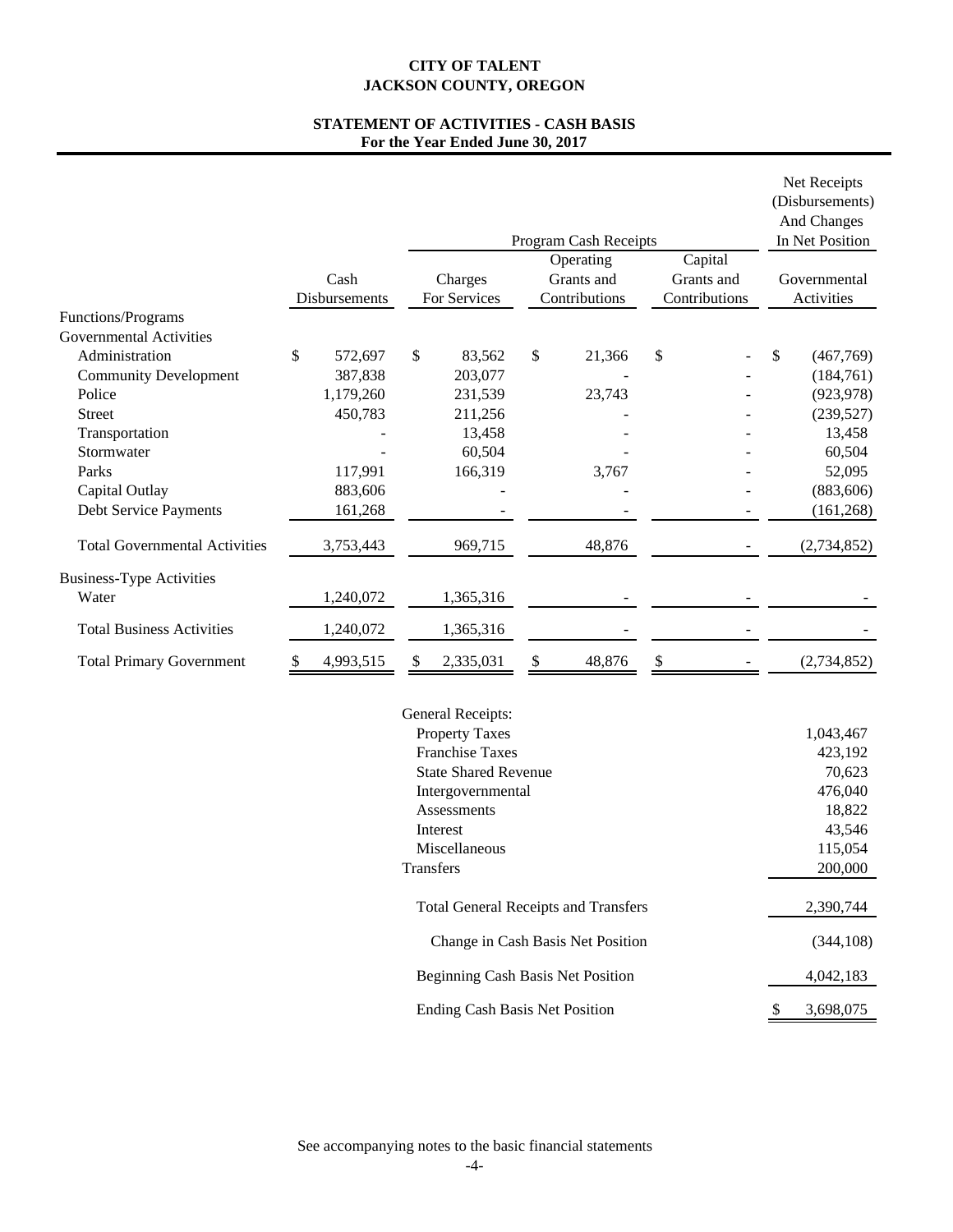**CITY OF TALENT**
**JACKSON COUNTY, OREGON**

**STATEMENT OF ACTIVITIES - CASH BASIS**
**For the Year Ended June 30, 2017**

| | | Program Cash Receipts | | | Net Receipts (Disbursements) And Changes In Net Position |
|---|---|---|---|---|---|
| | Cash Disbursements | Charges For Services | Operating Grants and Contributions | Capital Grants and Contributions | Governmental Activities |
| **Functions/Programs** | | | | | |
| **Governmental Activities** | | | | | |
| Administration | $ 572,697 | $ 83,562 | $ 21,366 | $ - | $ (467,769) |
| Community Development | 387,838 | 203,077 | - | - | (184,761) |
| Police | 1,179,260 | 231,539 | 23,743 | - | (923,978) |
| Street | 450,783 | 211,256 | - | - | (239,527) |
| Transportation | - | 13,458 | - | - | 13,458 |
| Stormwater | - | 60,504 | - | - | 60,504 |
| Parks | 117,991 | 166,319 | 3,767 | - | 52,095 |
| Capital Outlay | 883,606 | - | - | - | (883,606) |
| Debt Service Payments | 161,268 | - | - | - | (161,268) |
| Total Governmental Activities | 3,753,443 | 969,715 | 48,876 | - | (2,734,852) |
| **Business-Type Activities** | | | | | |
| Water | 1,240,072 | 1,365,316 | - | - | - |
| Total Business Activities | 1,240,072 | 1,365,316 | - | - | - |
| Total Primary Government | $ 4,993,515 | $ 2,335,031 | $ 48,876 | $ - | (2,734,852) |

| | |
|---|---|
| General Receipts: | |
| Property Taxes | 1,043,467 |
| Franchise Taxes | 423,192 |
| State Shared Revenue | 70,623 |
| Intergovernmental | 476,040 |
| Assessments | 18,822 |
| Interest | 43,546 |
| Miscellaneous | 115,054 |
| Transfers | 200,000 |
| Total General Receipts and Transfers | 2,390,744 |
| Change in Cash Basis Net Position | (344,108) |
| Beginning Cash Basis Net Position | 4,042,183 |
| Ending Cash Basis Net Position | $ 3,698,075 |

See accompanying notes to the basic financial statements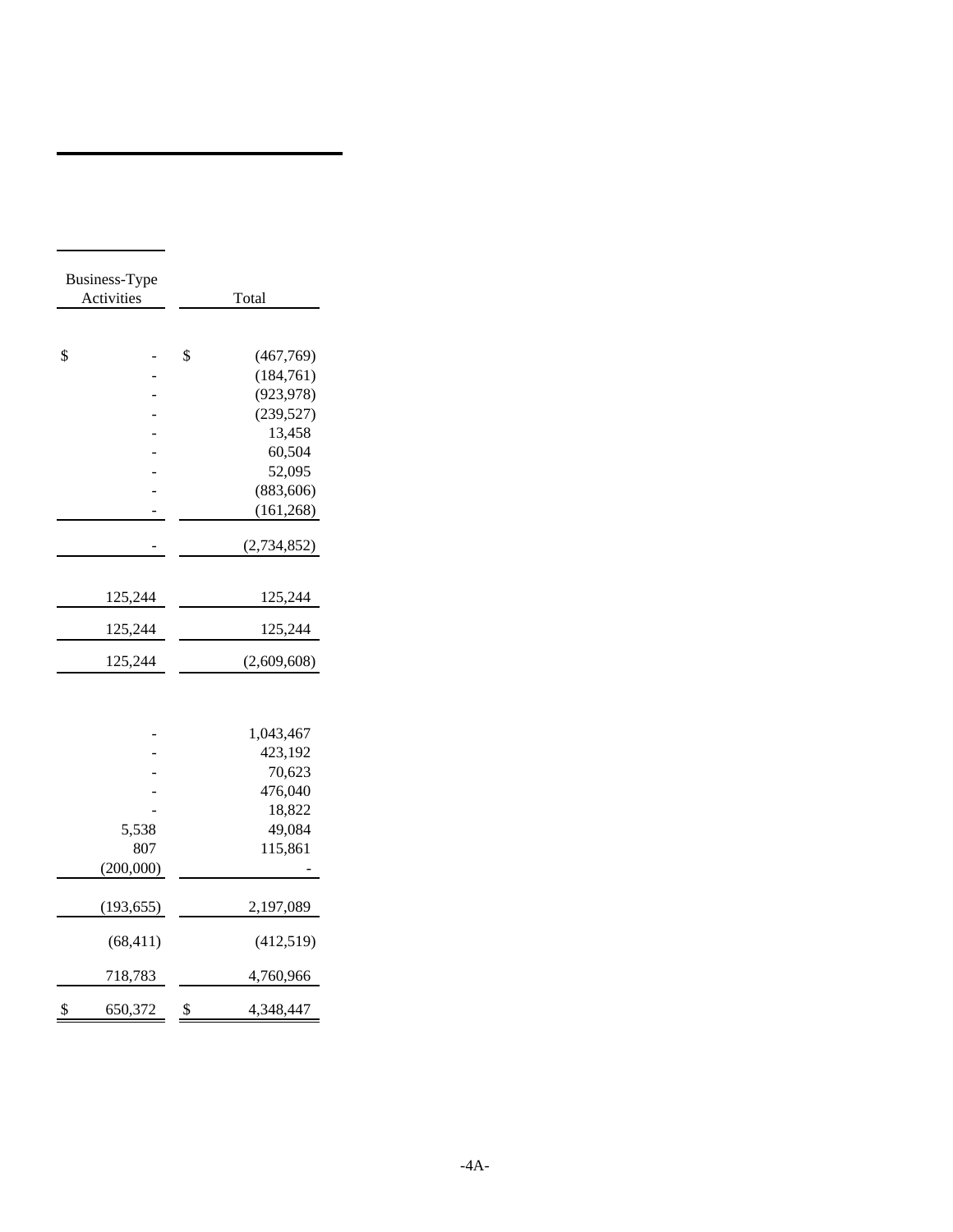| Business-Type Activities | Total |
|---|---|
| $ - | $ (467,769) |
| - | (184,761) |
| - | (923,978) |
| - | (239,527) |
| - | 13,458 |
| - | 60,504 |
| - | 52,095 |
| - | (883,606) |
| - | (161,268) |
| - | (2,734,852) |
| 125,244 | 125,244 |
| 125,244 | 125,244 |
| 125,244 | (2,609,608) |
| - | 1,043,467 |
| - | 423,192 |
| - | 70,623 |
| - | 476,040 |
| - | 18,822 |
| 5,538 | 49,084 |
| 807 | 115,861 |
| (200,000) | - |
| (193,655) | 2,197,089 |
| (68,411) | (412,519) |
| 718,783 | 4,760,966 |
| $ 650,372 | $ 4,348,447 |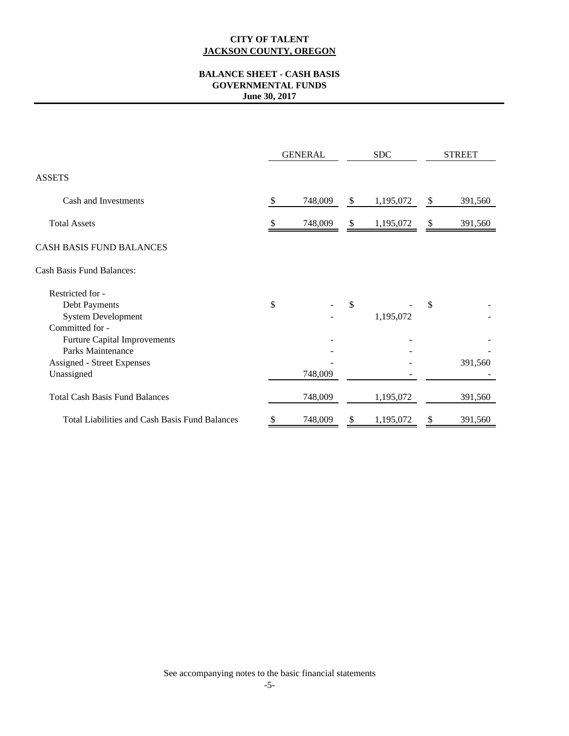# CITY OF TALENT
## JACKSON COUNTY, OREGON

### BALANCE SHEET - CASH BASIS
### GOVERNMENTAL FUNDS
### June 30, 2017

| | GENERAL | SDC | STREET |
|---|---|---|---|
| ASSETS | | | |
| Cash and Investments | $ 748,009 | $ 1,195,072 | $ 391,560 |
| Total Assets | $ 748,009 | $ 1,195,072 | $ 391,560 |
| CASH BASIS FUND BALANCES | | | |
| Cash Basis Fund Balances: | | | |
| Restricted for - | | | |
| Debt Payments | $ - | $ - | $ - |
| System Development | - | 1,195,072 | - |
| Committed for - | | | |
| Furture Capital Improvements | - | - | - |
| Parks Maintenance | - | - | - |
| Assigned - Street Expenses | - | - | 391,560 |
| Unassigned | 748,009 | - | - |
| Total Cash Basis Fund Balances | 748,009 | 1,195,072 | 391,560 |
| Total Liabilities and Cash Basis Fund Balances | $ 748,009 | $ 1,195,072 | $ 391,560 |

See accompanying notes to the basic financial statements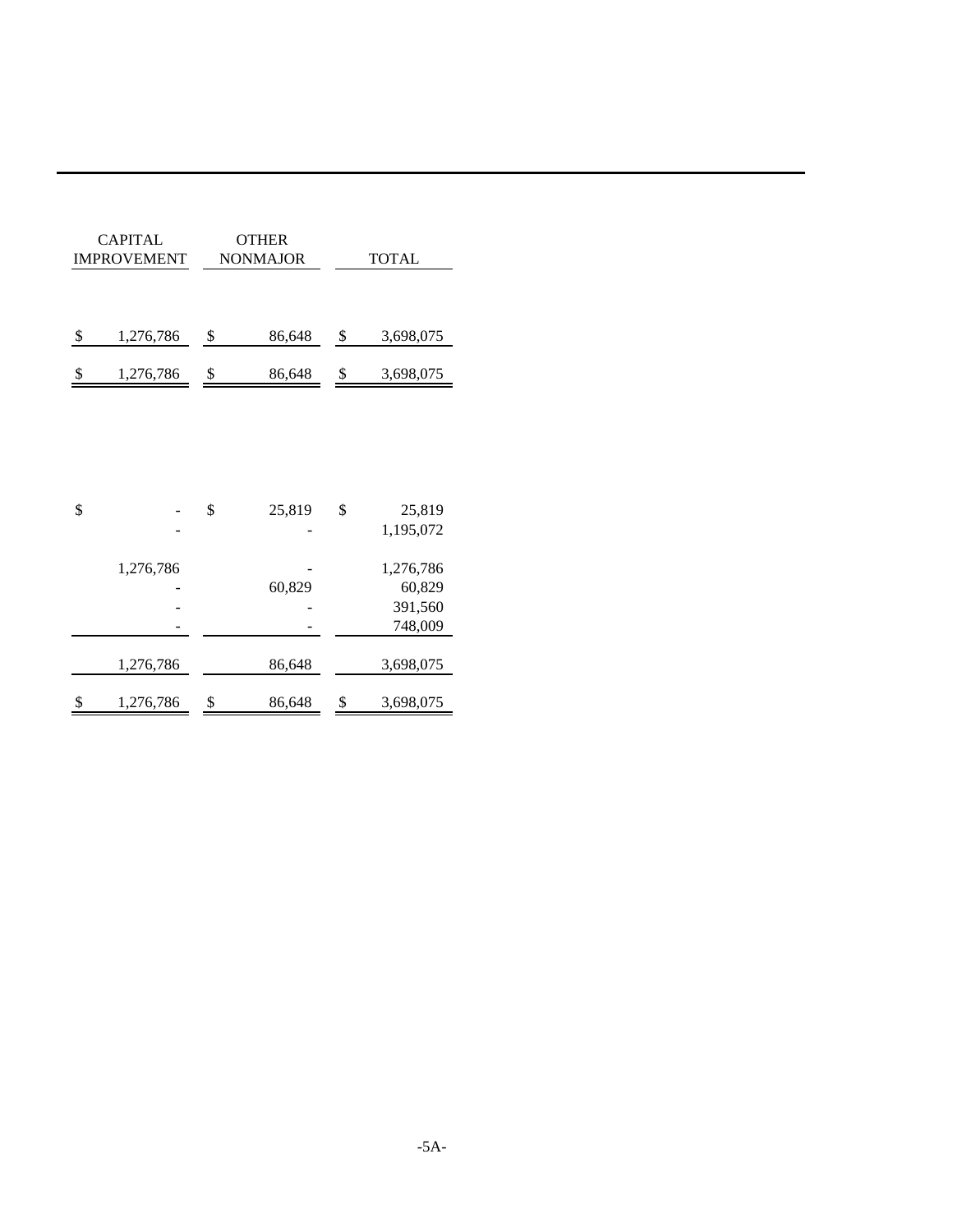| CAPITAL IMPROVEMENT | OTHER NONMAJOR | TOTAL |
|---|---|---|
| | | |
| $ 1,276,786 | $ 86,648 | $ 3,698,075 |
| $ 1,276,786 | $ 86,648 | $ 3,698,075 |
| | | |
| $ - | $ 25,819 | $ 25,819 |
| - | - | 1,195,072 |
| | | |
| 1,276,786 | - | 1,276,786 |
| - | 60,829 | 60,829 |
| - | - | 391,560 |
| - | - | 748,009 |
| | | |
| 1,276,786 | 86,648 | 3,698,075 |
| | | |
| $ 1,276,786 | $ 86,648 | $ 3,698,075 |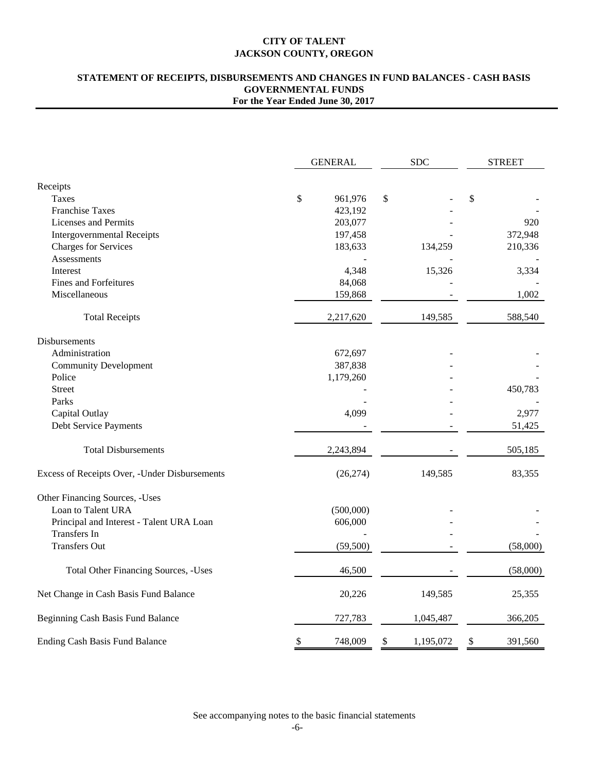# CITY OF TALENT
# JACKSON COUNTY, OREGON

## STATEMENT OF RECEIPTS, DISBURSEMENTS AND CHANGES IN FUND BALANCES - CASH BASIS
## GOVERNMENTAL FUNDS
### For the Year Ended June 30, 2017

| | GENERAL | SDC | STREET |
|---|---|---|---|
| **Receipts** | | | |
| Taxes | $ 961,976 | $ - | $ - |
| Franchise Taxes | 423,192 | - | - |
| Licenses and Permits | 203,077 | - | 920 |
| Intergovernmental Receipts | 197,458 | - | 372,948 |
| Charges for Services | 183,633 | 134,259 | 210,336 |
| Assessments | - | - | - |
| Interest | 4,348 | 15,326 | 3,334 |
| Fines and Forfeitures | 84,068 | - | - |
| Miscellaneous | 159,868 | - | 1,002 |
| Total Receipts | 2,217,620 | 149,585 | 588,540 |
| **Disbursements** | | | |
| Administration | 672,697 | - | - |
| Community Development | 387,838 | - | - |
| Police | 1,179,260 | - | - |
| Street | - | - | 450,783 |
| Parks | - | - | - |
| Capital Outlay | 4,099 | - | 2,977 |
| Debt Service Payments | - | - | 51,425 |
| Total Disbursements | 2,243,894 | - | 505,185 |
| Excess of Receipts Over, -Under Disbursements | (26,274) | 149,585 | 83,355 |
| **Other Financing Sources, -Uses** | | | |
| Loan to Talent URA | (500,000) | - | - |
| Principal and Interest - Talent URA Loan | 606,000 | - | - |
| Transfers In | - | - | - |
| Transfers Out | (59,500) | - | (58,000) |
| Total Other Financing Sources, -Uses | 46,500 | - | (58,000) |
| Net Change in Cash Basis Fund Balance | 20,226 | 149,585 | 25,355 |
| Beginning Cash Basis Fund Balance | 727,783 | 1,045,487 | 366,205 |
| Ending Cash Basis Fund Balance | $ 748,009 | $ 1,195,072 | $ 391,560 |

See accompanying notes to the basic financial statements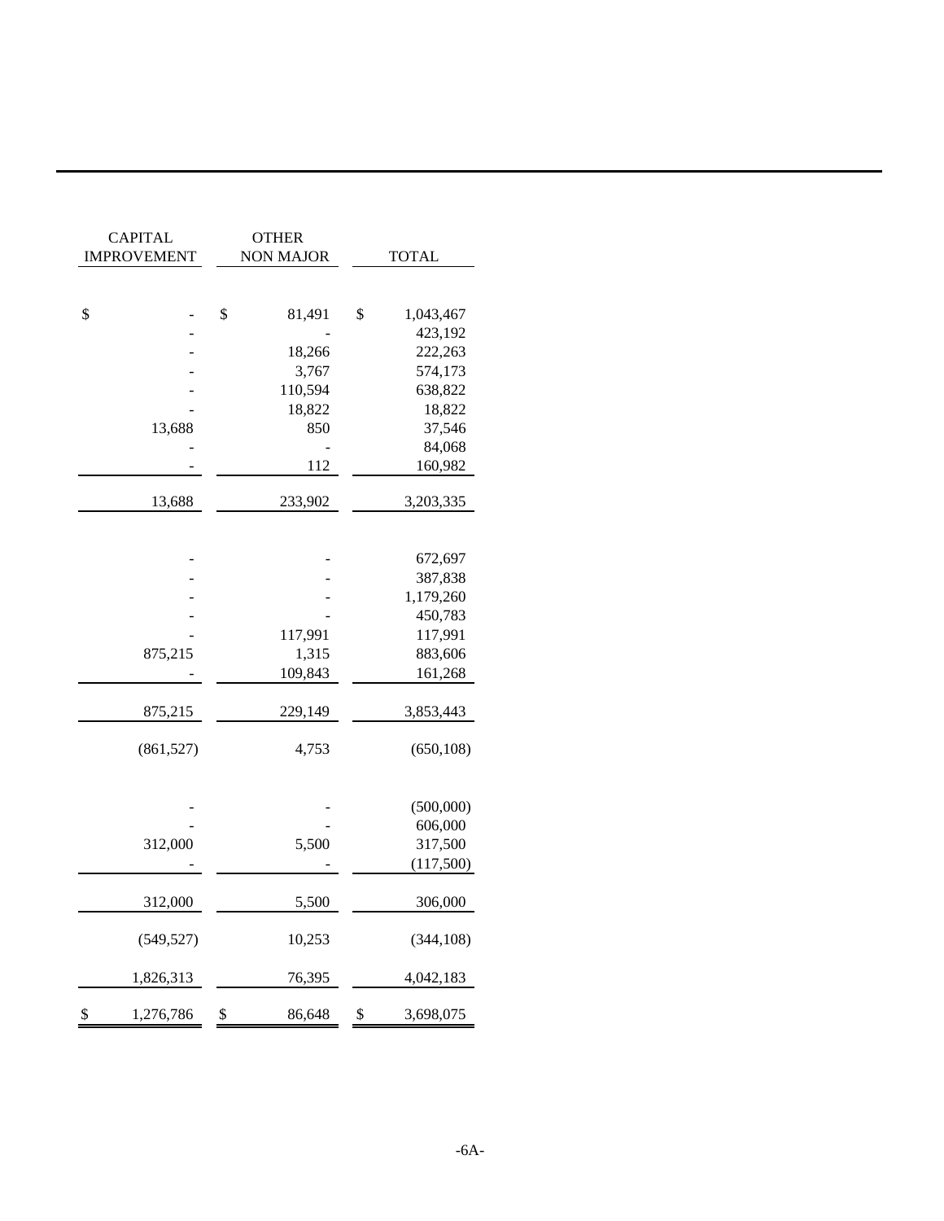| CAPITAL IMPROVEMENT | OTHER NON MAJOR | TOTAL |
|---|---|---|
| $ - | $ 81,491 | $ 1,043,467 |
| - | - | 423,192 |
| - | 18,266 | 222,263 |
| - | 3,767 | 574,173 |
| - | 110,594 | 638,822 |
| - | 18,822 | 18,822 |
| 13,688 | 850 | 37,546 |
| - | - | 84,068 |
| - | 112 | 160,982 |
| 13,688 | 233,902 | 3,203,335 |
| | | |
| - | - | 672,697 |
| - | - | 387,838 |
| - | - | 1,179,260 |
| - | - | 450,783 |
| - | 117,991 | 117,991 |
| 875,215 | 1,315 | 883,606 |
| - | 109,843 | 161,268 |
| 875,215 | 229,149 | 3,853,443 |
| (861,527) | 4,753 | (650,108) |
| | | |
| - | - | (500,000) |
| - | - | 606,000 |
| 312,000 | 5,500 | 317,500 |
| - | - | (117,500) |
| 312,000 | 5,500 | 306,000 |
| (549,527) | 10,253 | (344,108) |
| 1,826,313 | 76,395 | 4,042,183 |
| $ 1,276,786 | $ 86,648 | $ 3,698,075 |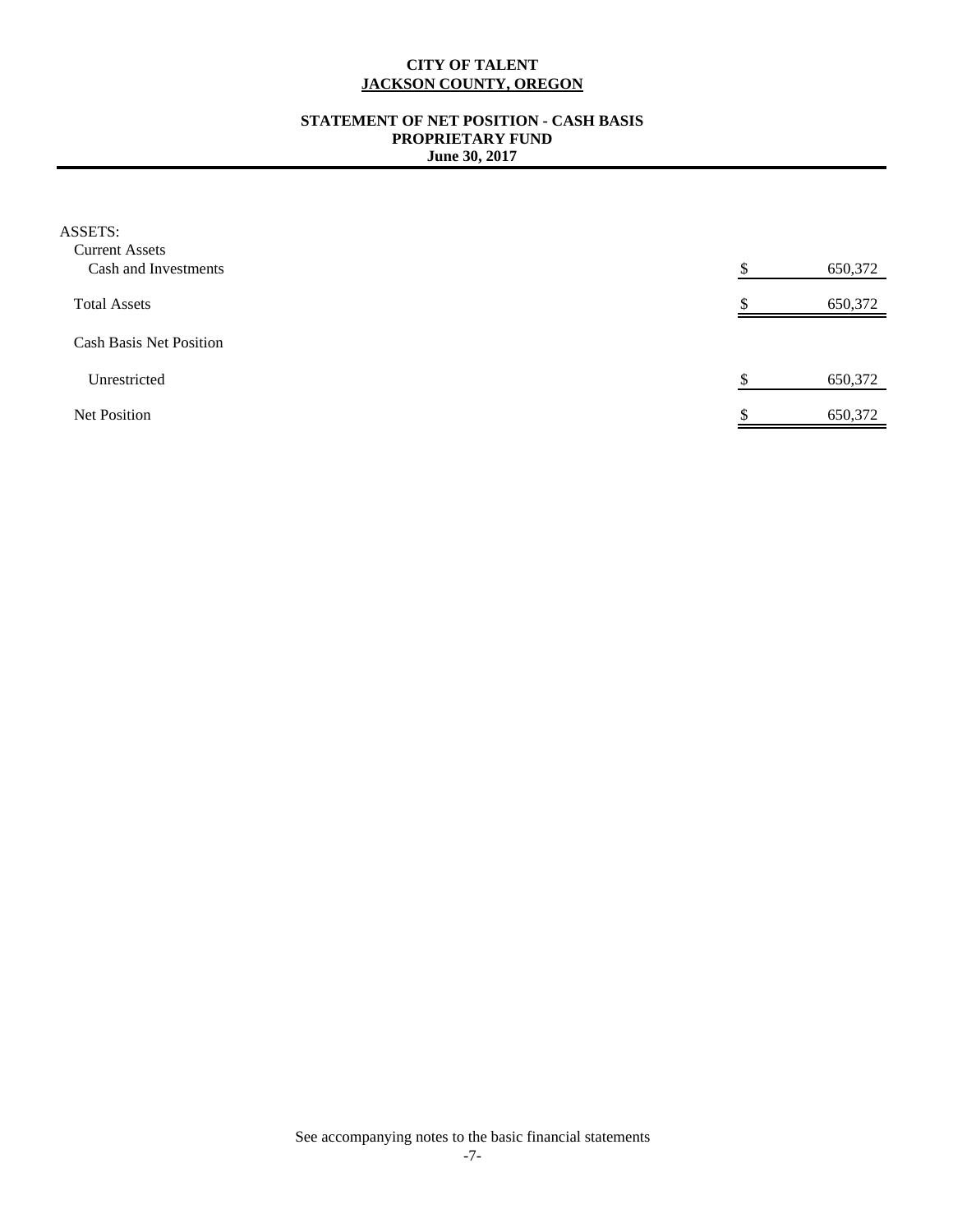**CITY OF TALENT**
**JACKSON COUNTY, OREGON**

**STATEMENT OF NET POSITION - CASH BASIS**
**PROPRIETARY FUND**
**June 30, 2017**

| | | |
|---|---|---|
| ASSETS: | | |
| Current Assets | | |
| Cash and Investments | $ | 650,372 |
| Total Assets | $ | 650,372 |
| Cash Basis Net Position | | |
| Unrestricted | $ | 650,372 |
| Net Position | $ | 650,372 |

See accompanying notes to the basic financial statements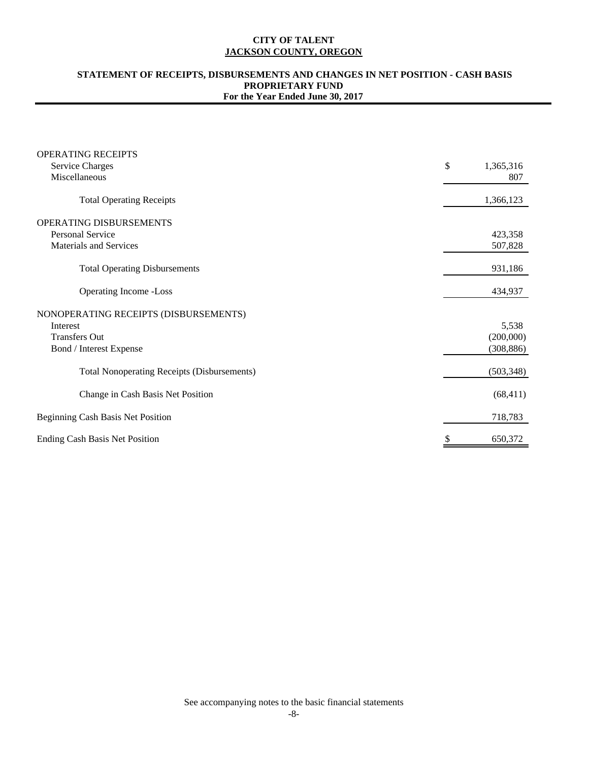**CITY OF TALENT**
**JACKSON COUNTY, OREGON**

**STATEMENT OF RECEIPTS, DISBURSEMENTS AND CHANGES IN NET POSITION - CASH BASIS**
**PROPRIETARY FUND**
**For the Year Ended June 30, 2017**

| | |
|---|---|
| OPERATING RECEIPTS | |
| Service Charges | $ 1,365,316 |
| Miscellaneous | 807 |
| Total Operating Receipts | 1,366,123 |
| OPERATING DISBURSEMENTS | |
| Personal Service | 423,358 |
| Materials and Services | 507,828 |
| Total Operating Disbursements | 931,186 |
| Operating Income -Loss | 434,937 |
| NONOPERATING RECEIPTS (DISBURSEMENTS) | |
| Interest | 5,538 |
| Transfers Out | (200,000) |
| Bond / Interest Expense | (308,886) |
| Total Nonoperating Receipts (Disbursements) | (503,348) |
| Change in Cash Basis Net Position | (68,411) |
| Beginning Cash Basis Net Position | 718,783 |
| Ending Cash Basis Net Position | $ 650,372 |

See accompanying notes to the basic financial statements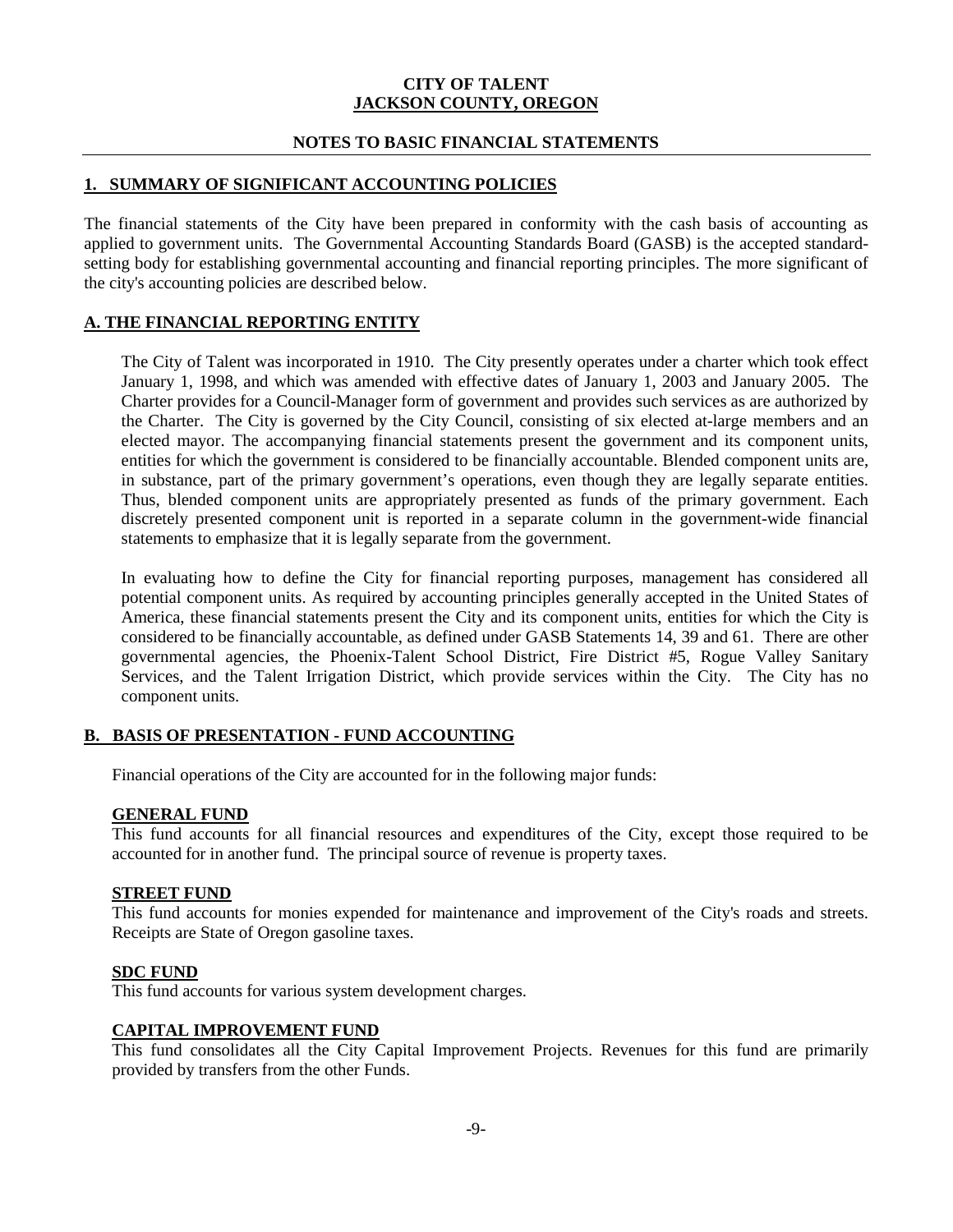**CITY OF TALENT**
**JACKSON COUNTY, OREGON**

**NOTES TO BASIC FINANCIAL STATEMENTS**

## 1. SUMMARY OF SIGNIFICANT ACCOUNTING POLICIES

The financial statements of the City have been prepared in conformity with the cash basis of accounting as applied to government units. The Governmental Accounting Standards Board (GASB) is the accepted standard-setting body for establishing governmental accounting and financial reporting principles. The more significant of the city's accounting policies are described below.

### A. THE FINANCIAL REPORTING ENTITY

The City of Talent was incorporated in 1910. The City presently operates under a charter which took effect January 1, 1998, and which was amended with effective dates of January 1, 2003 and January 2005. The Charter provides for a Council-Manager form of government and provides such services as are authorized by the Charter. The City is governed by the City Council, consisting of six elected at-large members and an elected mayor. The accompanying financial statements present the government and its component units, entities for which the government is considered to be financially accountable. Blended component units are, in substance, part of the primary government's operations, even though they are legally separate entities. Thus, blended component units are appropriately presented as funds of the primary government. Each discretely presented component unit is reported in a separate column in the government-wide financial statements to emphasize that it is legally separate from the government.

In evaluating how to define the City for financial reporting purposes, management has considered all potential component units. As required by accounting principles generally accepted in the United States of America, these financial statements present the City and its component units, entities for which the City is considered to be financially accountable, as defined under GASB Statements 14, 39 and 61. There are other governmental agencies, the Phoenix-Talent School District, Fire District #5, Rogue Valley Sanitary Services, and the Talent Irrigation District, which provide services within the City. The City has no component units.

### B. BASIS OF PRESENTATION - FUND ACCOUNTING

Financial operations of the City are accounted for in the following major funds:

#### GENERAL FUND

This fund accounts for all financial resources and expenditures of the City, except those required to be accounted for in another fund. The principal source of revenue is property taxes.

#### STREET FUND

This fund accounts for monies expended for maintenance and improvement of the City's roads and streets. Receipts are State of Oregon gasoline taxes.

#### SDC FUND

This fund accounts for various system development charges.

#### CAPITAL IMPROVEMENT FUND

This fund consolidates all the City Capital Improvement Projects. Revenues for this fund are primarily provided by transfers from the other Funds.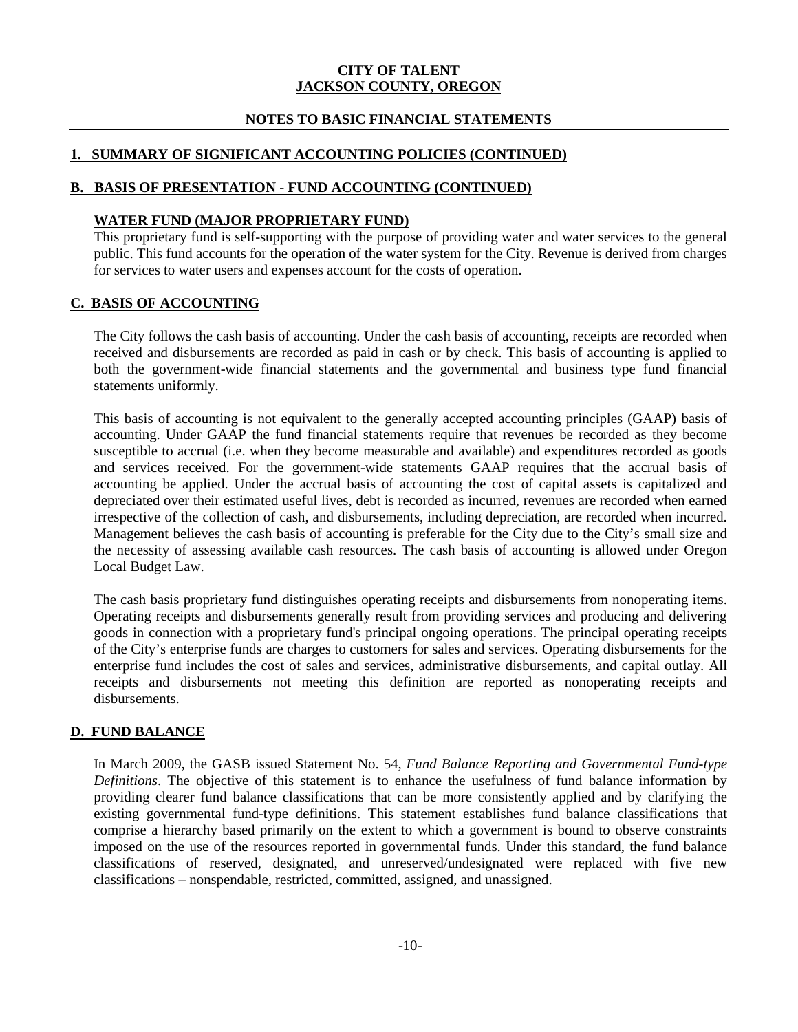# CITY OF TALENT
## JACKSON COUNTY, OREGON

## NOTES TO BASIC FINANCIAL STATEMENTS

### 1. SUMMARY OF SIGNIFICANT ACCOUNTING POLICIES (CONTINUED)

### B. BASIS OF PRESENTATION - FUND ACCOUNTING (CONTINUED)

#### WATER FUND (MAJOR PROPRIETARY FUND)

This proprietary fund is self-supporting with the purpose of providing water and water services to the general public. This fund accounts for the operation of the water system for the City. Revenue is derived from charges for services to water users and expenses account for the costs of operation.

### C. BASIS OF ACCOUNTING

The City follows the cash basis of accounting. Under the cash basis of accounting, receipts are recorded when received and disbursements are recorded as paid in cash or by check. This basis of accounting is applied to both the government-wide financial statements and the governmental and business type fund financial statements uniformly.

This basis of accounting is not equivalent to the generally accepted accounting principles (GAAP) basis of accounting. Under GAAP the fund financial statements require that revenues be recorded as they become susceptible to accrual (i.e. when they become measurable and available) and expenditures recorded as goods and services received. For the government-wide statements GAAP requires that the accrual basis of accounting be applied. Under the accrual basis of accounting the cost of capital assets is capitalized and depreciated over their estimated useful lives, debt is recorded as incurred, revenues are recorded when earned irrespective of the collection of cash, and disbursements, including depreciation, are recorded when incurred. Management believes the cash basis of accounting is preferable for the City due to the City's small size and the necessity of assessing available cash resources. The cash basis of accounting is allowed under Oregon Local Budget Law.

The cash basis proprietary fund distinguishes operating receipts and disbursements from nonoperating items. Operating receipts and disbursements generally result from providing services and producing and delivering goods in connection with a proprietary fund's principal ongoing operations. The principal operating receipts of the City's enterprise funds are charges to customers for sales and services. Operating disbursements for the enterprise fund includes the cost of sales and services, administrative disbursements, and capital outlay. All receipts and disbursements not meeting this definition are reported as nonoperating receipts and disbursements.

### D. FUND BALANCE

In March 2009, the GASB issued Statement No. 54, *Fund Balance Reporting and Governmental Fund-type Definitions*. The objective of this statement is to enhance the usefulness of fund balance information by providing clearer fund balance classifications that can be more consistently applied and by clarifying the existing governmental fund-type definitions. This statement establishes fund balance classifications that comprise a hierarchy based primarily on the extent to which a government is bound to observe constraints imposed on the use of the resources reported in governmental funds. Under this standard, the fund balance classifications of reserved, designated, and unreserved/undesignated were replaced with five new classifications – nonspendable, restricted, committed, assigned, and unassigned.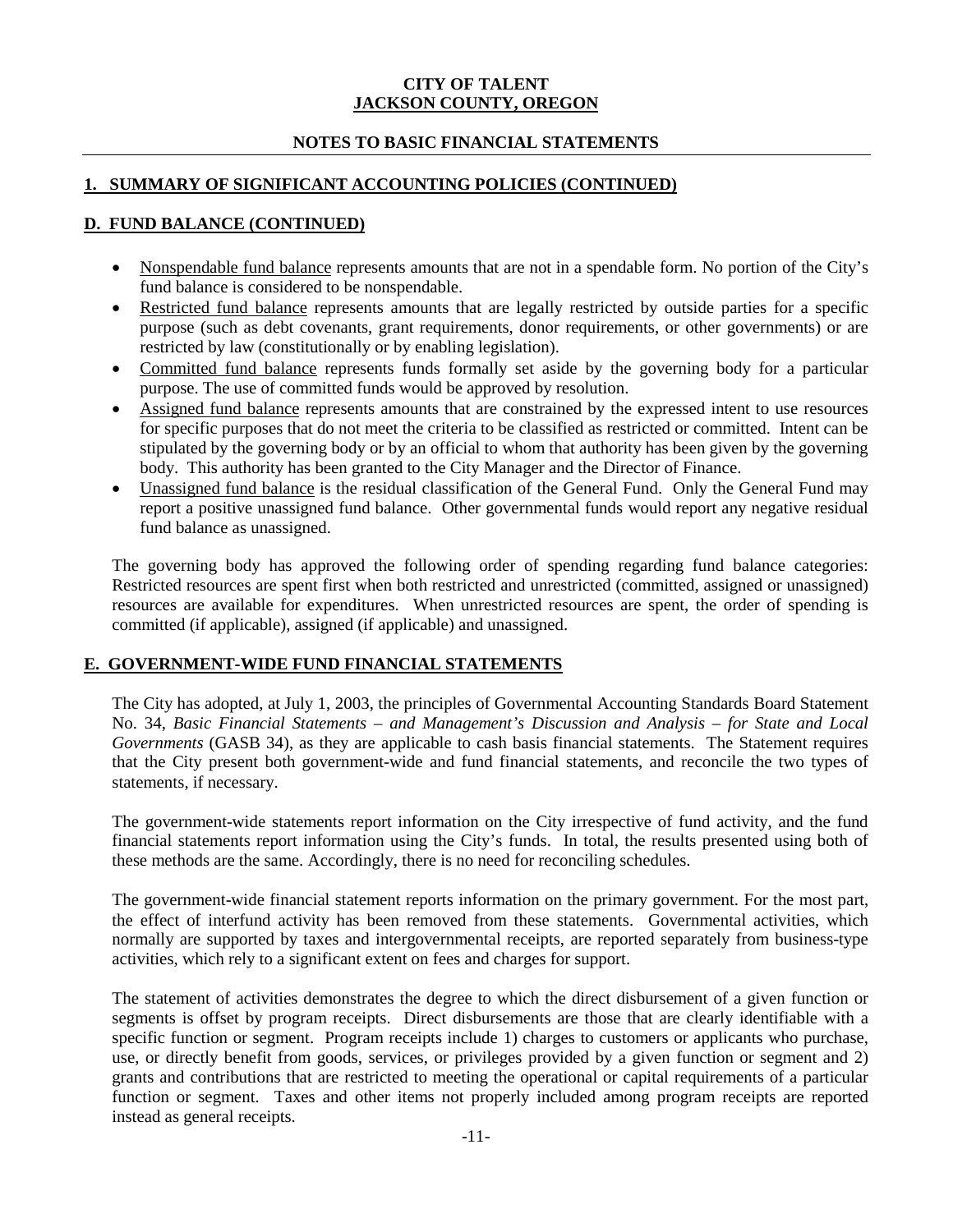# CITY OF TALENT
# JACKSON COUNTY, OREGON

## NOTES TO BASIC FINANCIAL STATEMENTS

## 1. SUMMARY OF SIGNIFICANT ACCOUNTING POLICIES (CONTINUED)

### D. FUND BALANCE (CONTINUED)

- Nonspendable fund balance represents amounts that are not in a spendable form. No portion of the City's fund balance is considered to be nonspendable.
- Restricted fund balance represents amounts that are legally restricted by outside parties for a specific purpose (such as debt covenants, grant requirements, donor requirements, or other governments) or are restricted by law (constitutionally or by enabling legislation).
- Committed fund balance represents funds formally set aside by the governing body for a particular purpose. The use of committed funds would be approved by resolution.
- Assigned fund balance represents amounts that are constrained by the expressed intent to use resources for specific purposes that do not meet the criteria to be classified as restricted or committed. Intent can be stipulated by the governing body or by an official to whom that authority has been given by the governing body. This authority has been granted to the City Manager and the Director of Finance.
- Unassigned fund balance is the residual classification of the General Fund. Only the General Fund may report a positive unassigned fund balance. Other governmental funds would report any negative residual fund balance as unassigned.

The governing body has approved the following order of spending regarding fund balance categories: Restricted resources are spent first when both restricted and unrestricted (committed, assigned or unassigned) resources are available for expenditures. When unrestricted resources are spent, the order of spending is committed (if applicable), assigned (if applicable) and unassigned.

### E. GOVERNMENT-WIDE FUND FINANCIAL STATEMENTS

The City has adopted, at July 1, 2003, the principles of Governmental Accounting Standards Board Statement No. 34, *Basic Financial Statements – and Management's Discussion and Analysis – for State and Local Governments* (GASB 34), as they are applicable to cash basis financial statements. The Statement requires that the City present both government-wide and fund financial statements, and reconcile the two types of statements, if necessary.

The government-wide statements report information on the City irrespective of fund activity, and the fund financial statements report information using the City's funds. In total, the results presented using both of these methods are the same. Accordingly, there is no need for reconciling schedules.

The government-wide financial statement reports information on the primary government. For the most part, the effect of interfund activity has been removed from these statements. Governmental activities, which normally are supported by taxes and intergovernmental receipts, are reported separately from business-type activities, which rely to a significant extent on fees and charges for support.

The statement of activities demonstrates the degree to which the direct disbursement of a given function or segments is offset by program receipts. Direct disbursements are those that are clearly identifiable with a specific function or segment. Program receipts include 1) charges to customers or applicants who purchase, use, or directly benefit from goods, services, or privileges provided by a given function or segment and 2) grants and contributions that are restricted to meeting the operational or capital requirements of a particular function or segment. Taxes and other items not properly included among program receipts are reported instead as general receipts.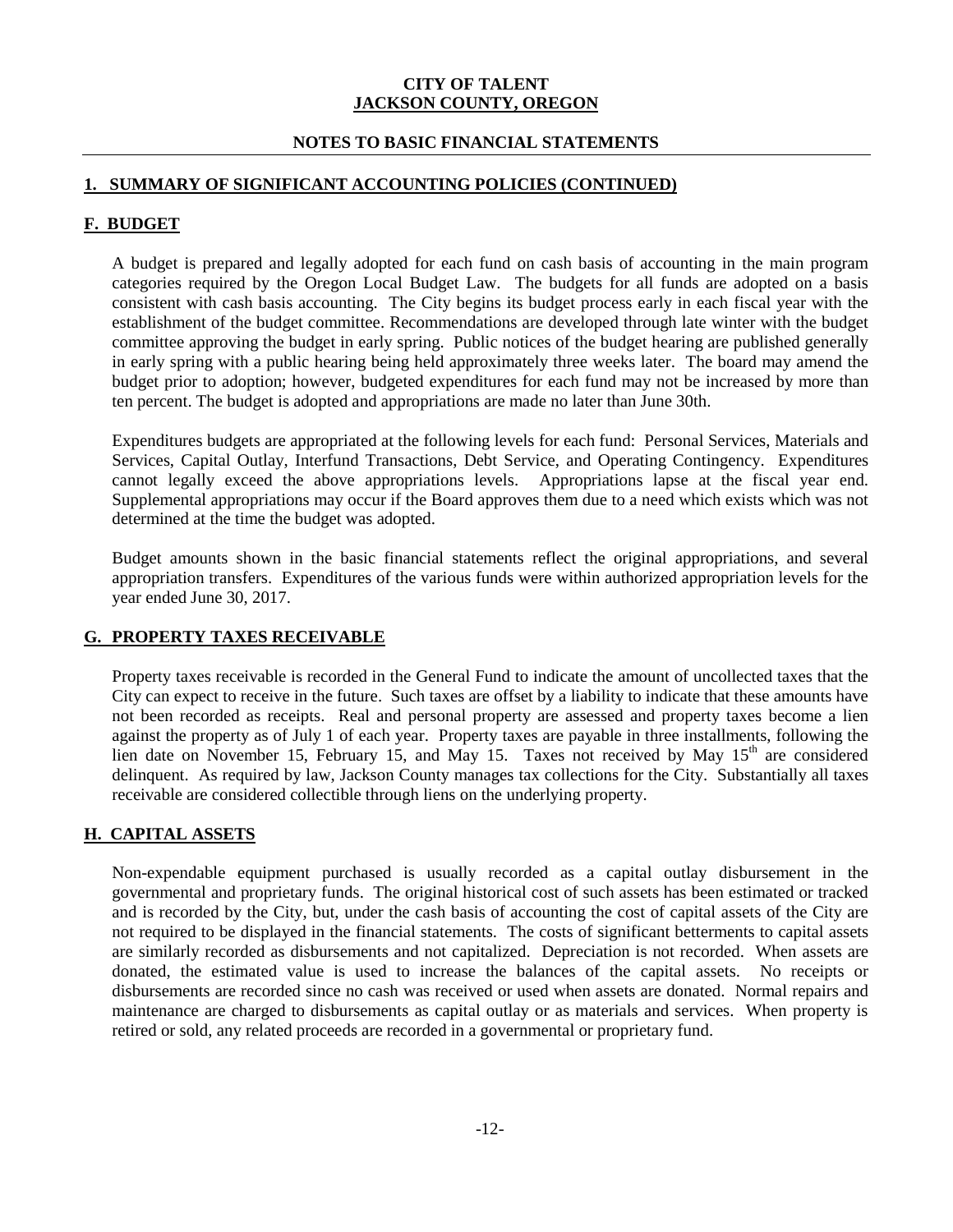**CITY OF TALENT**
**JACKSON COUNTY, OREGON**

**NOTES TO BASIC FINANCIAL STATEMENTS**

## 1. SUMMARY OF SIGNIFICANT ACCOUNTING POLICIES (CONTINUED)

### F. BUDGET

A budget is prepared and legally adopted for each fund on cash basis of accounting in the main program categories required by the Oregon Local Budget Law. The budgets for all funds are adopted on a basis consistent with cash basis accounting. The City begins its budget process early in each fiscal year with the establishment of the budget committee. Recommendations are developed through late winter with the budget committee approving the budget in early spring. Public notices of the budget hearing are published generally in early spring with a public hearing being held approximately three weeks later. The board may amend the budget prior to adoption; however, budgeted expenditures for each fund may not be increased by more than ten percent. The budget is adopted and appropriations are made no later than June 30th.

Expenditures budgets are appropriated at the following levels for each fund: Personal Services, Materials and Services, Capital Outlay, Interfund Transactions, Debt Service, and Operating Contingency. Expenditures cannot legally exceed the above appropriations levels. Appropriations lapse at the fiscal year end. Supplemental appropriations may occur if the Board approves them due to a need which exists which was not determined at the time the budget was adopted.

Budget amounts shown in the basic financial statements reflect the original appropriations, and several appropriation transfers. Expenditures of the various funds were within authorized appropriation levels for the year ended June 30, 2017.

### G. PROPERTY TAXES RECEIVABLE

Property taxes receivable is recorded in the General Fund to indicate the amount of uncollected taxes that the City can expect to receive in the future. Such taxes are offset by a liability to indicate that these amounts have not been recorded as receipts. Real and personal property are assessed and property taxes become a lien against the property as of July 1 of each year. Property taxes are payable in three installments, following the lien date on November 15, February 15, and May 15. Taxes not received by May 15th are considered delinquent. As required by law, Jackson County manages tax collections for the City. Substantially all taxes receivable are considered collectible through liens on the underlying property.

### H. CAPITAL ASSETS

Non-expendable equipment purchased is usually recorded as a capital outlay disbursement in the governmental and proprietary funds. The original historical cost of such assets has been estimated or tracked and is recorded by the City, but, under the cash basis of accounting the cost of capital assets of the City are not required to be displayed in the financial statements. The costs of significant betterments to capital assets are similarly recorded as disbursements and not capitalized. Depreciation is not recorded. When assets are donated, the estimated value is used to increase the balances of the capital assets. No receipts or disbursements are recorded since no cash was received or used when assets are donated. Normal repairs and maintenance are charged to disbursements as capital outlay or as materials and services. When property is retired or sold, any related proceeds are recorded in a governmental or proprietary fund.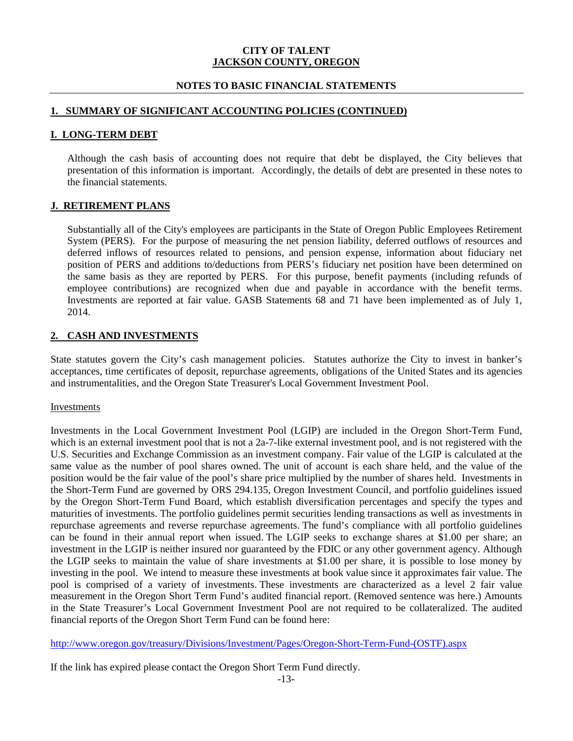**CITY OF TALENT**
**JACKSON COUNTY, OREGON**

**NOTES TO BASIC FINANCIAL STATEMENTS**

## 1. SUMMARY OF SIGNIFICANT ACCOUNTING POLICIES (CONTINUED)

### I. LONG-TERM DEBT

Although the cash basis of accounting does not require that debt be displayed, the City believes that presentation of this information is important. Accordingly, the details of debt are presented in these notes to the financial statements.

### J. RETIREMENT PLANS

Substantially all of the City's employees are participants in the State of Oregon Public Employees Retirement System (PERS). For the purpose of measuring the net pension liability, deferred outflows of resources and deferred inflows of resources related to pensions, and pension expense, information about fiduciary net position of PERS and additions to/deductions from PERS's fiduciary net position have been determined on the same basis as they are reported by PERS. For this purpose, benefit payments (including refunds of employee contributions) are recognized when due and payable in accordance with the benefit terms. Investments are reported at fair value. GASB Statements 68 and 71 have been implemented as of July 1, 2014.

## 2. CASH AND INVESTMENTS

State statutes govern the City's cash management policies. Statutes authorize the City to invest in banker's acceptances, time certificates of deposit, repurchase agreements, obligations of the United States and its agencies and instrumentalities, and the Oregon State Treasurer's Local Government Investment Pool.

Investments

Investments in the Local Government Investment Pool (LGIP) are included in the Oregon Short-Term Fund, which is an external investment pool that is not a 2a-7-like external investment pool, and is not registered with the U.S. Securities and Exchange Commission as an investment company. Fair value of the LGIP is calculated at the same value as the number of pool shares owned. The unit of account is each share held, and the value of the position would be the fair value of the pool's share price multiplied by the number of shares held. Investments in the Short-Term Fund are governed by ORS 294.135, Oregon Investment Council, and portfolio guidelines issued by the Oregon Short-Term Fund Board, which establish diversification percentages and specify the types and maturities of investments. The portfolio guidelines permit securities lending transactions as well as investments in repurchase agreements and reverse repurchase agreements. The fund's compliance with all portfolio guidelines can be found in their annual report when issued. The LGIP seeks to exchange shares at $1.00 per share; an investment in the LGIP is neither insured nor guaranteed by the FDIC or any other government agency. Although the LGIP seeks to maintain the value of share investments at $1.00 per share, it is possible to lose money by investing in the pool. We intend to measure these investments at book value since it approximates fair value. The pool is comprised of a variety of investments. These investments are characterized as a level 2 fair value measurement in the Oregon Short Term Fund's audited financial report. (Removed sentence was here.) Amounts in the State Treasurer's Local Government Investment Pool are not required to be collateralized. The audited financial reports of the Oregon Short Term Fund can be found here:

http://www.oregon.gov/treasury/Divisions/Investment/Pages/Oregon-Short-Term-Fund-(OSTF).aspx

If the link has expired please contact the Oregon Short Term Fund directly.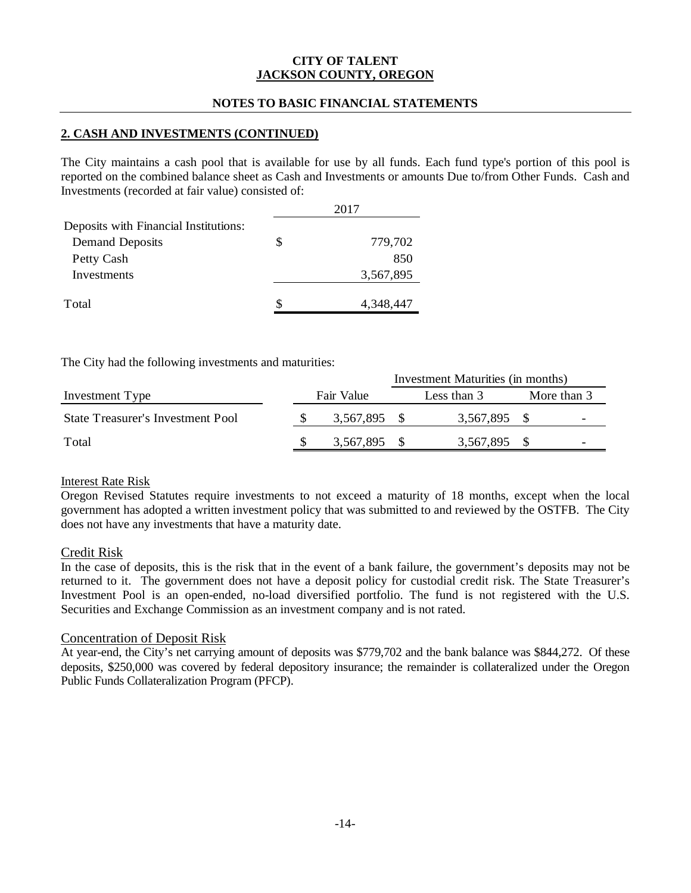## 2. CASH AND INVESTMENTS (CONTINUED)

The City maintains a cash pool that is available for use by all funds. Each fund type's portion of this pool is reported on the combined balance sheet as Cash and Investments or amounts Due to/from Other Funds. Cash and Investments (recorded at fair value) consisted of:

| | | 2017 |
|---|---|---|
| Deposits with Financial Institutions: | | |
| Demand Deposits | $ | 779,702 |
| Petty Cash | | 850 |
| Investments | | 3,567,895 |
| Total | $ | 4,348,447 |

The City had the following investments and maturities:

| | | | Investment Maturities (in months) | |
|---|---|---|---|---|
| Investment Type | | Fair Value | Less than 3 | More than 3 |
| State Treasurer's Investment Pool | $ | 3,567,895 | $ 3,567,895 | $ - |
| Total | $ | 3,567,895 | $ 3,567,895 | $ - |

### Interest Rate Risk

Oregon Revised Statutes require investments to not exceed a maturity of 18 months, except when the local government has adopted a written investment policy that was submitted to and reviewed by the OSTFB. The City does not have any investments that have a maturity date.

### Credit Risk

In the case of deposits, this is the risk that in the event of a bank failure, the government's deposits may not be returned to it. The government does not have a deposit policy for custodial credit risk. The State Treasurer's Investment Pool is an open-ended, no-load diversified portfolio. The fund is not registered with the U.S. Securities and Exchange Commission as an investment company and is not rated.

### Concentration of Deposit Risk

At year-end, the City's net carrying amount of deposits was $779,702 and the bank balance was $844,272. Of these deposits, $250,000 was covered by federal depository insurance; the remainder is collateralized under the Oregon Public Funds Collateralization Program (PFCP).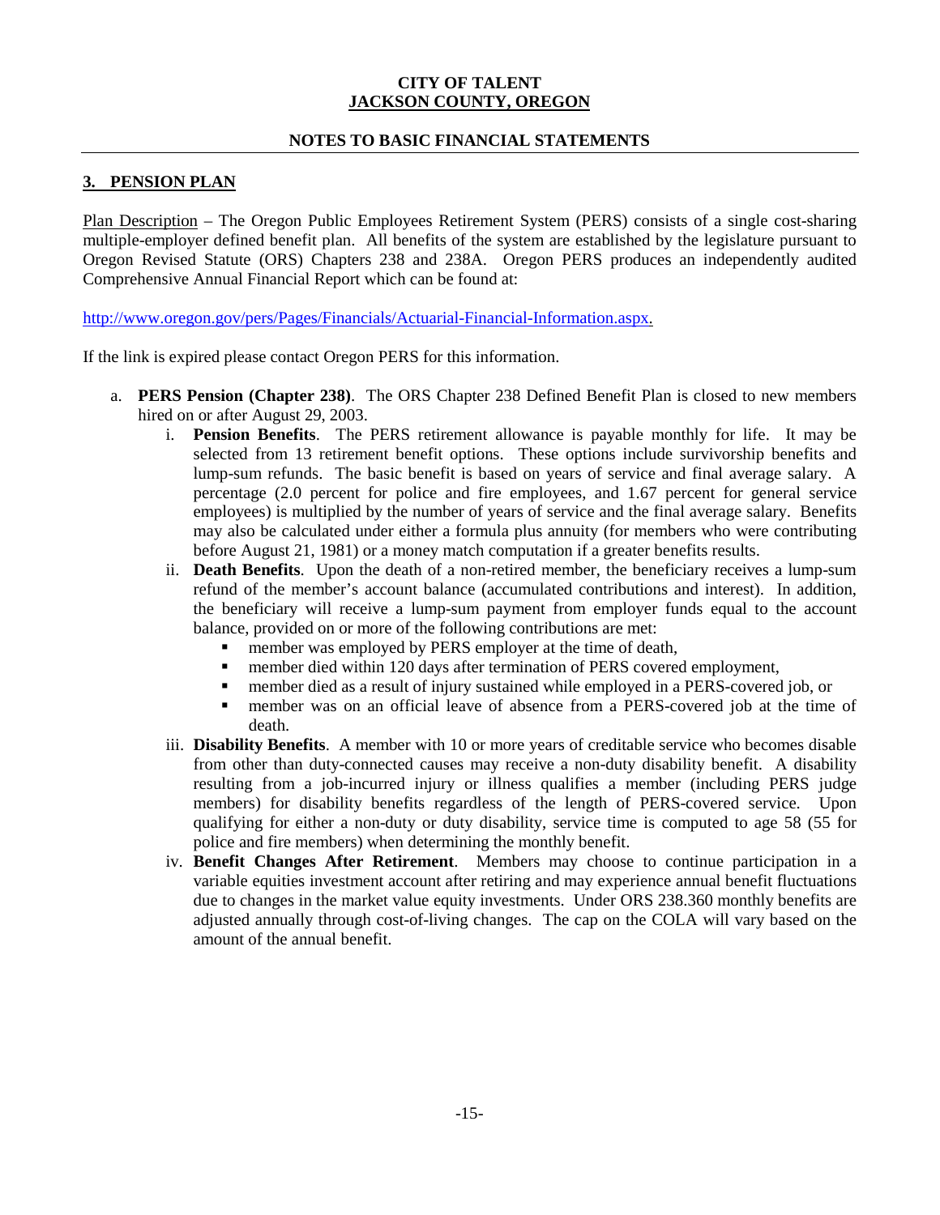**CITY OF TALENT**
**JACKSON COUNTY, OREGON**

**NOTES TO BASIC FINANCIAL STATEMENTS**

## 3. PENSION PLAN

Plan Description – The Oregon Public Employees Retirement System (PERS) consists of a single cost-sharing multiple-employer defined benefit plan. All benefits of the system are established by the legislature pursuant to Oregon Revised Statute (ORS) Chapters 238 and 238A. Oregon PERS produces an independently audited Comprehensive Annual Financial Report which can be found at:

http://www.oregon.gov/pers/Pages/Financials/Actuarial-Financial-Information.aspx.

If the link is expired please contact Oregon PERS for this information.

a. **PERS Pension (Chapter 238)**. The ORS Chapter 238 Defined Benefit Plan is closed to new members hired on or after August 29, 2003.
   i. **Pension Benefits**. The PERS retirement allowance is payable monthly for life. It may be selected from 13 retirement benefit options. These options include survivorship benefits and lump-sum refunds. The basic benefit is based on years of service and final average salary. A percentage (2.0 percent for police and fire employees, and 1.67 percent for general service employees) is multiplied by the number of years of service and the final average salary. Benefits may also be calculated under either a formula plus annuity (for members who were contributing before August 21, 1981) or a money match computation if a greater benefits results.
   ii. **Death Benefits**. Upon the death of a non-retired member, the beneficiary receives a lump-sum refund of the member's account balance (accumulated contributions and interest). In addition, the beneficiary will receive a lump-sum payment from employer funds equal to the account balance, provided on or more of the following contributions are met:
      - member was employed by PERS employer at the time of death,
      - member died within 120 days after termination of PERS covered employment,
      - member died as a result of injury sustained while employed in a PERS-covered job, or
      - member was on an official leave of absence from a PERS-covered job at the time of death.
   iii. **Disability Benefits**. A member with 10 or more years of creditable service who becomes disable from other than duty-connected causes may receive a non-duty disability benefit. A disability resulting from a job-incurred injury or illness qualifies a member (including PERS judge members) for disability benefits regardless of the length of PERS-covered service. Upon qualifying for either a non-duty or duty disability, service time is computed to age 58 (55 for police and fire members) when determining the monthly benefit.
   iv. **Benefit Changes After Retirement**. Members may choose to continue participation in a variable equities investment account after retiring and may experience annual benefit fluctuations due to changes in the market value equity investments. Under ORS 238.360 monthly benefits are adjusted annually through cost-of-living changes. The cap on the COLA will vary based on the amount of the annual benefit.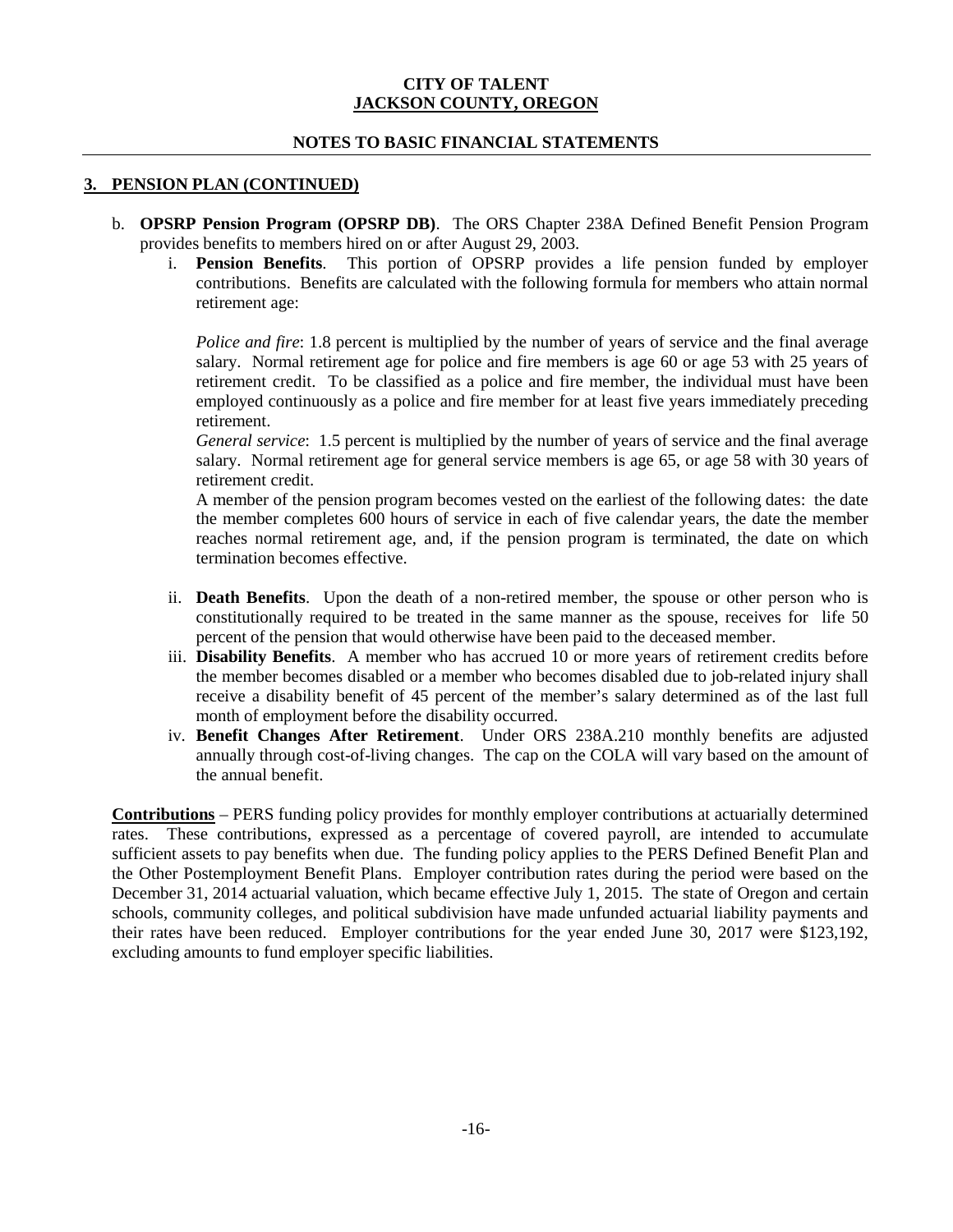**CITY OF TALENT**
**JACKSON COUNTY, OREGON**

**NOTES TO BASIC FINANCIAL STATEMENTS**

## 3. PENSION PLAN (CONTINUED)

b. **OPSRP Pension Program (OPSRP DB)**. The ORS Chapter 238A Defined Benefit Pension Program provides benefits to members hired on or after August 29, 2003.

   i. **Pension Benefits**. This portion of OPSRP provides a life pension funded by employer contributions. Benefits are calculated with the following formula for members who attain normal retirement age:

      *Police and fire*: 1.8 percent is multiplied by the number of years of service and the final average salary. Normal retirement age for police and fire members is age 60 or age 53 with 25 years of retirement credit. To be classified as a police and fire member, the individual must have been employed continuously as a police and fire member for at least five years immediately preceding retirement.

      *General service*: 1.5 percent is multiplied by the number of years of service and the final average salary. Normal retirement age for general service members is age 65, or age 58 with 30 years of retirement credit.

      A member of the pension program becomes vested on the earliest of the following dates: the date the member completes 600 hours of service in each of five calendar years, the date the member reaches normal retirement age, and, if the pension program is terminated, the date on which termination becomes effective.

   ii. **Death Benefits**. Upon the death of a non-retired member, the spouse or other person who is constitutionally required to be treated in the same manner as the spouse, receives for life 50 percent of the pension that would otherwise have been paid to the deceased member.

   iii. **Disability Benefits**. A member who has accrued 10 or more years of retirement credits before the member becomes disabled or a member who becomes disabled due to job-related injury shall receive a disability benefit of 45 percent of the member's salary determined as of the last full month of employment before the disability occurred.

   iv. **Benefit Changes After Retirement**. Under ORS 238A.210 monthly benefits are adjusted annually through cost-of-living changes. The cap on the COLA will vary based on the amount of the annual benefit.

**Contributions** – PERS funding policy provides for monthly employer contributions at actuarially determined rates. These contributions, expressed as a percentage of covered payroll, are intended to accumulate sufficient assets to pay benefits when due. The funding policy applies to the PERS Defined Benefit Plan and the Other Postemployment Benefit Plans. Employer contribution rates during the period were based on the December 31, 2014 actuarial valuation, which became effective July 1, 2015. The state of Oregon and certain schools, community colleges, and political subdivision have made unfunded actuarial liability payments and their rates have been reduced. Employer contributions for the year ended June 30, 2017 were $123,192, excluding amounts to fund employer specific liabilities.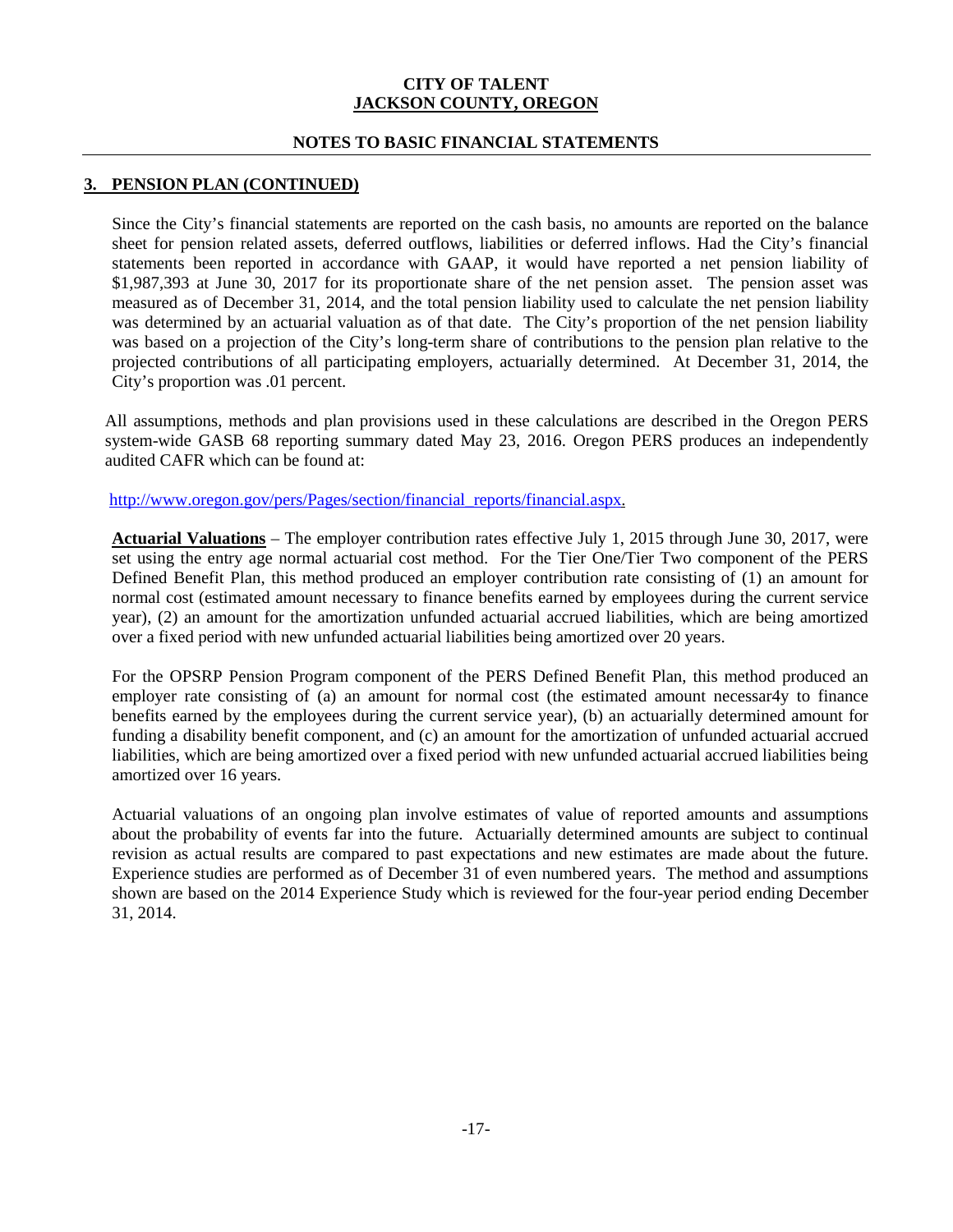**CITY OF TALENT**
**JACKSON COUNTY, OREGON**

**NOTES TO BASIC FINANCIAL STATEMENTS**

## 3. PENSION PLAN (CONTINUED)

Since the City's financial statements are reported on the cash basis, no amounts are reported on the balance sheet for pension related assets, deferred outflows, liabilities or deferred inflows. Had the City's financial statements been reported in accordance with GAAP, it would have reported a net pension liability of $1,987,393 at June 30, 2017 for its proportionate share of the net pension asset. The pension asset was measured as of December 31, 2014, and the total pension liability used to calculate the net pension liability was determined by an actuarial valuation as of that date. The City's proportion of the net pension liability was based on a projection of the City's long-term share of contributions to the pension plan relative to the projected contributions of all participating employers, actuarially determined. At December 31, 2014, the City's proportion was .01 percent.

All assumptions, methods and plan provisions used in these calculations are described in the Oregon PERS system-wide GASB 68 reporting summary dated May 23, 2016. Oregon PERS produces an independently audited CAFR which can be found at:

http://www.oregon.gov/pers/Pages/section/financial_reports/financial.aspx.

**Actuarial Valuations** – The employer contribution rates effective July 1, 2015 through June 30, 2017, were set using the entry age normal actuarial cost method. For the Tier One/Tier Two component of the PERS Defined Benefit Plan, this method produced an employer contribution rate consisting of (1) an amount for normal cost (estimated amount necessary to finance benefits earned by employees during the current service year), (2) an amount for the amortization unfunded actuarial accrued liabilities, which are being amortized over a fixed period with new unfunded actuarial liabilities being amortized over 20 years.

For the OPSRP Pension Program component of the PERS Defined Benefit Plan, this method produced an employer rate consisting of (a) an amount for normal cost (the estimated amount necessar4y to finance benefits earned by the employees during the current service year), (b) an actuarially determined amount for funding a disability benefit component, and (c) an amount for the amortization of unfunded actuarial accrued liabilities, which are being amortized over a fixed period with new unfunded actuarial accrued liabilities being amortized over 16 years.

Actuarial valuations of an ongoing plan involve estimates of value of reported amounts and assumptions about the probability of events far into the future. Actuarially determined amounts are subject to continual revision as actual results are compared to past expectations and new estimates are made about the future. Experience studies are performed as of December 31 of even numbered years. The method and assumptions shown are based on the 2014 Experience Study which is reviewed for the four-year period ending December 31, 2014.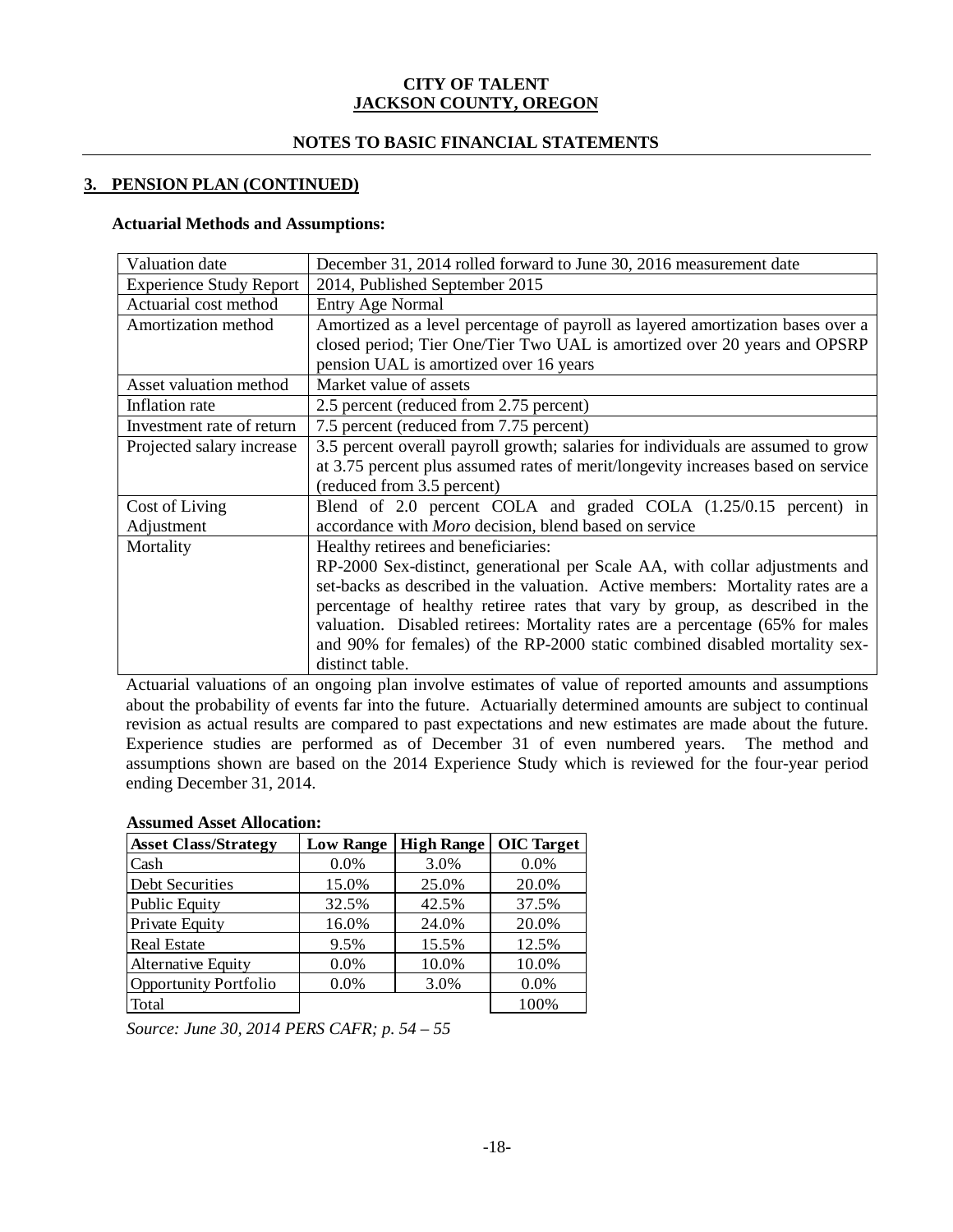**CITY OF TALENT**
**JACKSON COUNTY, OREGON**

**NOTES TO BASIC FINANCIAL STATEMENTS**

## 3. PENSION PLAN (CONTINUED)

### Actuarial Methods and Assumptions:

| | |
|---|---|
| Valuation date | December 31, 2014 rolled forward to June 30, 2016 measurement date |
| Experience Study Report | 2014, Published September 2015 |
| Actuarial cost method | Entry Age Normal |
| Amortization method | Amortized as a level percentage of payroll as layered amortization bases over a closed period; Tier One/Tier Two UAL is amortized over 20 years and OPSRP pension UAL is amortized over 16 years |
| Asset valuation method | Market value of assets |
| Inflation rate | 2.5 percent (reduced from 2.75 percent) |
| Investment rate of return | 7.5 percent (reduced from 7.75 percent) |
| Projected salary increase | 3.5 percent overall payroll growth; salaries for individuals are assumed to grow at 3.75 percent plus assumed rates of merit/longevity increases based on service (reduced from 3.5 percent) |
| Cost of Living Adjustment | Blend of 2.0 percent COLA and graded COLA (1.25/0.15 percent) in accordance with *Moro* decision, blend based on service |
| Mortality | Healthy retirees and beneficiaries: RP-2000 Sex-distinct, generational per Scale AA, with collar adjustments and set-backs as described in the valuation. Active members: Mortality rates are a percentage of healthy retiree rates that vary by group, as described in the valuation. Disabled retirees: Mortality rates are a percentage (65% for males and 90% for females) of the RP-2000 static combined disabled mortality sex-distinct table. |

Actuarial valuations of an ongoing plan involve estimates of value of reported amounts and assumptions about the probability of events far into the future. Actuarially determined amounts are subject to continual revision as actual results are compared to past expectations and new estimates are made about the future. Experience studies are performed as of December 31 of even numbered years. The method and assumptions shown are based on the 2014 Experience Study which is reviewed for the four-year period ending December 31, 2014.

### Assumed Asset Allocation:

| Asset Class/Strategy | Low Range | High Range | OIC Target |
|---|---|---|---|
| Cash | 0.0% | 3.0% | 0.0% |
| Debt Securities | 15.0% | 25.0% | 20.0% |
| Public Equity | 32.5% | 42.5% | 37.5% |
| Private Equity | 16.0% | 24.0% | 20.0% |
| Real Estate | 9.5% | 15.5% | 12.5% |
| Alternative Equity | 0.0% | 10.0% | 10.0% |
| Opportunity Portfolio | 0.0% | 3.0% | 0.0% |
| Total | | | 100% |

*Source: June 30, 2014 PERS CAFR; p. 54 – 55*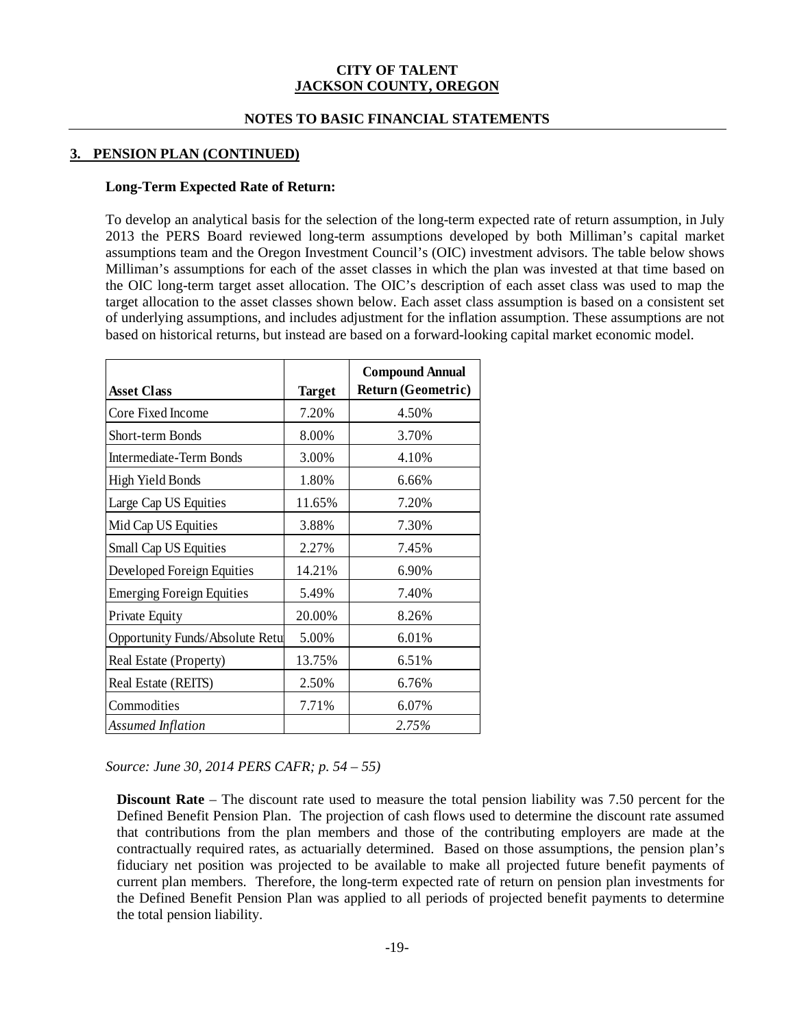## 3. PENSION PLAN (CONTINUED)

**Long-Term Expected Rate of Return:**

To develop an analytical basis for the selection of the long-term expected rate of return assumption, in July 2013 the PERS Board reviewed long-term assumptions developed by both Milliman's capital market assumptions team and the Oregon Investment Council's (OIC) investment advisors. The table below shows Milliman's assumptions for each of the asset classes in which the plan was invested at that time based on the OIC long-term target asset allocation. The OIC's description of each asset class was used to map the target allocation to the asset classes shown below. Each asset class assumption is based on a consistent set of underlying assumptions, and includes adjustment for the inflation assumption. These assumptions are not based on historical returns, but instead are based on a forward-looking capital market economic model.

| Asset Class | Target | Compound Annual Return (Geometric) |
|---|---|---|
| Core Fixed Income | 7.20% | 4.50% |
| Short-term Bonds | 8.00% | 3.70% |
| Intermediate-Term Bonds | 3.00% | 4.10% |
| High Yield Bonds | 1.80% | 6.66% |
| Large Cap US Equities | 11.65% | 7.20% |
| Mid Cap US Equities | 3.88% | 7.30% |
| Small Cap US Equities | 2.27% | 7.45% |
| Developed Foreign Equities | 14.21% | 6.90% |
| Emerging Foreign Equities | 5.49% | 7.40% |
| Private Equity | 20.00% | 8.26% |
| Opportunity Funds/Absolute Retu | 5.00% | 6.01% |
| Real Estate (Property) | 13.75% | 6.51% |
| Real Estate (REITS) | 2.50% | 6.76% |
| Commodities | 7.71% | 6.07% |
| *Assumed Inflation* | | *2.75%* |

*Source: June 30, 2014 PERS CAFR; p. 54 – 55)*

**Discount Rate** – The discount rate used to measure the total pension liability was 7.50 percent for the Defined Benefit Pension Plan. The projection of cash flows used to determine the discount rate assumed that contributions from the plan members and those of the contributing employers are made at the contractually required rates, as actuarially determined. Based on those assumptions, the pension plan's fiduciary net position was projected to be available to make all projected future benefit payments of current plan members. Therefore, the long-term expected rate of return on pension plan investments for the Defined Benefit Pension Plan was applied to all periods of projected benefit payments to determine the total pension liability.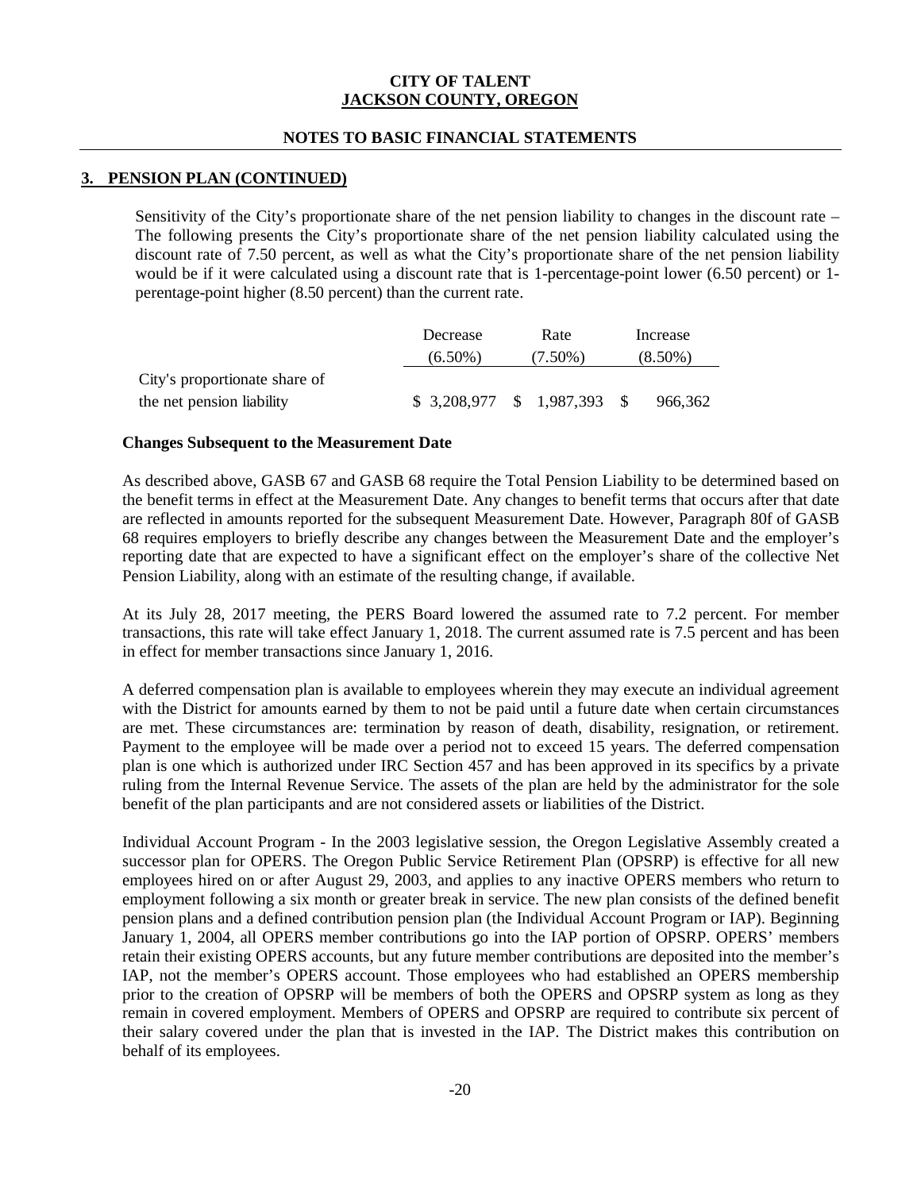**CITY OF TALENT**
**JACKSON COUNTY, OREGON**

**NOTES TO BASIC FINANCIAL STATEMENTS**

## 3. PENSION PLAN (CONTINUED)

Sensitivity of the City's proportionate share of the net pension liability to changes in the discount rate – The following presents the City's proportionate share of the net pension liability calculated using the discount rate of 7.50 percent, as well as what the City's proportionate share of the net pension liability would be if it were calculated using a discount rate that is 1-percentage-point lower (6.50 percent) or 1-perentage-point higher (8.50 percent) than the current rate.

| | Decrease (6.50%) | Rate (7.50%) | Increase (8.50%) |
|---|---|---|---|
| City's proportionate share of the net pension liability | $ 3,208,977 | $ 1,987,393 | $ 966,362 |

**Changes Subsequent to the Measurement Date**

As described above, GASB 67 and GASB 68 require the Total Pension Liability to be determined based on the benefit terms in effect at the Measurement Date. Any changes to benefit terms that occurs after that date are reflected in amounts reported for the subsequent Measurement Date. However, Paragraph 80f of GASB 68 requires employers to briefly describe any changes between the Measurement Date and the employer's reporting date that are expected to have a significant effect on the employer's share of the collective Net Pension Liability, along with an estimate of the resulting change, if available.

At its July 28, 2017 meeting, the PERS Board lowered the assumed rate to 7.2 percent. For member transactions, this rate will take effect January 1, 2018. The current assumed rate is 7.5 percent and has been in effect for member transactions since January 1, 2016.

A deferred compensation plan is available to employees wherein they may execute an individual agreement with the District for amounts earned by them to not be paid until a future date when certain circumstances are met. These circumstances are: termination by reason of death, disability, resignation, or retirement. Payment to the employee will be made over a period not to exceed 15 years. The deferred compensation plan is one which is authorized under IRC Section 457 and has been approved in its specifics by a private ruling from the Internal Revenue Service. The assets of the plan are held by the administrator for the sole benefit of the plan participants and are not considered assets or liabilities of the District.

Individual Account Program - In the 2003 legislative session, the Oregon Legislative Assembly created a successor plan for OPERS. The Oregon Public Service Retirement Plan (OPSRP) is effective for all new employees hired on or after August 29, 2003, and applies to any inactive OPERS members who return to employment following a six month or greater break in service. The new plan consists of the defined benefit pension plans and a defined contribution pension plan (the Individual Account Program or IAP). Beginning January 1, 2004, all OPERS member contributions go into the IAP portion of OPSRP. OPERS' members retain their existing OPERS accounts, but any future member contributions are deposited into the member's IAP, not the member's OPERS account. Those employees who had established an OPERS membership prior to the creation of OPSRP will be members of both the OPERS and OPSRP system as long as they remain in covered employment. Members of OPERS and OPSRP are required to contribute six percent of their salary covered under the plan that is invested in the IAP. The District makes this contribution on behalf of its employees.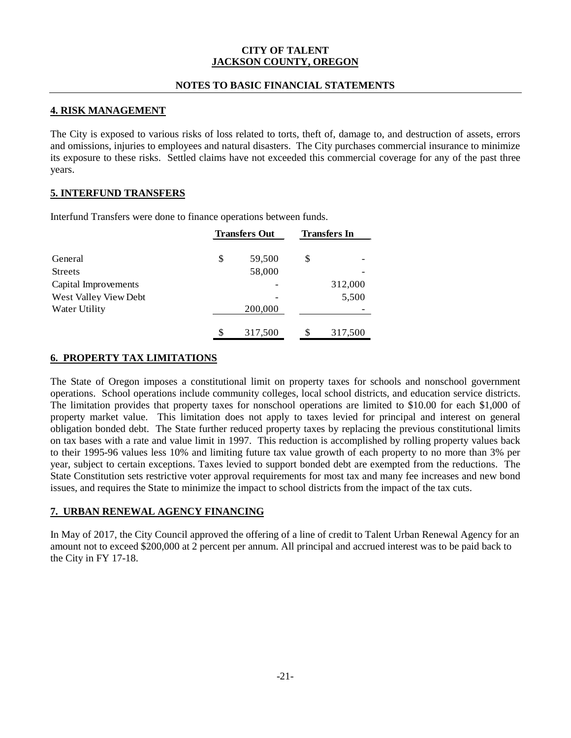**CITY OF TALENT**
**JACKSON COUNTY, OREGON**

**NOTES TO BASIC FINANCIAL STATEMENTS**

## 4. RISK MANAGEMENT

The City is exposed to various risks of loss related to torts, theft of, damage to, and destruction of assets, errors and omissions, injuries to employees and natural disasters. The City purchases commercial insurance to minimize its exposure to these risks. Settled claims have not exceeded this commercial coverage for any of the past three years.

## 5. INTERFUND TRANSFERS

Interfund Transfers were done to finance operations between funds.

| | Transfers Out | Transfers In |
|---|---|---|
| General | $ 59,500 | $ - |
| Streets | 58,000 | - |
| Capital Improvements | - | 312,000 |
| West Valley View Debt | - | 5,500 |
| Water Utility | 200,000 | - |
| | $ 317,500 | $ 317,500 |

## 6. PROPERTY TAX LIMITATIONS

The State of Oregon imposes a constitutional limit on property taxes for schools and nonschool government operations. School operations include community colleges, local school districts, and education service districts. The limitation provides that property taxes for nonschool operations are limited to $10.00 for each $1,000 of property market value. This limitation does not apply to taxes levied for principal and interest on general obligation bonded debt. The State further reduced property taxes by replacing the previous constitutional limits on tax bases with a rate and value limit in 1997. This reduction is accomplished by rolling property values back to their 1995-96 values less 10% and limiting future tax value growth of each property to no more than 3% per year, subject to certain exceptions. Taxes levied to support bonded debt are exempted from the reductions. The State Constitution sets restrictive voter approval requirements for most tax and many fee increases and new bond issues, and requires the State to minimize the impact to school districts from the impact of the tax cuts.

## 7. URBAN RENEWAL AGENCY FINANCING

In May of 2017, the City Council approved the offering of a line of credit to Talent Urban Renewal Agency for an amount not to exceed $200,000 at 2 percent per annum. All principal and accrued interest was to be paid back to the City in FY 17-18.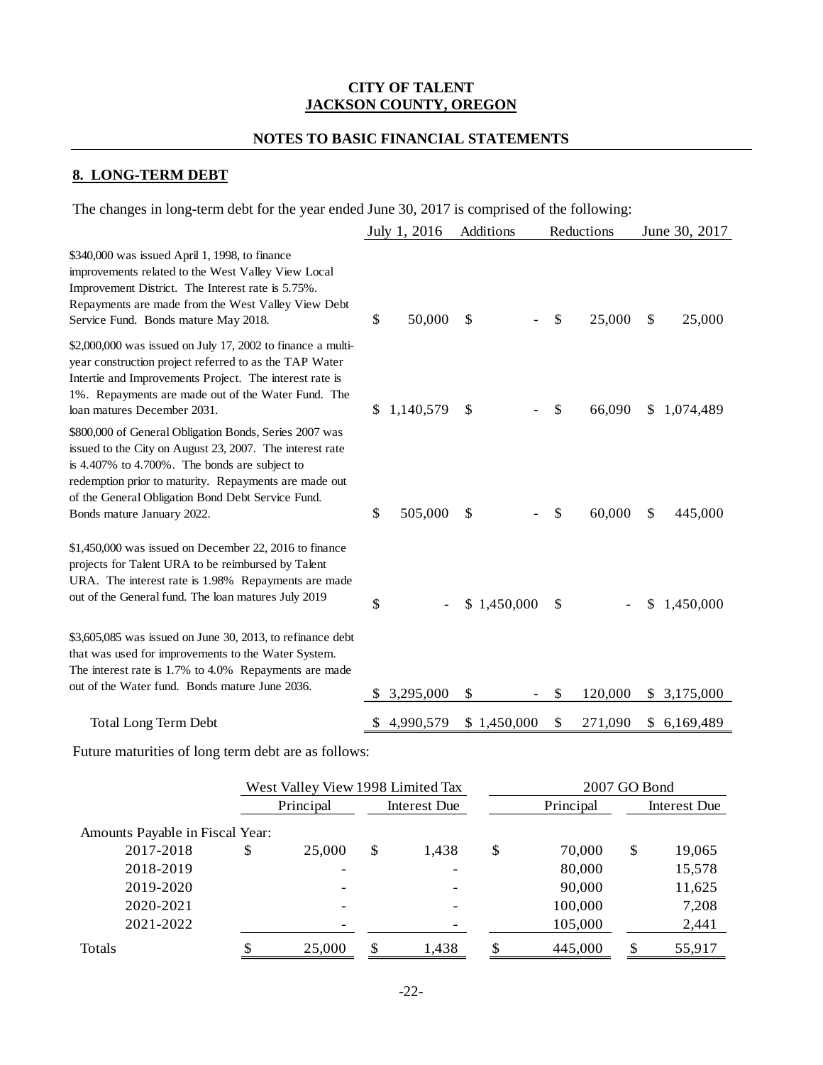**CITY OF TALENT**
**JACKSON COUNTY, OREGON**

**NOTES TO BASIC FINANCIAL STATEMENTS**

## 8. LONG-TERM DEBT

The changes in long-term debt for the year ended June 30, 2017 is comprised of the following:

| | July 1, 2016 | Additions | Reductions | June 30, 2017 |
|---|---|---|---|---|
| $340,000 was issued April 1, 1998, to finance improvements related to the West Valley View Local Improvement District. The Interest rate is 5.75%. Repayments are made from the West Valley View Debt Service Fund. Bonds mature May 2018. | $ 50,000 | $ - | $ 25,000 | $ 25,000 |
| $2,000,000 was issued on July 17, 2002 to finance a multi-year construction project referred to as the TAP Water Intertie and Improvements Project. The interest rate is 1%. Repayments are made out of the Water Fund. The loan matures December 2031. | $ 1,140,579 | $ - | $ 66,090 | $ 1,074,489 |
| $800,000 of General Obligation Bonds, Series 2007 was issued to the City on August 23, 2007. The interest rate is 4.407% to 4.700%. The bonds are subject to redemption prior to maturity. Repayments are made out of the General Obligation Bond Debt Service Fund. Bonds mature January 2022. | $ 505,000 | $ - | $ 60,000 | $ 445,000 |
| $1,450,000 was issued on December 22, 2016 to finance projects for Talent URA to be reimbursed by Talent URA. The interest rate is 1.98% Repayments are made out of the General fund. The loan matures July 2019 | $ - | $ 1,450,000 | $ - | $ 1,450,000 |
| $3,605,085 was issued on June 30, 2013, to refinance debt that was used for improvements to the Water System. The interest rate is 1.7% to 4.0% Repayments are made out of the Water fund. Bonds mature June 2036. | $ 3,295,000 | $ - | $ 120,000 | $ 3,175,000 |
| Total Long Term Debt | $ 4,990,579 | $ 1,450,000 | $ 271,090 | $ 6,169,489 |

Future maturities of long term debt are as follows:

| | West Valley View 1998 Limited Tax | | 2007 GO Bond | |
|---|---|---|---|---|
| | Principal | Interest Due | Principal | Interest Due |
| Amounts Payable in Fiscal Year: | | | | |
| 2017-2018 | $ 25,000 | $ 1,438 | $ 70,000 | $ 19,065 |
| 2018-2019 | - | - | 80,000 | 15,578 |
| 2019-2020 | - | - | 90,000 | 11,625 |
| 2020-2021 | - | - | 100,000 | 7,208 |
| 2021-2022 | - | - | 105,000 | 2,441 |
| Totals | $ 25,000 | $ 1,438 | $ 445,000 | $ 55,917 |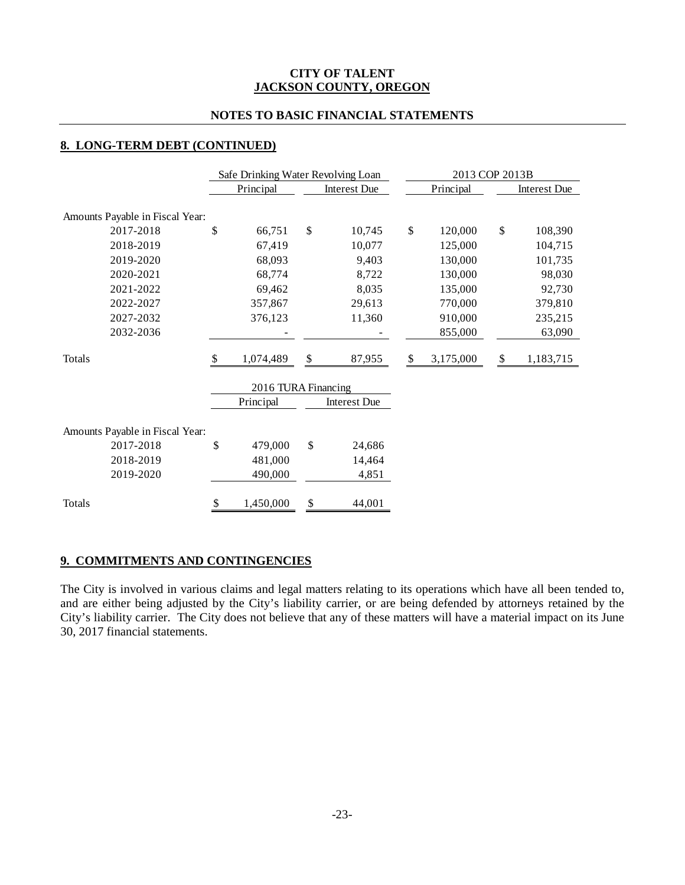**CITY OF TALENT**
**JACKSON COUNTY, OREGON**

**NOTES TO BASIC FINANCIAL STATEMENTS**

## 8. LONG-TERM DEBT (CONTINUED)

| | Safe Drinking Water Revolving Loan | | 2013 COP 2013B | |
|---|---|---|---|---|
| | Principal | Interest Due | Principal | Interest Due |
| Amounts Payable in Fiscal Year: | | | | |
| 2017-2018 | $ 66,751 | $ 10,745 | $ 120,000 | $ 108,390 |
| 2018-2019 | 67,419 | 10,077 | 125,000 | 104,715 |
| 2019-2020 | 68,093 | 9,403 | 130,000 | 101,735 |
| 2020-2021 | 68,774 | 8,722 | 130,000 | 98,030 |
| 2021-2022 | 69,462 | 8,035 | 135,000 | 92,730 |
| 2022-2027 | 357,867 | 29,613 | 770,000 | 379,810 |
| 2027-2032 | 376,123 | 11,360 | 910,000 | 235,215 |
| 2032-2036 | - | - | 855,000 | 63,090 |
| Totals | $ 1,074,489 | $ 87,955 | $ 3,175,000 | $ 1,183,715 |

| | 2016 TURA Financing | |
|---|---|---|
| | Principal | Interest Due |
| Amounts Payable in Fiscal Year: | | |
| 2017-2018 | $ 479,000 | $ 24,686 |
| 2018-2019 | 481,000 | 14,464 |
| 2019-2020 | 490,000 | 4,851 |
| Totals | $ 1,450,000 | $ 44,001 |

## 9. COMMITMENTS AND CONTINGENCIES

The City is involved in various claims and legal matters relating to its operations which have all been tended to, and are either being adjusted by the City's liability carrier, or are being defended by attorneys retained by the City's liability carrier. The City does not believe that any of these matters will have a material impact on its June 30, 2017 financial statements.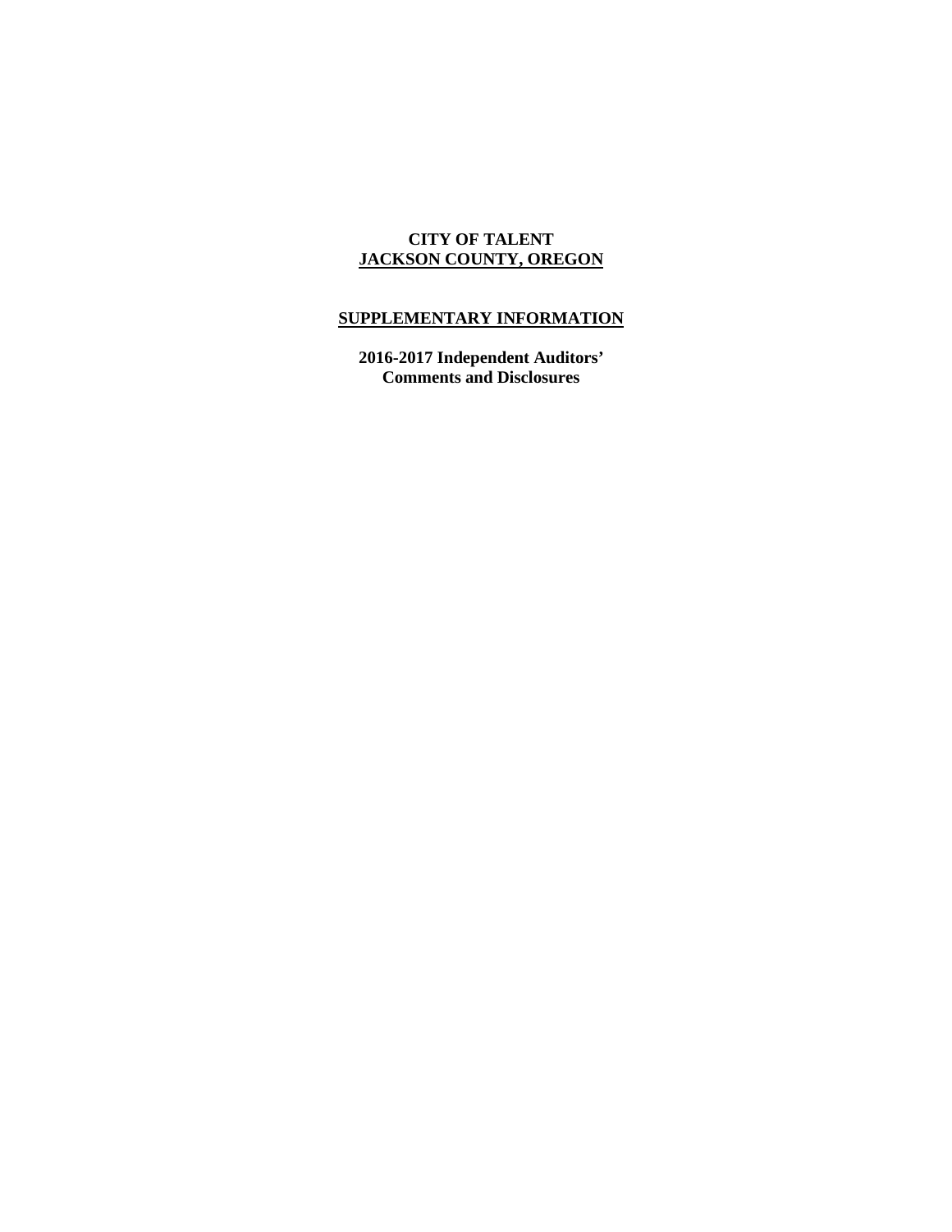**CITY OF TALENT**
**JACKSON COUNTY, OREGON**

## SUPPLEMENTARY INFORMATION

**2016-2017 Independent Auditors' Comments and Disclosures**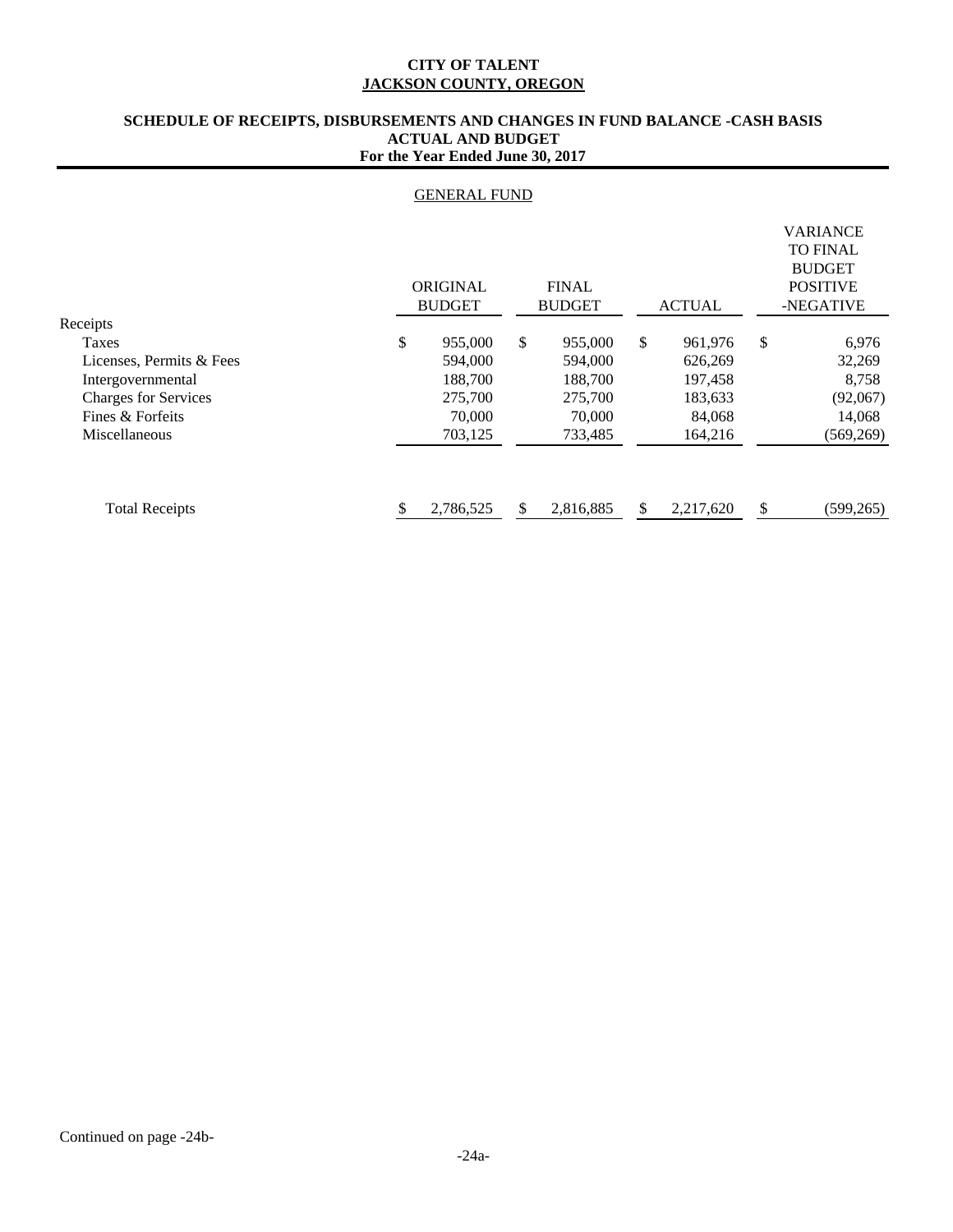**CITY OF TALENT**
**JACKSON COUNTY, OREGON**

**SCHEDULE OF RECEIPTS, DISBURSEMENTS AND CHANGES IN FUND BALANCE -CASH BASIS**
**ACTUAL AND BUDGET**
**For the Year Ended June 30, 2017**

GENERAL FUND

| | ORIGINAL BUDGET | FINAL BUDGET | ACTUAL | VARIANCE TO FINAL BUDGET POSITIVE -NEGATIVE |
|---|---|---|---|---|
| Receipts | | | | |
| Taxes | $ 955,000 | $ 955,000 | $ 961,976 | $ 6,976 |
| Licenses, Permits & Fees | 594,000 | 594,000 | 626,269 | 32,269 |
| Intergovernmental | 188,700 | 188,700 | 197,458 | 8,758 |
| Charges for Services | 275,700 | 275,700 | 183,633 | (92,067) |
| Fines & Forfeits | 70,000 | 70,000 | 84,068 | 14,068 |
| Miscellaneous | 703,125 | 733,485 | 164,216 | (569,269) |
| Total Receipts | $ 2,786,525 | $ 2,816,885 | $ 2,217,620 | $ (599,265) |

Continued on page -24b-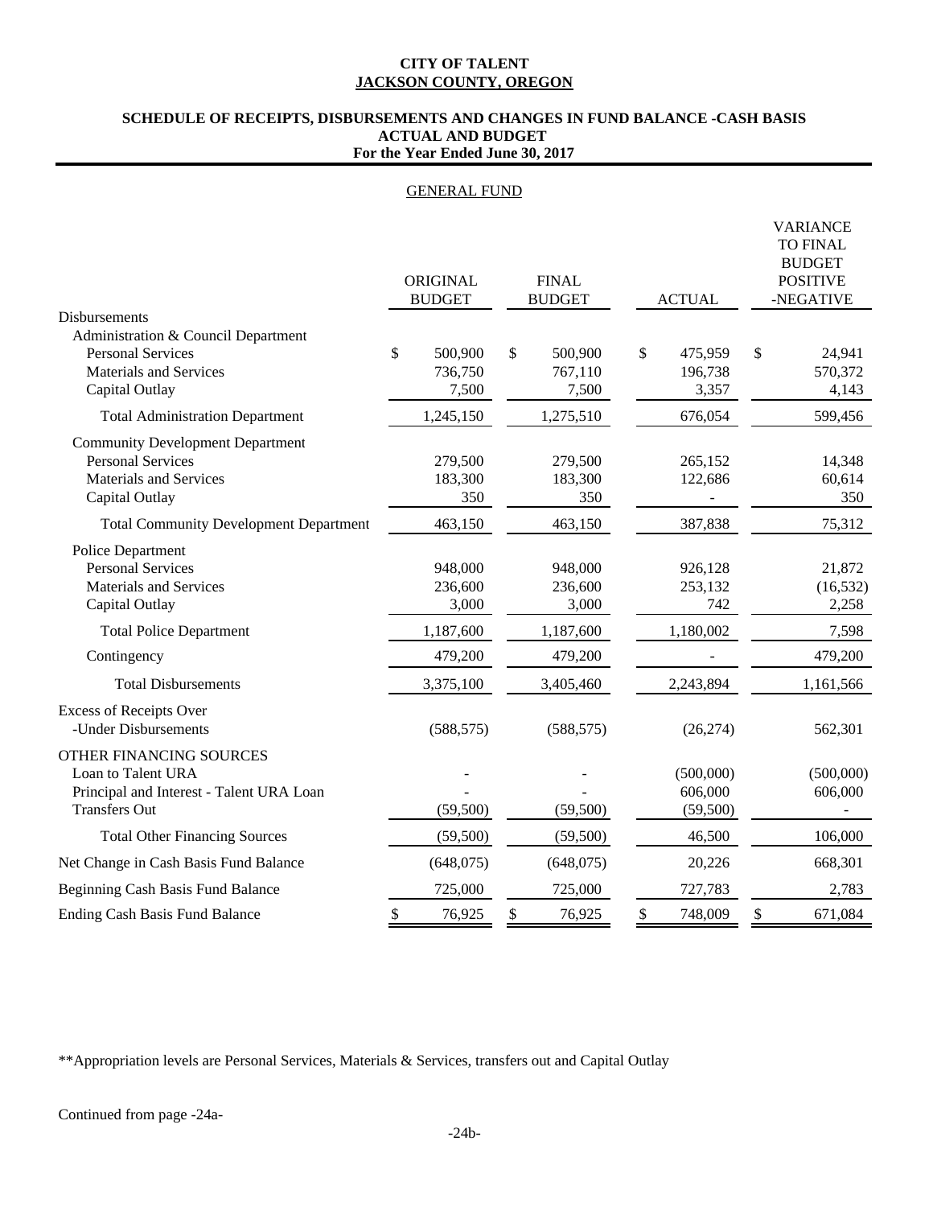**CITY OF TALENT**
**JACKSON COUNTY, OREGON**

**SCHEDULE OF RECEIPTS, DISBURSEMENTS AND CHANGES IN FUND BALANCE -CASH BASIS**
**ACTUAL AND BUDGET**
**For the Year Ended June 30, 2017**

GENERAL FUND

| | ORIGINAL BUDGET | FINAL BUDGET | ACTUAL | VARIANCE TO FINAL BUDGET POSITIVE -NEGATIVE |
|---|---|---|---|---|
| Disbursements | | | | |
| Administration & Council Department | | | | |
| Personal Services | $ 500,900 | $ 500,900 | $ 475,959 | $ 24,941 |
| Materials and Services | 736,750 | 767,110 | 196,738 | 570,372 |
| Capital Outlay | 7,500 | 7,500 | 3,357 | 4,143 |
| Total Administration Department | 1,245,150 | 1,275,510 | 676,054 | 599,456 |
| Community Development Department | | | | |
| Personal Services | 279,500 | 279,500 | 265,152 | 14,348 |
| Materials and Services | 183,300 | 183,300 | 122,686 | 60,614 |
| Capital Outlay | 350 | 350 | - | 350 |
| Total Community Development Department | 463,150 | 463,150 | 387,838 | 75,312 |
| Police Department | | | | |
| Personal Services | 948,000 | 948,000 | 926,128 | 21,872 |
| Materials and Services | 236,600 | 236,600 | 253,132 | (16,532) |
| Capital Outlay | 3,000 | 3,000 | 742 | 2,258 |
| Total Police Department | 1,187,600 | 1,187,600 | 1,180,002 | 7,598 |
| Contingency | 479,200 | 479,200 | - | 479,200 |
| Total Disbursements | 3,375,100 | 3,405,460 | 2,243,894 | 1,161,566 |
| Excess of Receipts Over -Under Disbursements | (588,575) | (588,575) | (26,274) | 562,301 |
| OTHER FINANCING SOURCES | | | | |
| Loan to Talent URA | - | - | (500,000) | (500,000) |
| Principal and Interest - Talent URA Loan | - | - | 606,000 | 606,000 |
| Transfers Out | (59,500) | (59,500) | (59,500) | - |
| Total Other Financing Sources | (59,500) | (59,500) | 46,500 | 106,000 |
| Net Change in Cash Basis Fund Balance | (648,075) | (648,075) | 20,226 | 668,301 |
| Beginning Cash Basis Fund Balance | 725,000 | 725,000 | 727,783 | 2,783 |
| Ending Cash Basis Fund Balance | $ 76,925 | $ 76,925 | $ 748,009 | $ 671,084 |

**Appropriation levels are Personal Services, Materials & Services, transfers out and Capital Outlay

Continued from page -24a-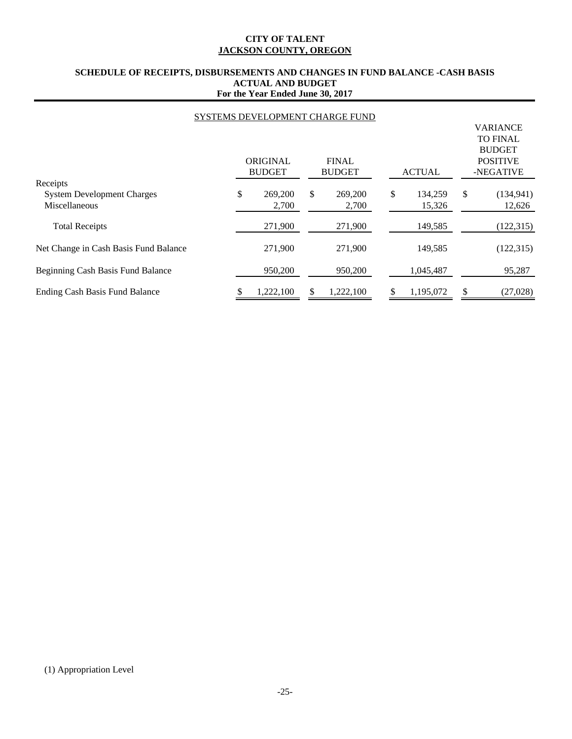**CITY OF TALENT**
**JACKSON COUNTY, OREGON**

**SCHEDULE OF RECEIPTS, DISBURSEMENTS AND CHANGES IN FUND BALANCE -CASH BASIS**
**ACTUAL AND BUDGET**
**For the Year Ended June 30, 2017**

SYSTEMS DEVELOPMENT CHARGE FUND

| | ORIGINAL BUDGET | FINAL BUDGET | ACTUAL | VARIANCE TO FINAL BUDGET POSITIVE -NEGATIVE |
|---|---|---|---|---|
| Receipts | | | | |
| System Development Charges | $ 269,200 | $ 269,200 | $ 134,259 | $ (134,941) |
| Miscellaneous | 2,700 | 2,700 | 15,326 | 12,626 |
| Total Receipts | 271,900 | 271,900 | 149,585 | (122,315) |
| Net Change in Cash Basis Fund Balance | 271,900 | 271,900 | 149,585 | (122,315) |
| Beginning Cash Basis Fund Balance | 950,200 | 950,200 | 1,045,487 | 95,287 |
| Ending Cash Basis Fund Balance | $ 1,222,100 | $ 1,222,100 | $ 1,195,072 | $ (27,028) |

(1) Appropriation Level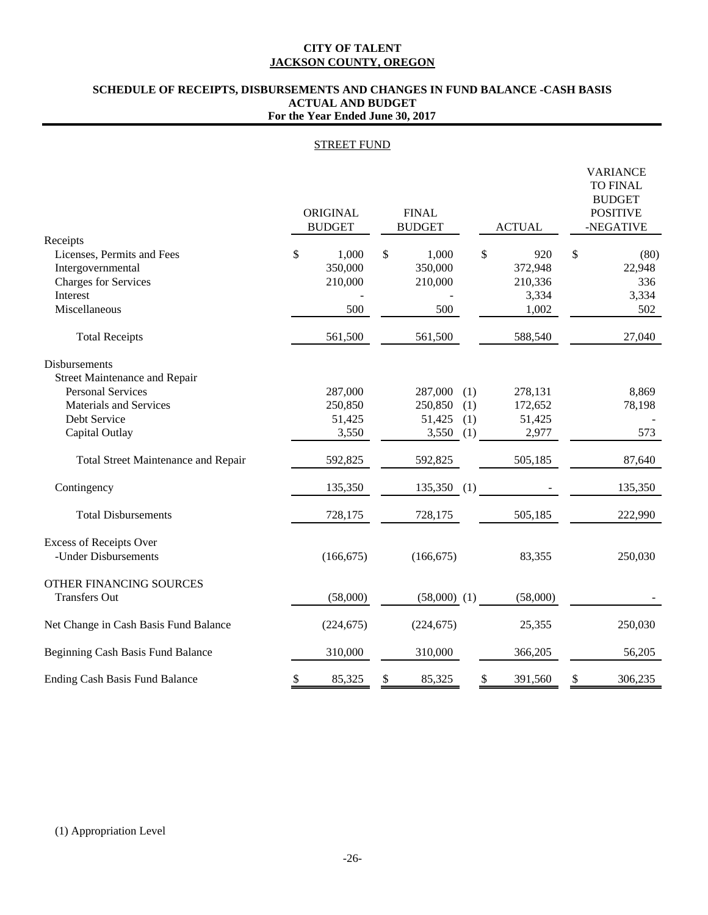**CITY OF TALENT**
**JACKSON COUNTY, OREGON**

**SCHEDULE OF RECEIPTS, DISBURSEMENTS AND CHANGES IN FUND BALANCE -CASH BASIS**
**ACTUAL AND BUDGET**
**For the Year Ended June 30, 2017**

STREET FUND

| | ORIGINAL BUDGET | FINAL BUDGET | | ACTUAL | VARIANCE TO FINAL BUDGET POSITIVE -NEGATIVE |
|---|---|---|---|---|---|
| Receipts | | | | | |
| Licenses, Permits and Fees | $ 1,000 | $ 1,000 | | $ 920 | $ (80) |
| Intergovernmental | 350,000 | 350,000 | | 372,948 | 22,948 |
| Charges for Services | 210,000 | 210,000 | | 210,336 | 336 |
| Interest | - | - | | 3,334 | 3,334 |
| Miscellaneous | 500 | 500 | | 1,002 | 502 |
| Total Receipts | 561,500 | 561,500 | | 588,540 | 27,040 |
| Disbursements | | | | | |
| Street Maintenance and Repair | | | | | |
| Personal Services | 287,000 | 287,000 | (1) | 278,131 | 8,869 |
| Materials and Services | 250,850 | 250,850 | (1) | 172,652 | 78,198 |
| Debt Service | 51,425 | 51,425 | (1) | 51,425 | - |
| Capital Outlay | 3,550 | 3,550 | (1) | 2,977 | 573 |
| Total Street Maintenance and Repair | 592,825 | 592,825 | | 505,185 | 87,640 |
| Contingency | 135,350 | 135,350 | (1) | - | 135,350 |
| Total Disbursements | 728,175 | 728,175 | | 505,185 | 222,990 |
| Excess of Receipts Over -Under Disbursements | (166,675) | (166,675) | | 83,355 | 250,030 |
| OTHER FINANCING SOURCES | | | | | |
| Transfers Out | (58,000) | (58,000) | (1) | (58,000) | - |
| Net Change in Cash Basis Fund Balance | (224,675) | (224,675) | | 25,355 | 250,030 |
| Beginning Cash Basis Fund Balance | 310,000 | 310,000 | | 366,205 | 56,205 |
| Ending Cash Basis Fund Balance | $ 85,325 | $ 85,325 | | $ 391,560 | $ 306,235 |

(1) Appropriation Level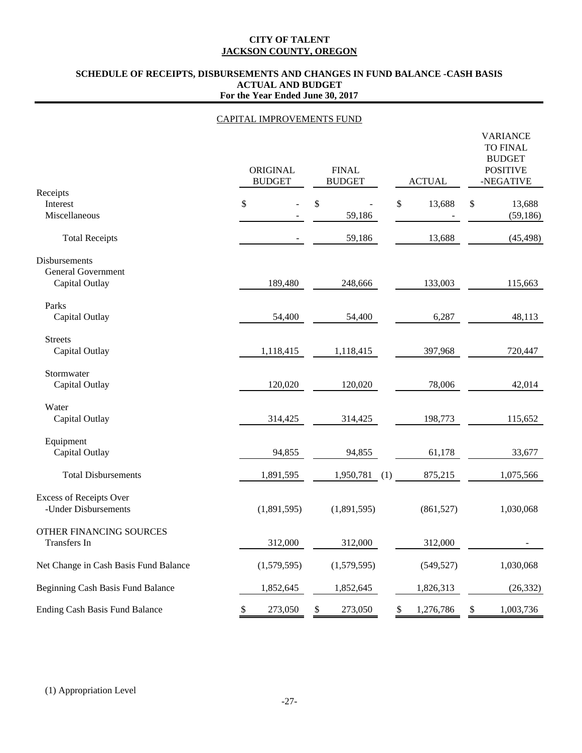**CITY OF TALENT**
**JACKSON COUNTY, OREGON**

**SCHEDULE OF RECEIPTS, DISBURSEMENTS AND CHANGES IN FUND BALANCE -CASH BASIS**
**ACTUAL AND BUDGET**
**For the Year Ended June 30, 2017**

CAPITAL IMPROVEMENTS FUND

| | ORIGINAL BUDGET | FINAL BUDGET | ACTUAL | VARIANCE TO FINAL BUDGET POSITIVE -NEGATIVE |
|---|---|---|---|---|
| **Receipts** | | | | |
| Interest | $ - | $ - | $ 13,688 | $ 13,688 |
| Miscellaneous | - | 59,186 | - | (59,186) |
| Total Receipts | - | 59,186 | 13,688 | (45,498) |
| **Disbursements** | | | | |
| General Government | | | | |
| Capital Outlay | 189,480 | 248,666 | 133,003 | 115,663 |
| Parks | | | | |
| Capital Outlay | 54,400 | 54,400 | 6,287 | 48,113 |
| Streets | | | | |
| Capital Outlay | 1,118,415 | 1,118,415 | 397,968 | 720,447 |
| Stormwater | | | | |
| Capital Outlay | 120,020 | 120,020 | 78,006 | 42,014 |
| Water | | | | |
| Capital Outlay | 314,425 | 314,425 | 198,773 | 115,652 |
| Equipment | | | | |
| Capital Outlay | 94,855 | 94,855 | 61,178 | 33,677 |
| Total Disbursements | 1,891,595 | 1,950,781 (1) | 875,215 | 1,075,566 |
| Excess of Receipts Over -Under Disbursements | (1,891,595) | (1,891,595) | (861,527) | 1,030,068 |
| OTHER FINANCING SOURCES | | | | |
| Transfers In | 312,000 | 312,000 | 312,000 | - |
| Net Change in Cash Basis Fund Balance | (1,579,595) | (1,579,595) | (549,527) | 1,030,068 |
| Beginning Cash Basis Fund Balance | 1,852,645 | 1,852,645 | 1,826,313 | (26,332) |
| Ending Cash Basis Fund Balance | $ 273,050 | $ 273,050 | $ 1,276,786 | $ 1,003,736 |

(1) Appropriation Level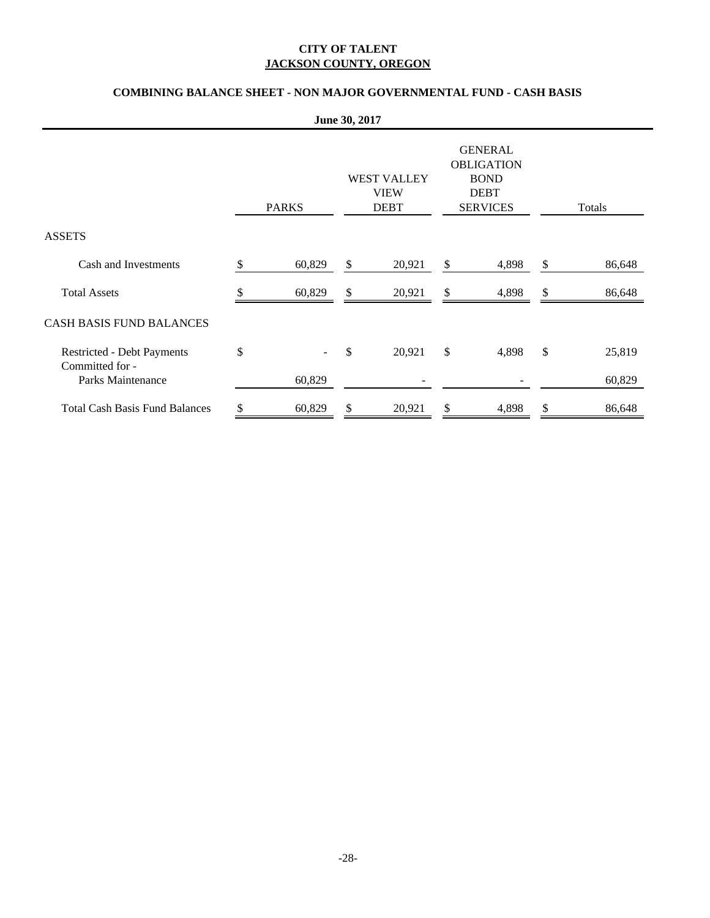**CITY OF TALENT**
**JACKSON COUNTY, OREGON**

**COMBINING BALANCE SHEET - NON MAJOR GOVERNMENTAL FUND - CASH BASIS**

**June 30, 2017**

| | PARKS | WEST VALLEY VIEW DEBT | GENERAL OBLIGATION BOND DEBT SERVICES | Totals |
|---|---|---|---|---|
| ASSETS | | | | |
| Cash and Investments | $ 60,829 | $ 20,921 | $ 4,898 | $ 86,648 |
| Total Assets | $ 60,829 | $ 20,921 | $ 4,898 | $ 86,648 |
| CASH BASIS FUND BALANCES | | | | |
| Restricted - Debt Payments | $ - | $ 20,921 | $ 4,898 | $ 25,819 |
| Committed for - | | | | |
| Parks Maintenance | 60,829 | - | - | 60,829 |
| Total Cash Basis Fund Balances | $ 60,829 | $ 20,921 | $ 4,898 | $ 86,648 |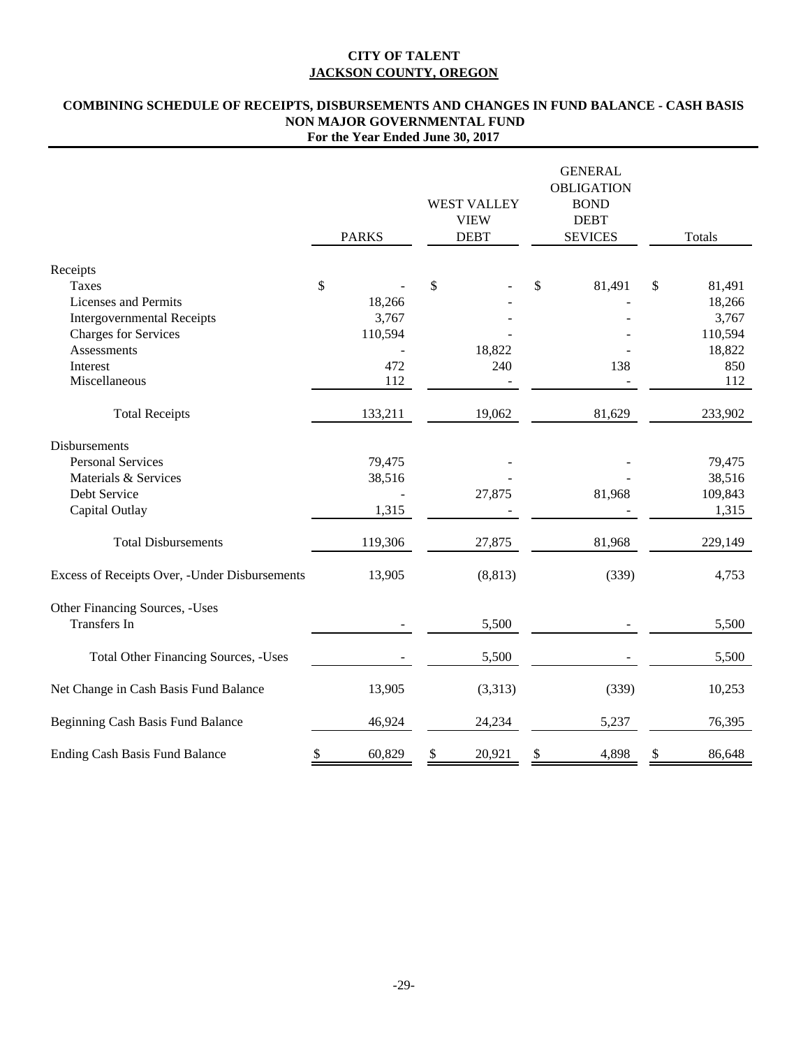**CITY OF TALENT**
**JACKSON COUNTY, OREGON**

**COMBINING SCHEDULE OF RECEIPTS, DISBURSEMENTS AND CHANGES IN FUND BALANCE - CASH BASIS**
**NON MAJOR GOVERNMENTAL FUND**
**For the Year Ended June 30, 2017**

| | PARKS | WEST VALLEY VIEW DEBT | GENERAL OBLIGATION BOND DEBT SEVICES | Totals |
|---|---|---|---|---|
| Receipts | | | | |
| Taxes | $ - | $ - | $ 81,491 | $ 81,491 |
| Licenses and Permits | 18,266 | - | - | 18,266 |
| Intergovernmental Receipts | 3,767 | - | - | 3,767 |
| Charges for Services | 110,594 | - | - | 110,594 |
| Assessments | - | 18,822 | - | 18,822 |
| Interest | 472 | 240 | 138 | 850 |
| Miscellaneous | 112 | - | - | 112 |
| Total Receipts | 133,211 | 19,062 | 81,629 | 233,902 |
| Disbursements | | | | |
| Personal Services | 79,475 | - | - | 79,475 |
| Materials & Services | 38,516 | - | - | 38,516 |
| Debt Service | - | 27,875 | 81,968 | 109,843 |
| Capital Outlay | 1,315 | - | - | 1,315 |
| Total Disbursements | 119,306 | 27,875 | 81,968 | 229,149 |
| Excess of Receipts Over, -Under Disbursements | 13,905 | (8,813) | (339) | 4,753 |
| Other Financing Sources, -Uses | | | | |
| Transfers In | - | 5,500 | - | 5,500 |
| Total Other Financing Sources, -Uses | - | 5,500 | - | 5,500 |
| Net Change in Cash Basis Fund Balance | 13,905 | (3,313) | (339) | 10,253 |
| Beginning Cash Basis Fund Balance | 46,924 | 24,234 | 5,237 | 76,395 |
| Ending Cash Basis Fund Balance | $ 60,829 | $ 20,921 | $ 4,898 | $ 86,648 |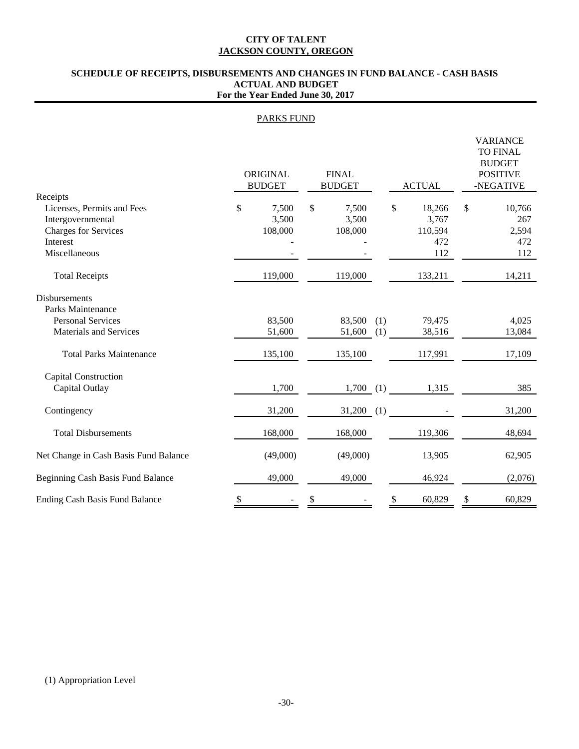**CITY OF TALENT**
**JACKSON COUNTY, OREGON**

**SCHEDULE OF RECEIPTS, DISBURSEMENTS AND CHANGES IN FUND BALANCE - CASH BASIS**
**ACTUAL AND BUDGET**
**For the Year Ended June 30, 2017**

PARKS FUND

| | ORIGINAL BUDGET | FINAL BUDGET | | ACTUAL | VARIANCE TO FINAL BUDGET POSITIVE -NEGATIVE |
|---|---|---|---|---|---|
| Receipts | | | | | |
| Licenses, Permits and Fees | $ 7,500 | $ 7,500 | | $ 18,266 | $ 10,766 |
| Intergovernmental | 3,500 | 3,500 | | 3,767 | 267 |
| Charges for Services | 108,000 | 108,000 | | 110,594 | 2,594 |
| Interest | - | - | | 472 | 472 |
| Miscellaneous | - | - | | 112 | 112 |
| Total Receipts | 119,000 | 119,000 | | 133,211 | 14,211 |
| Disbursements | | | | | |
| Parks Maintenance | | | | | |
| Personal Services | 83,500 | 83,500 | (1) | 79,475 | 4,025 |
| Materials and Services | 51,600 | 51,600 | (1) | 38,516 | 13,084 |
| Total Parks Maintenance | 135,100 | 135,100 | | 117,991 | 17,109 |
| Capital Construction | | | | | |
| Capital Outlay | 1,700 | 1,700 | (1) | 1,315 | 385 |
| Contingency | 31,200 | 31,200 | (1) | - | 31,200 |
| Total Disbursements | 168,000 | 168,000 | | 119,306 | 48,694 |
| Net Change in Cash Basis Fund Balance | (49,000) | (49,000) | | 13,905 | 62,905 |
| Beginning Cash Basis Fund Balance | 49,000 | 49,000 | | 46,924 | (2,076) |
| Ending Cash Basis Fund Balance | $ - | $ - | | $ 60,829 | $ 60,829 |

(1) Appropriation Level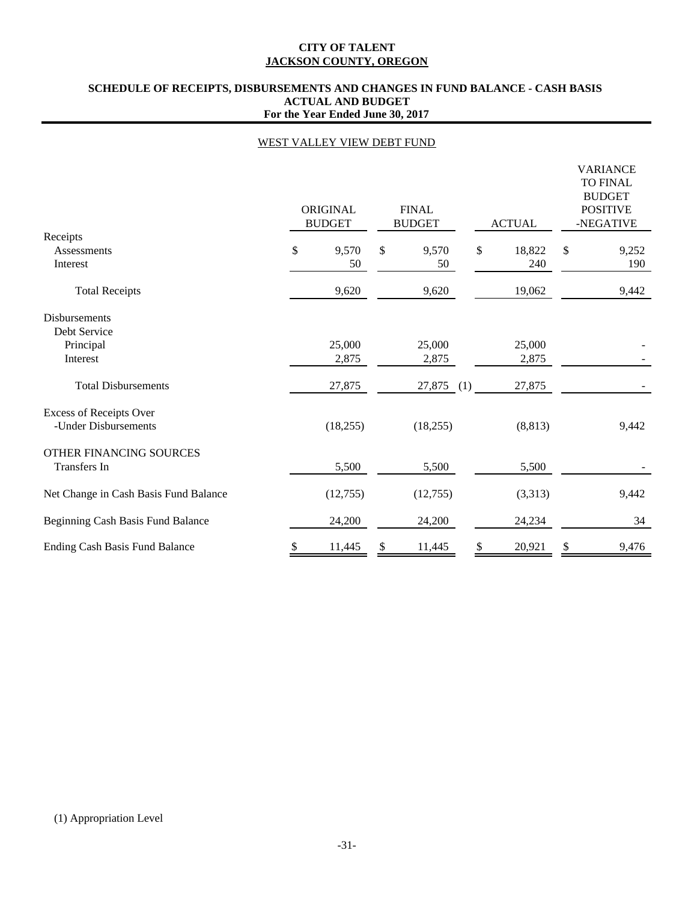**CITY OF TALENT**
**JACKSON COUNTY, OREGON**

**SCHEDULE OF RECEIPTS, DISBURSEMENTS AND CHANGES IN FUND BALANCE - CASH BASIS**
**ACTUAL AND BUDGET**
**For the Year Ended June 30, 2017**

WEST VALLEY VIEW DEBT FUND

| | ORIGINAL BUDGET | FINAL BUDGET | ACTUAL | VARIANCE TO FINAL BUDGET POSITIVE -NEGATIVE |
|---|---|---|---|---|
| Receipts | | | | |
| Assessments | $ 9,570 | $ 9,570 | $ 18,822 | $ 9,252 |
| Interest | 50 | 50 | 240 | 190 |
| Total Receipts | 9,620 | 9,620 | 19,062 | 9,442 |
| Disbursements | | | | |
| Debt Service | | | | |
| Principal | 25,000 | 25,000 | 25,000 | - |
| Interest | 2,875 | 2,875 | 2,875 | - |
| Total Disbursements | 27,875 | 27,875 (1) | 27,875 | - |
| Excess of Receipts Over -Under Disbursements | (18,255) | (18,255) | (8,813) | 9,442 |
| OTHER FINANCING SOURCES | | | | |
| Transfers In | 5,500 | 5,500 | 5,500 | - |
| Net Change in Cash Basis Fund Balance | (12,755) | (12,755) | (3,313) | 9,442 |
| Beginning Cash Basis Fund Balance | 24,200 | 24,200 | 24,234 | 34 |
| Ending Cash Basis Fund Balance | $ 11,445 | $ 11,445 | $ 20,921 | $ 9,476 |

(1) Appropriation Level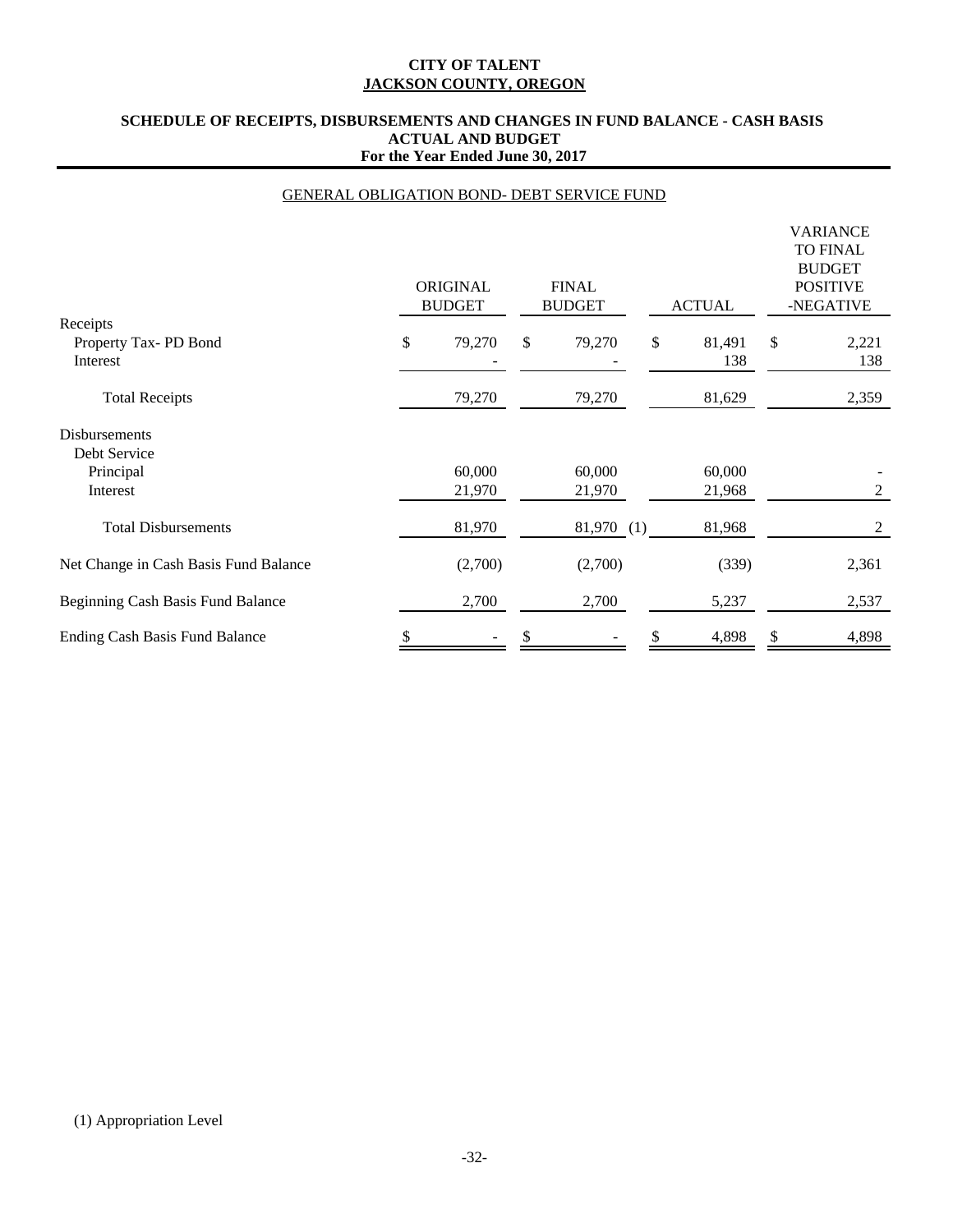# CITY OF TALENT
## JACKSON COUNTY, OREGON

### SCHEDULE OF RECEIPTS, DISBURSEMENTS AND CHANGES IN FUND BALANCE - CASH BASIS
### ACTUAL AND BUDGET
### For the Year Ended June 30, 2017

GENERAL OBLIGATION BOND- DEBT SERVICE FUND

| | ORIGINAL BUDGET | FINAL BUDGET | ACTUAL | VARIANCE TO FINAL BUDGET POSITIVE -NEGATIVE |
|---|---|---|---|---|
| Receipts | | | | |
| Property Tax- PD Bond | $ 79,270 | $ 79,270 | $ 81,491 | $ 2,221 |
| Interest | - | - | 138 | 138 |
| Total Receipts | 79,270 | 79,270 | 81,629 | 2,359 |
| Disbursements | | | | |
| Debt Service | | | | |
| Principal | 60,000 | 60,000 | 60,000 | - |
| Interest | 21,970 | 21,970 | 21,968 | 2 |
| Total Disbursements | 81,970 | 81,970 (1) | 81,968 | 2 |
| Net Change in Cash Basis Fund Balance | (2,700) | (2,700) | (339) | 2,361 |
| Beginning Cash Basis Fund Balance | 2,700 | 2,700 | 5,237 | 2,537 |
| Ending Cash Basis Fund Balance | $ - | $ - | $ 4,898 | $ 4,898 |

(1) Appropriation Level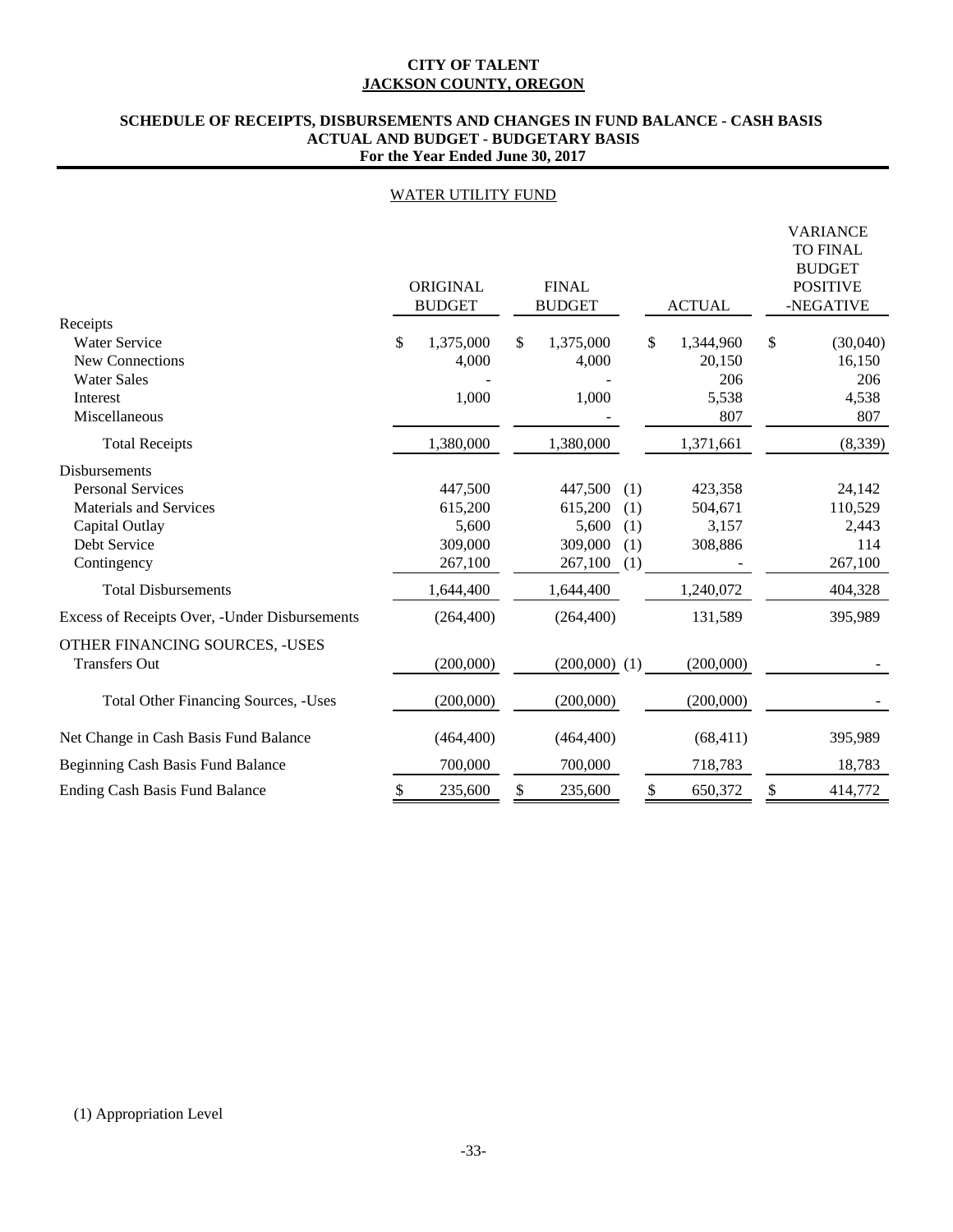**CITY OF TALENT**
**JACKSON COUNTY, OREGON**

**SCHEDULE OF RECEIPTS, DISBURSEMENTS AND CHANGES IN FUND BALANCE - CASH BASIS**
**ACTUAL AND BUDGET - BUDGETARY BASIS**
**For the Year Ended June 30, 2017**

WATER UTILITY FUND

| | ORIGINAL BUDGET | FINAL BUDGET | | ACTUAL | VARIANCE TO FINAL BUDGET POSITIVE -NEGATIVE |
|---|---|---|---|---|---|
| Receipts | | | | | |
| Water Service | $ 1,375,000 | $ 1,375,000 | | $ 1,344,960 | $ (30,040) |
| New Connections | 4,000 | 4,000 | | 20,150 | 16,150 |
| Water Sales | - | - | | 206 | 206 |
| Interest | 1,000 | 1,000 | | 5,538 | 4,538 |
| Miscellaneous | | - | | 807 | 807 |
| Total Receipts | 1,380,000 | 1,380,000 | | 1,371,661 | (8,339) |
| Disbursements | | | | | |
| Personal Services | 447,500 | 447,500 | (1) | 423,358 | 24,142 |
| Materials and Services | 615,200 | 615,200 | (1) | 504,671 | 110,529 |
| Capital Outlay | 5,600 | 5,600 | (1) | 3,157 | 2,443 |
| Debt Service | 309,000 | 309,000 | (1) | 308,886 | 114 |
| Contingency | 267,100 | 267,100 | (1) | - | 267,100 |
| Total Disbursements | 1,644,400 | 1,644,400 | | 1,240,072 | 404,328 |
| Excess of Receipts Over, -Under Disbursements | (264,400) | (264,400) | | 131,589 | 395,989 |
| OTHER FINANCING SOURCES, -USES | | | | | |
| Transfers Out | (200,000) | (200,000) | (1) | (200,000) | - |
| Total Other Financing Sources, -Uses | (200,000) | (200,000) | | (200,000) | - |
| Net Change in Cash Basis Fund Balance | (464,400) | (464,400) | | (68,411) | 395,989 |
| Beginning Cash Basis Fund Balance | 700,000 | 700,000 | | 718,783 | 18,783 |
| Ending Cash Basis Fund Balance | $ 235,600 | $ 235,600 | | $ 650,372 | $ 414,772 |

(1) Appropriation Level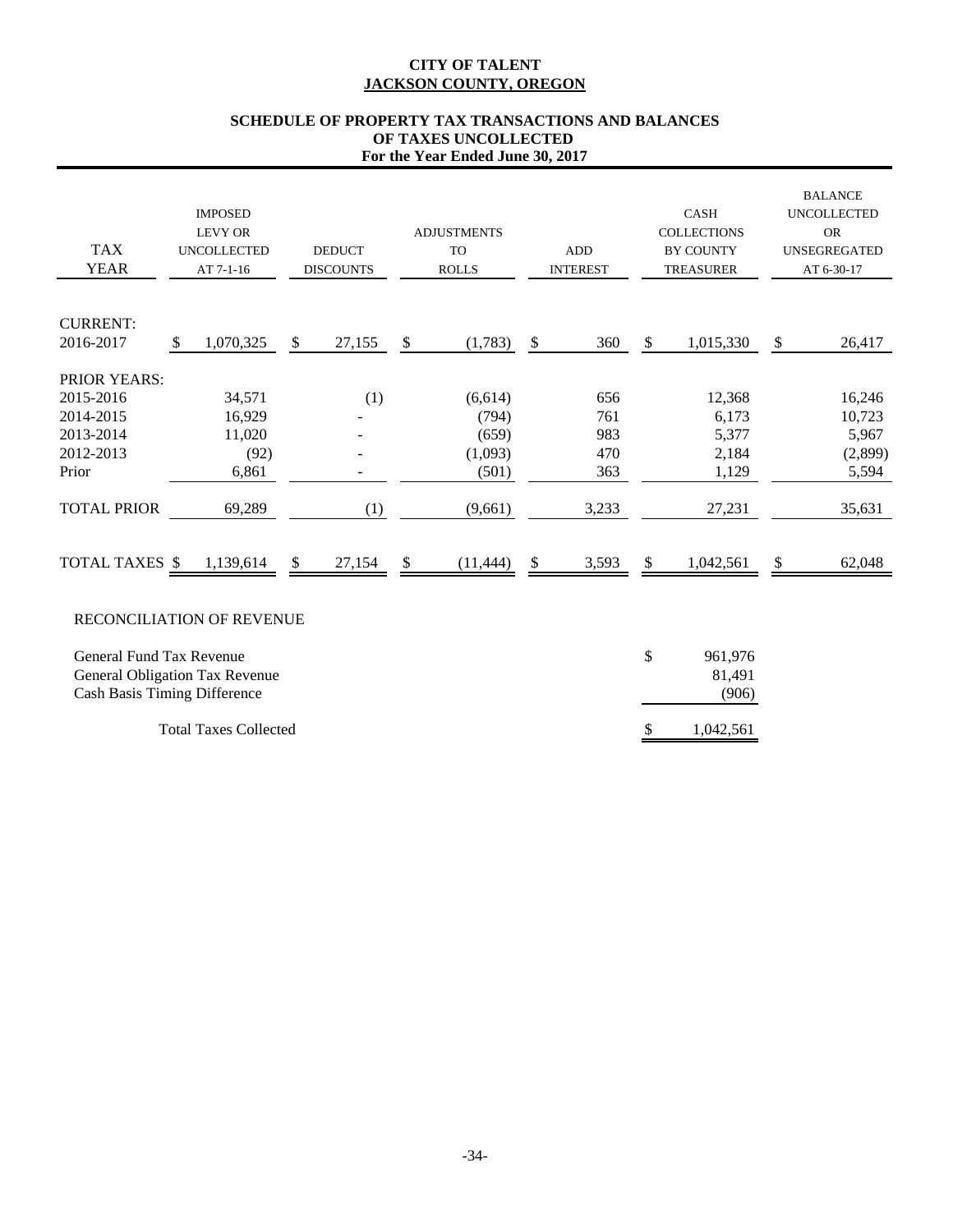**CITY OF TALENT**
**JACKSON COUNTY, OREGON**

**SCHEDULE OF PROPERTY TAX TRANSACTIONS AND BALANCES OF TAXES UNCOLLECTED**
**For the Year Ended June 30, 2017**

| TAX YEAR | IMPOSED LEVY OR UNCOLLECTED AT 7-1-16 | DEDUCT DISCOUNTS | ADJUSTMENTS TO ROLLS | ADD INTEREST | CASH COLLECTIONS BY COUNTY TREASURER | BALANCE UNCOLLECTED OR UNSEGREGATED AT 6-30-17 |
|---|---|---|---|---|---|---|
| CURRENT: | | | | | | |
| 2016-2017 | $ 1,070,325 | $ 27,155 | $ (1,783) | $ 360 | $ 1,015,330 | $ 26,417 |
| PRIOR YEARS: | | | | | | |
| 2015-2016 | 34,571 | (1) | (6,614) | 656 | 12,368 | 16,246 |
| 2014-2015 | 16,929 | - | (794) | 761 | 6,173 | 10,723 |
| 2013-2014 | 11,020 | - | (659) | 983 | 5,377 | 5,967 |
| 2012-2013 | (92) | - | (1,093) | 470 | 2,184 | (2,899) |
| Prior | 6,861 | - | (501) | 363 | 1,129 | 5,594 |
| TOTAL PRIOR | 69,289 | (1) | (9,661) | 3,233 | 27,231 | 35,631 |
| TOTAL TAXES | $ 1,139,614 | $ 27,154 | $ (11,444) | $ 3,593 | $ 1,042,561 | $ 62,048 |

RECONCILIATION OF REVENUE

| | |
|---|---|
| General Fund Tax Revenue | $ 961,976 |
| General Obligation Tax Revenue | 81,491 |
| Cash Basis Timing Difference | (906) |
| Total Taxes Collected | $ 1,042,561 |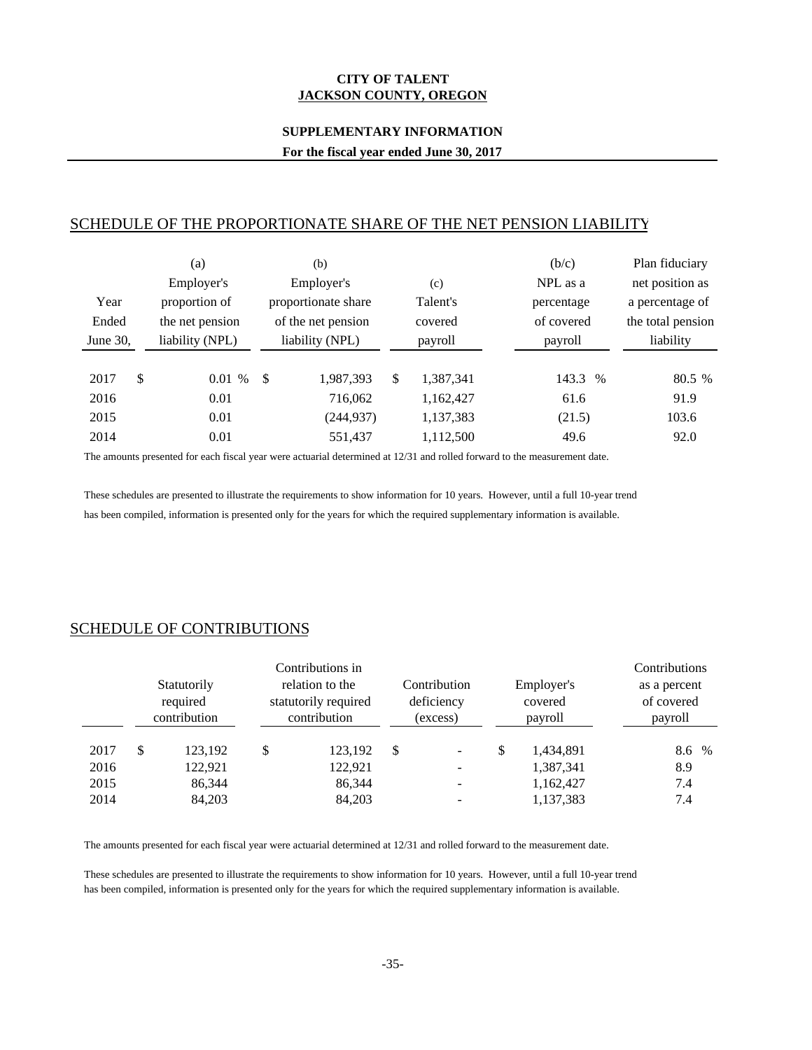**CITY OF TALENT**
**JACKSON COUNTY, OREGON**

**SUPPLEMENTARY INFORMATION**

**For the fiscal year ended June 30, 2017**

## SCHEDULE OF THE PROPORTIONATE SHARE OF THE NET PENSION LIABILITY

| Year Ended June 30, | (a) Employer's proportion of the net pension liability (NPL) | (b) Employer's proportionate share of the net pension liability (NPL) | (c) Talent's covered payroll | (b/c) NPL as a percentage of covered payroll | Plan fiduciary net position as a percentage of the total pension liability |
|---|---|---|---|---|---|
| 2017 | $ 0.01 % | $ 1,987,393 | $ 1,387,341 | 143.3 % | 80.5 % |
| 2016 | 0.01 | 716,062 | 1,162,427 | 61.6 | 91.9 |
| 2015 | 0.01 | (244,937) | 1,137,383 | (21.5) | 103.6 |
| 2014 | 0.01 | 551,437 | 1,112,500 | 49.6 | 92.0 |

The amounts presented for each fiscal year were actuarial determined at 12/31 and rolled forward to the measurement date.

These schedules are presented to illustrate the requirements to show information for 10 years. However, until a full 10-year trend has been compiled, information is presented only for the years for which the required supplementary information is available.

## SCHEDULE OF CONTRIBUTIONS

| | Statutorily required contribution | Contributions in relation to the statutorily required contribution | Contribution deficiency (excess) | Employer's covered payroll | Contributions as a percent of covered payroll |
|---|---|---|---|---|---|
| 2017 | $ 123,192 | $ 123,192 | $ - | $ 1,434,891 | 8.6 % |
| 2016 | 122,921 | 122,921 | - | 1,387,341 | 8.9 |
| 2015 | 86,344 | 86,344 | - | 1,162,427 | 7.4 |
| 2014 | 84,203 | 84,203 | - | 1,137,383 | 7.4 |

The amounts presented for each fiscal year were actuarial determined at 12/31 and rolled forward to the measurement date.

These schedules are presented to illustrate the requirements to show information for 10 years. However, until a full 10-year trend has been compiled, information is presented only for the years for which the required supplementary information is available.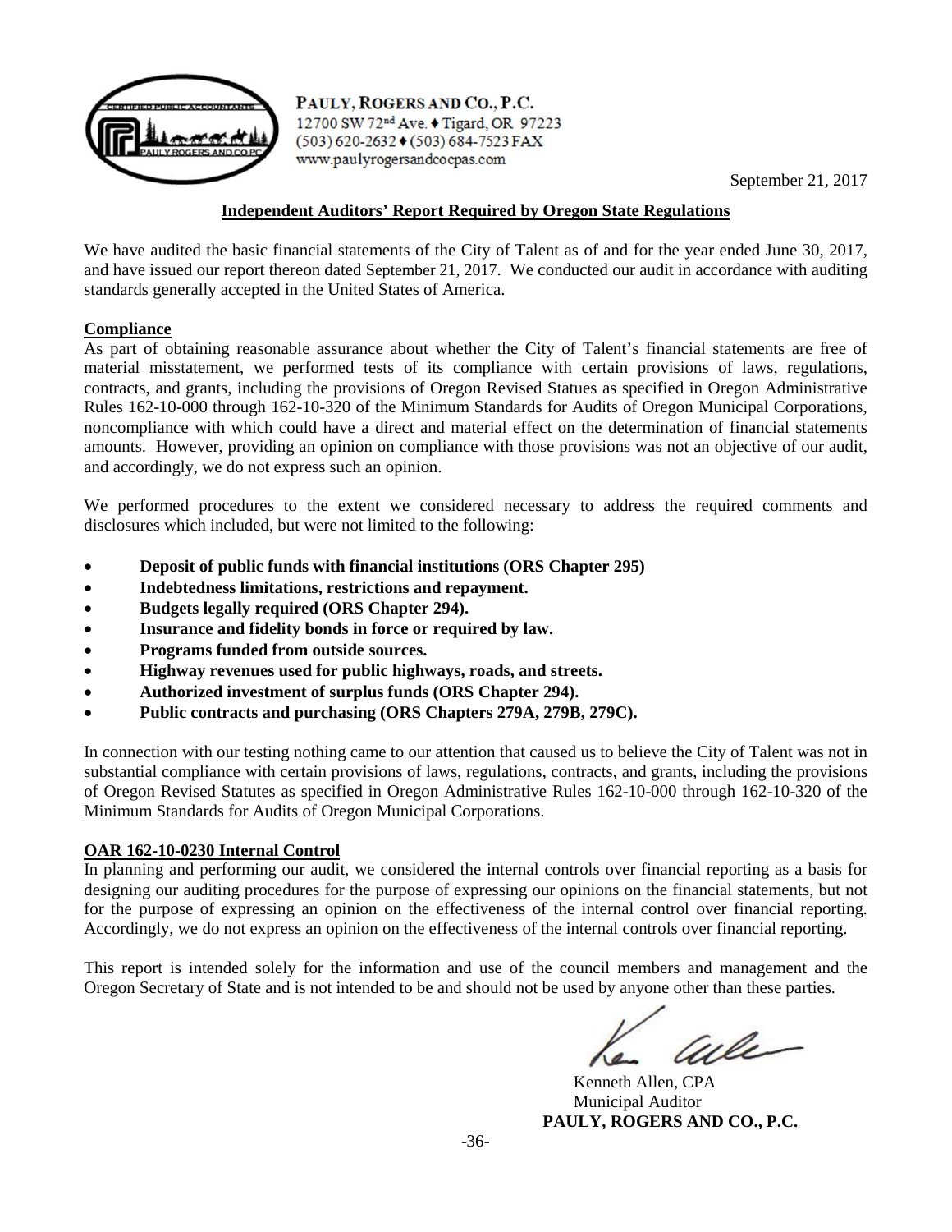PAULY, ROGERS AND CO., P.C.
12700 SW 72nd Ave. ♦ Tigard, OR 97223
(503) 620-2632 ♦ (503) 684-7523 FAX
www.paulyrogersandcocpas.com

September 21, 2017

## Independent Auditors' Report Required by Oregon State Regulations

We have audited the basic financial statements of the City of Talent as of and for the year ended June 30, 2017, and have issued our report thereon dated September 21, 2017. We conducted our audit in accordance with auditing standards generally accepted in the United States of America.

### Compliance

As part of obtaining reasonable assurance about whether the City of Talent's financial statements are free of material misstatement, we performed tests of its compliance with certain provisions of laws, regulations, contracts, and grants, including the provisions of Oregon Revised Statues as specified in Oregon Administrative Rules 162-10-000 through 162-10-320 of the Minimum Standards for Audits of Oregon Municipal Corporations, noncompliance with which could have a direct and material effect on the determination of financial statements amounts. However, providing an opinion on compliance with those provisions was not an objective of our audit, and accordingly, we do not express such an opinion.

We performed procedures to the extent we considered necessary to address the required comments and disclosures which included, but were not limited to the following:

- **Deposit of public funds with financial institutions (ORS Chapter 295)**
- **Indebtedness limitations, restrictions and repayment.**
- **Budgets legally required (ORS Chapter 294).**
- **Insurance and fidelity bonds in force or required by law.**
- **Programs funded from outside sources.**
- **Highway revenues used for public highways, roads, and streets.**
- **Authorized investment of surplus funds (ORS Chapter 294).**
- **Public contracts and purchasing (ORS Chapters 279A, 279B, 279C).**

In connection with our testing nothing came to our attention that caused us to believe the City of Talent was not in substantial compliance with certain provisions of laws, regulations, contracts, and grants, including the provisions of Oregon Revised Statutes as specified in Oregon Administrative Rules 162-10-000 through 162-10-320 of the Minimum Standards for Audits of Oregon Municipal Corporations.

### OAR 162-10-0230 Internal Control

In planning and performing our audit, we considered the internal controls over financial reporting as a basis for designing our auditing procedures for the purpose of expressing our opinions on the financial statements, but not for the purpose of expressing an opinion on the effectiveness of the internal control over financial reporting. Accordingly, we do not express an opinion on the effectiveness of the internal controls over financial reporting.

This report is intended solely for the information and use of the council members and management and the Oregon Secretary of State and is not intended to be and should not be used by anyone other than these parties.

Kenneth Allen, CPA
Municipal Auditor
**PAULY, ROGERS AND CO., P.C.**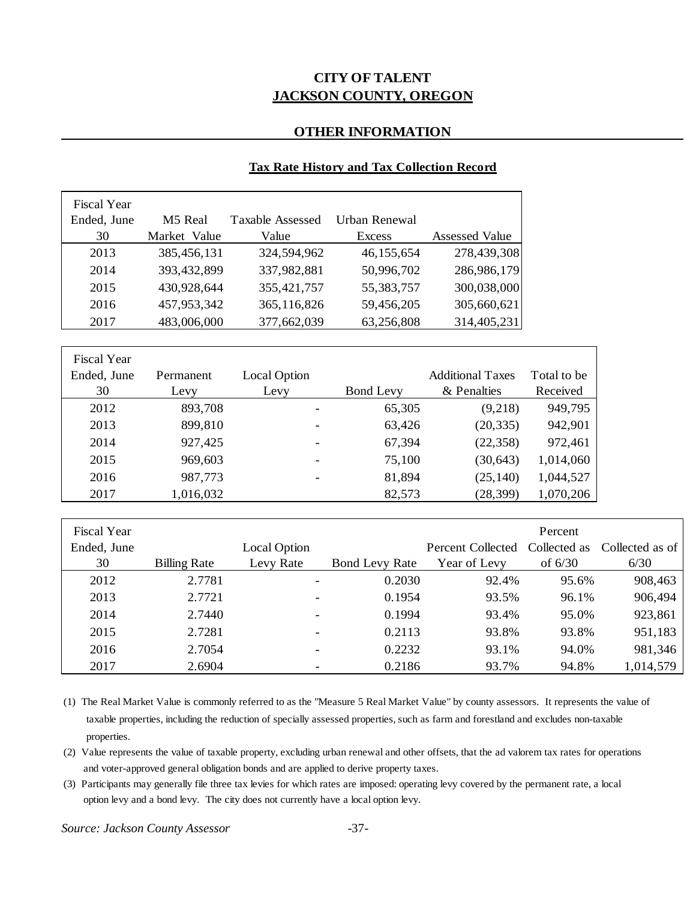# CITY OF TALENT
## JACKSON COUNTY, OREGON

### OTHER INFORMATION

**Tax Rate History and Tax Collection Record**

| Fiscal Year Ended, June 30 | M5 Real Market Value | Taxable Assessed Value | Urban Renewal Excess | Assessed Value |
|---|---|---|---|---|
| 2013 | 385,456,131 | 324,594,962 | 46,155,654 | 278,439,308 |
| 2014 | 393,432,899 | 337,982,881 | 50,996,702 | 286,986,179 |
| 2015 | 430,928,644 | 355,421,757 | 55,383,757 | 300,038,000 |
| 2016 | 457,953,342 | 365,116,826 | 59,456,205 | 305,660,621 |
| 2017 | 483,006,000 | 377,662,039 | 63,256,808 | 314,405,231 |

| Fiscal Year Ended, June 30 | Permanent Levy | Local Option Levy | Bond Levy | Additional Taxes & Penalties | Total to be Received |
|---|---|---|---|---|---|
| 2012 | 893,708 | - | 65,305 | (9,218) | 949,795 |
| 2013 | 899,810 | - | 63,426 | (20,335) | 942,901 |
| 2014 | 927,425 | - | 67,394 | (22,358) | 972,461 |
| 2015 | 969,603 | - | 75,100 | (30,643) | 1,014,060 |
| 2016 | 987,773 | - | 81,894 | (25,140) | 1,044,527 |
| 2017 | 1,016,032 | | 82,573 | (28,399) | 1,070,206 |

| Fiscal Year Ended, June 30 | Billing Rate | Local Option Levy Rate | Bond Levy Rate | Percent Collected Year of Levy | Percent Collected as of 6/30 | Collected as of 6/30 |
|---|---|---|---|---|---|---|
| 2012 | 2.7781 | - | 0.2030 | 92.4% | 95.6% | 908,463 |
| 2013 | 2.7721 | - | 0.1954 | 93.5% | 96.1% | 906,494 |
| 2014 | 2.7440 | - | 0.1994 | 93.4% | 95.0% | 923,861 |
| 2015 | 2.7281 | - | 0.2113 | 93.8% | 93.8% | 951,183 |
| 2016 | 2.7054 | - | 0.2232 | 93.1% | 94.0% | 981,346 |
| 2017 | 2.6904 | - | 0.2186 | 93.7% | 94.8% | 1,014,579 |

(1) The Real Market Value is commonly referred to as the "Measure 5 Real Market Value" by county assessors. It represents the value of taxable properties, including the reduction of specially assessed properties, such as farm and forestland and excludes non-taxable properties.

(2) Value represents the value of taxable property, excluding urban renewal and other offsets, that the ad valorem tax rates for operations and voter-approved general obligation bonds and are applied to derive property taxes.

(3) Participants may generally file three tax levies for which rates are imposed: operating levy covered by the permanent rate, a local option levy and a bond levy. The city does not currently have a local option levy.

*Source: Jackson County Assessor*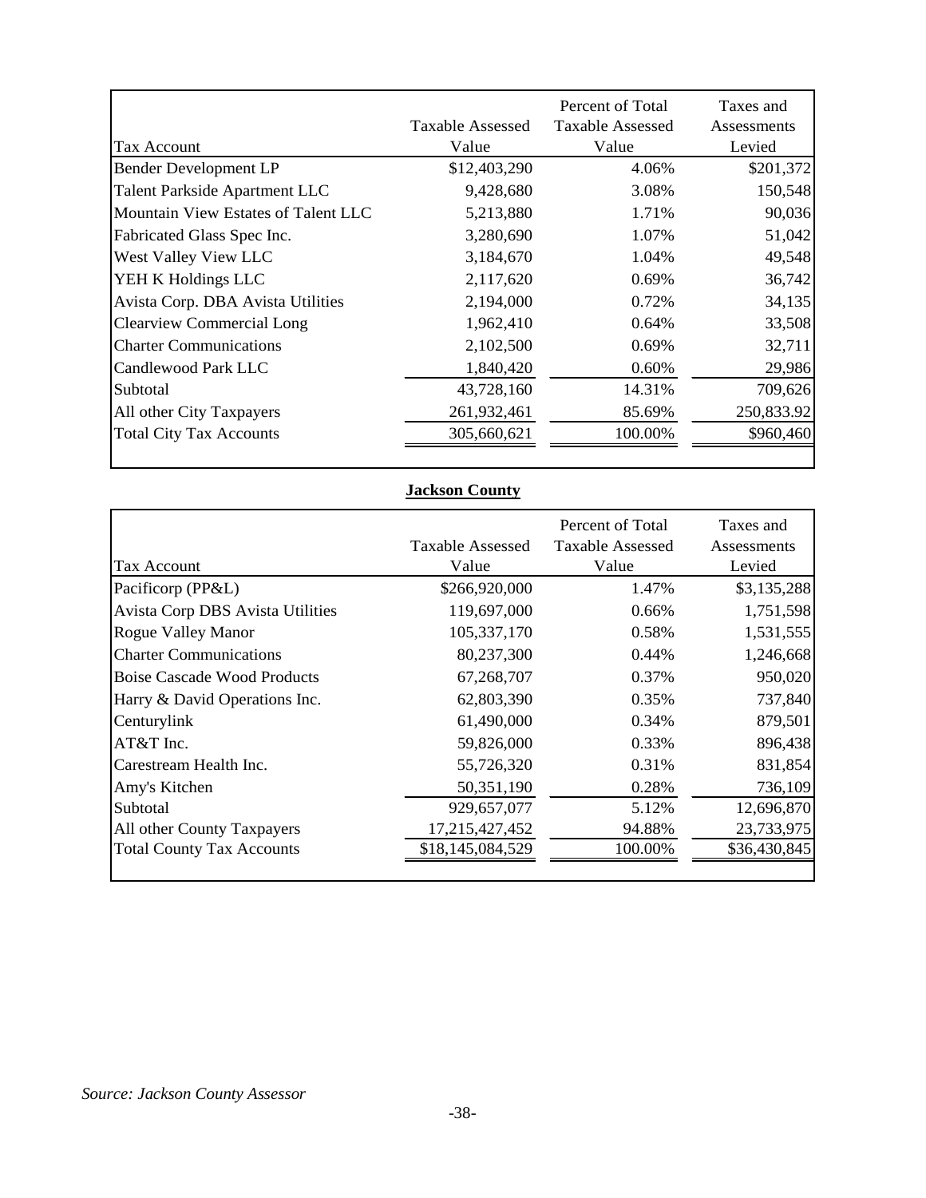| Tax Account | Taxable Assessed Value | Percent of Total Taxable Assessed Value | Taxes and Assessments Levied |
|---|---|---|---|
| Bender Development LP | $12,403,290 | 4.06% | $201,372 |
| Talent Parkside Apartment LLC | 9,428,680 | 3.08% | 150,548 |
| Mountain View Estates of Talent LLC | 5,213,880 | 1.71% | 90,036 |
| Fabricated Glass Spec Inc. | 3,280,690 | 1.07% | 51,042 |
| West Valley View LLC | 3,184,670 | 1.04% | 49,548 |
| YEH K Holdings LLC | 2,117,620 | 0.69% | 36,742 |
| Avista Corp. DBA Avista Utilities | 2,194,000 | 0.72% | 34,135 |
| Clearview Commercial Long | 1,962,410 | 0.64% | 33,508 |
| Charter Communications | 2,102,500 | 0.69% | 32,711 |
| Candlewood Park LLC | 1,840,420 | 0.60% | 29,986 |
| Subtotal | 43,728,160 | 14.31% | 709,626 |
| All other City Taxpayers | 261,932,461 | 85.69% | 250,833.92 |
| Total City Tax Accounts | 305,660,621 | 100.00% | $960,460 |

**Jackson County**

| Tax Account | Taxable Assessed Value | Percent of Total Taxable Assessed Value | Taxes and Assessments Levied |
|---|---|---|---|
| Pacificorp (PP&L) | $266,920,000 | 1.47% | $3,135,288 |
| Avista Corp DBS Avista Utilities | 119,697,000 | 0.66% | 1,751,598 |
| Rogue Valley Manor | 105,337,170 | 0.58% | 1,531,555 |
| Charter Communications | 80,237,300 | 0.44% | 1,246,668 |
| Boise Cascade Wood Products | 67,268,707 | 0.37% | 950,020 |
| Harry & David Operations Inc. | 62,803,390 | 0.35% | 737,840 |
| Centurylink | 61,490,000 | 0.34% | 879,501 |
| AT&T Inc. | 59,826,000 | 0.33% | 896,438 |
| Carestream Health Inc. | 55,726,320 | 0.31% | 831,854 |
| Amy's Kitchen | 50,351,190 | 0.28% | 736,109 |
| Subtotal | 929,657,077 | 5.12% | 12,696,870 |
| All other County Taxpayers | 17,215,427,452 | 94.88% | 23,733,975 |
| Total County Tax Accounts | $18,145,084,529 | 100.00% | $36,430,845 |

*Source: Jackson County Assessor*